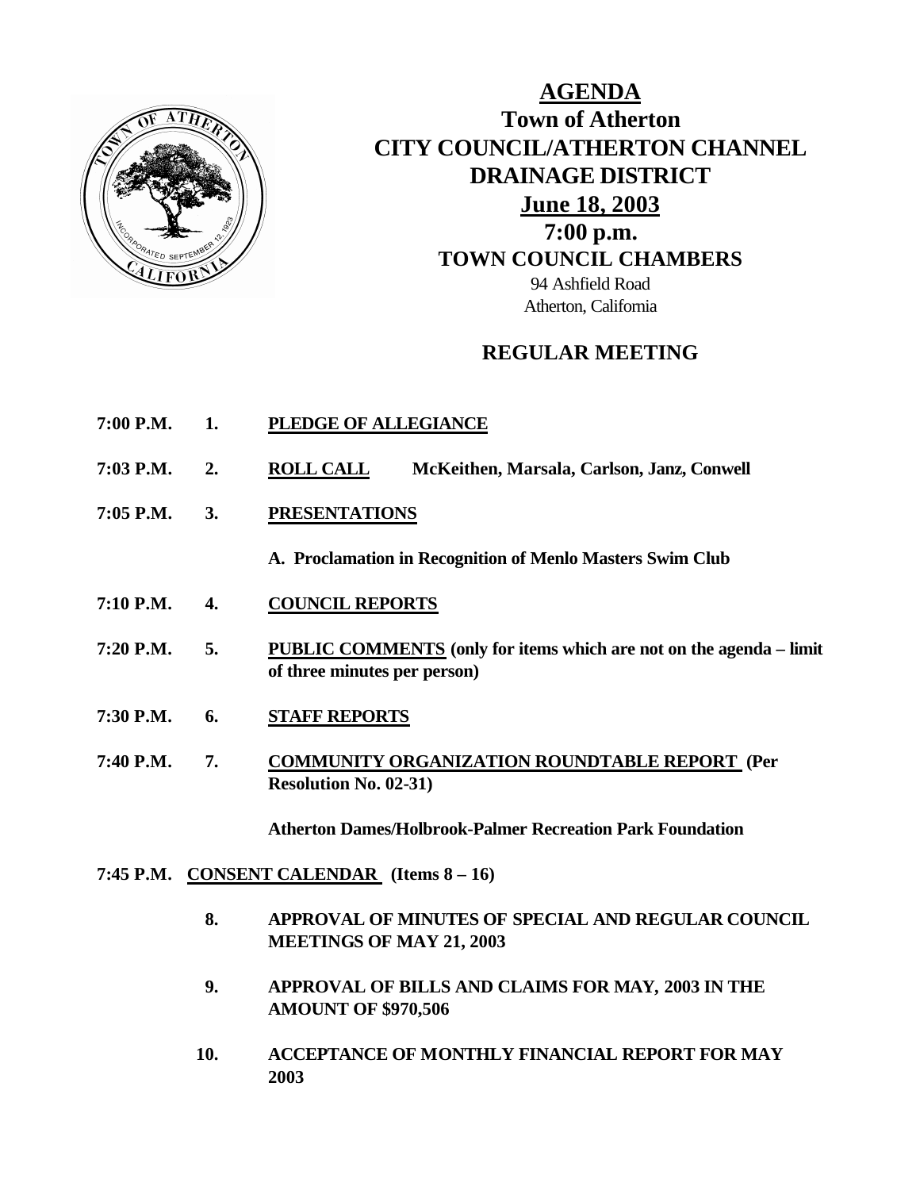# AGENDA

## Town of Atherton
## CITY COUNCIL/ATHERTON CHANNEL DRAINAGE DISTRICT
## June 18, 2003
## 7:00 p.m.
## TOWN COUNCIL CHAMBERS

94 Ashfield Road
Atherton, California

## REGULAR MEETING

**7:00 P.M. 1. PLEDGE OF ALLEGIANCE**

**7:03 P.M. 2. ROLL CALL** McKeithen, Marsala, Carlson, Janz, Conwell

**7:05 P.M. 3. PRESENTATIONS**

**A. Proclamation in Recognition of Menlo Masters Swim Club**

**7:10 P.M. 4. COUNCIL REPORTS**

**7:20 P.M. 5. PUBLIC COMMENTS (only for items which are not on the agenda – limit of three minutes per person)**

**7:30 P.M. 6. STAFF REPORTS**

**7:40 P.M. 7. COMMUNITY ORGANIZATION ROUNDTABLE REPORT (Per Resolution No. 02-31)**

**Atherton Dames/Holbrook-Palmer Recreation Park Foundation**

**7:45 P.M. CONSENT CALENDAR (Items 8 – 16)**

**8. APPROVAL OF MINUTES OF SPECIAL AND REGULAR COUNCIL MEETINGS OF MAY 21, 2003**

**9. APPROVAL OF BILLS AND CLAIMS FOR MAY, 2003 IN THE AMOUNT OF $970,506**

**10. ACCEPTANCE OF MONTHLY FINANCIAL REPORT FOR MAY 2003**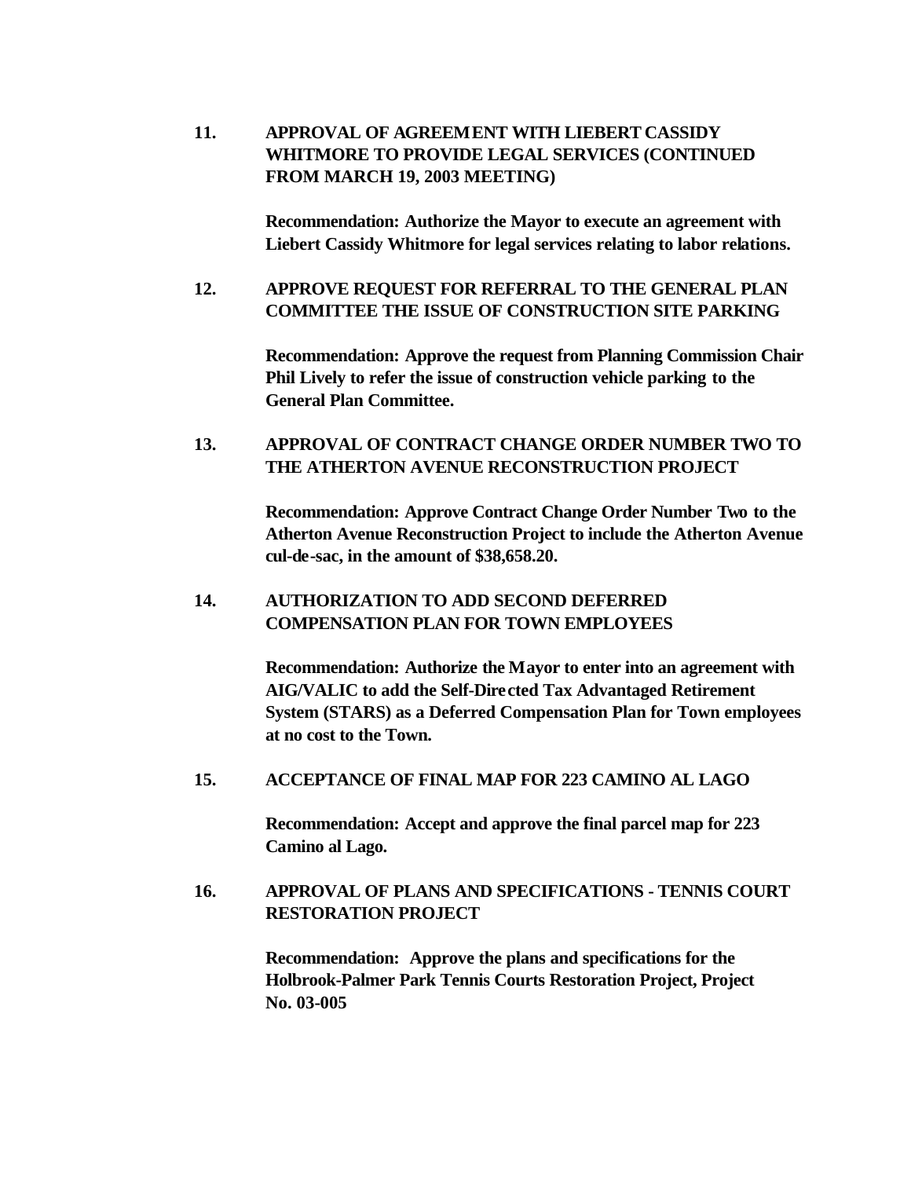**11. APPROVAL OF AGREEMENT WITH LIEBERT CASSIDY WHITMORE TO PROVIDE LEGAL SERVICES (CONTINUED FROM MARCH 19, 2003 MEETING)**

**Recommendation: Authorize the Mayor to execute an agreement with Liebert Cassidy Whitmore for legal services relating to labor relations.**

**12. APPROVE REQUEST FOR REFERRAL TO THE GENERAL PLAN COMMITTEE THE ISSUE OF CONSTRUCTION SITE PARKING**

**Recommendation: Approve the request from Planning Commission Chair Phil Lively to refer the issue of construction vehicle parking to the General Plan Committee.**

**13. APPROVAL OF CONTRACT CHANGE ORDER NUMBER TWO TO THE ATHERTON AVENUE RECONSTRUCTION PROJECT**

**Recommendation: Approve Contract Change Order Number Two to the Atherton Avenue Reconstruction Project to include the Atherton Avenue cul-de-sac, in the amount of $38,658.20.**

**14. AUTHORIZATION TO ADD SECOND DEFERRED COMPENSATION PLAN FOR TOWN EMPLOYEES**

**Recommendation: Authorize the Mayor to enter into an agreement with AIG/VALIC to add the Self-Directed Tax Advantaged Retirement System (STARS) as a Deferred Compensation Plan for Town employees at no cost to the Town.**

**15. ACCEPTANCE OF FINAL MAP FOR 223 CAMINO AL LAGO**

**Recommendation: Accept and approve the final parcel map for 223 Camino al Lago.**

**16. APPROVAL OF PLANS AND SPECIFICATIONS - TENNIS COURT RESTORATION PROJECT**

**Recommendation: Approve the plans and specifications for the Holbrook-Palmer Park Tennis Courts Restoration Project, Project No. 03-005**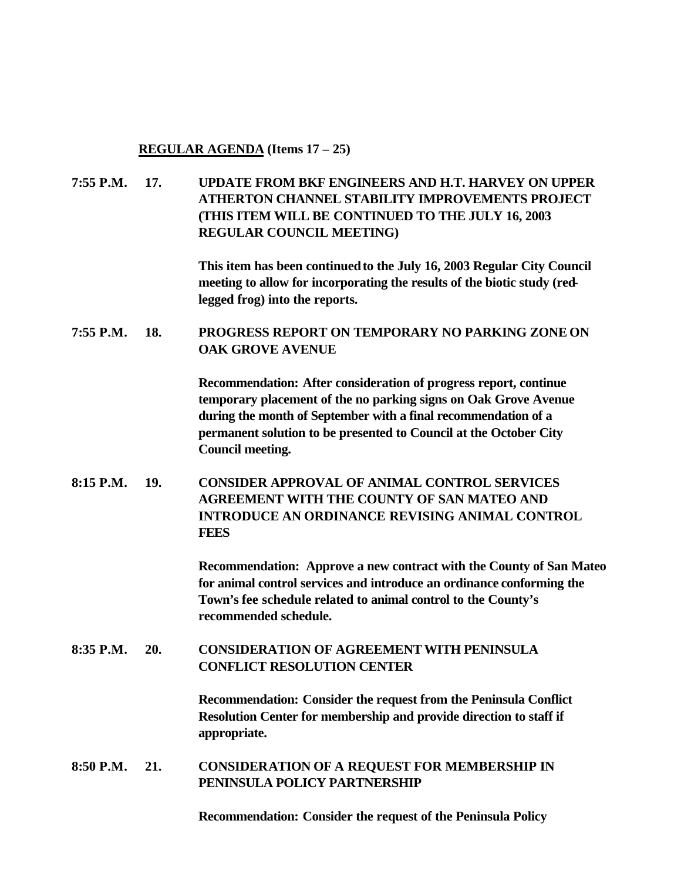**<u>REGULAR AGENDA</u> (Items 17 – 25)**

**7:55 P.M. 17. UPDATE FROM BKF ENGINEERS AND H.T. HARVEY ON UPPER ATHERTON CHANNEL STABILITY IMPROVEMENTS PROJECT (THIS ITEM WILL BE CONTINUED TO THE JULY 16, 2003 REGULAR COUNCIL MEETING)**

**This item has been continued to the July 16, 2003 Regular City Council meeting to allow for incorporating the results of the biotic study (red-legged frog) into the reports.**

**7:55 P.M. 18. PROGRESS REPORT ON TEMPORARY NO PARKING ZONE ON OAK GROVE AVENUE**

**Recommendation: After consideration of progress report, continue temporary placement of the no parking signs on Oak Grove Avenue during the month of September with a final recommendation of a permanent solution to be presented to Council at the October City Council meeting.**

**8:15 P.M. 19. CONSIDER APPROVAL OF ANIMAL CONTROL SERVICES AGREEMENT WITH THE COUNTY OF SAN MATEO AND INTRODUCE AN ORDINANCE REVISING ANIMAL CONTROL FEES**

**Recommendation: Approve a new contract with the County of San Mateo for animal control services and introduce an ordinance conforming the Town's fee schedule related to animal control to the County's recommended schedule.**

**8:35 P.M. 20. CONSIDERATION OF AGREEMENT WITH PENINSULA CONFLICT RESOLUTION CENTER**

**Recommendation: Consider the request from the Peninsula Conflict Resolution Center for membership and provide direction to staff if appropriate.**

**8:50 P.M. 21. CONSIDERATION OF A REQUEST FOR MEMBERSHIP IN PENINSULA POLICY PARTNERSHIP**

**Recommendation: Consider the request of the Peninsula Policy**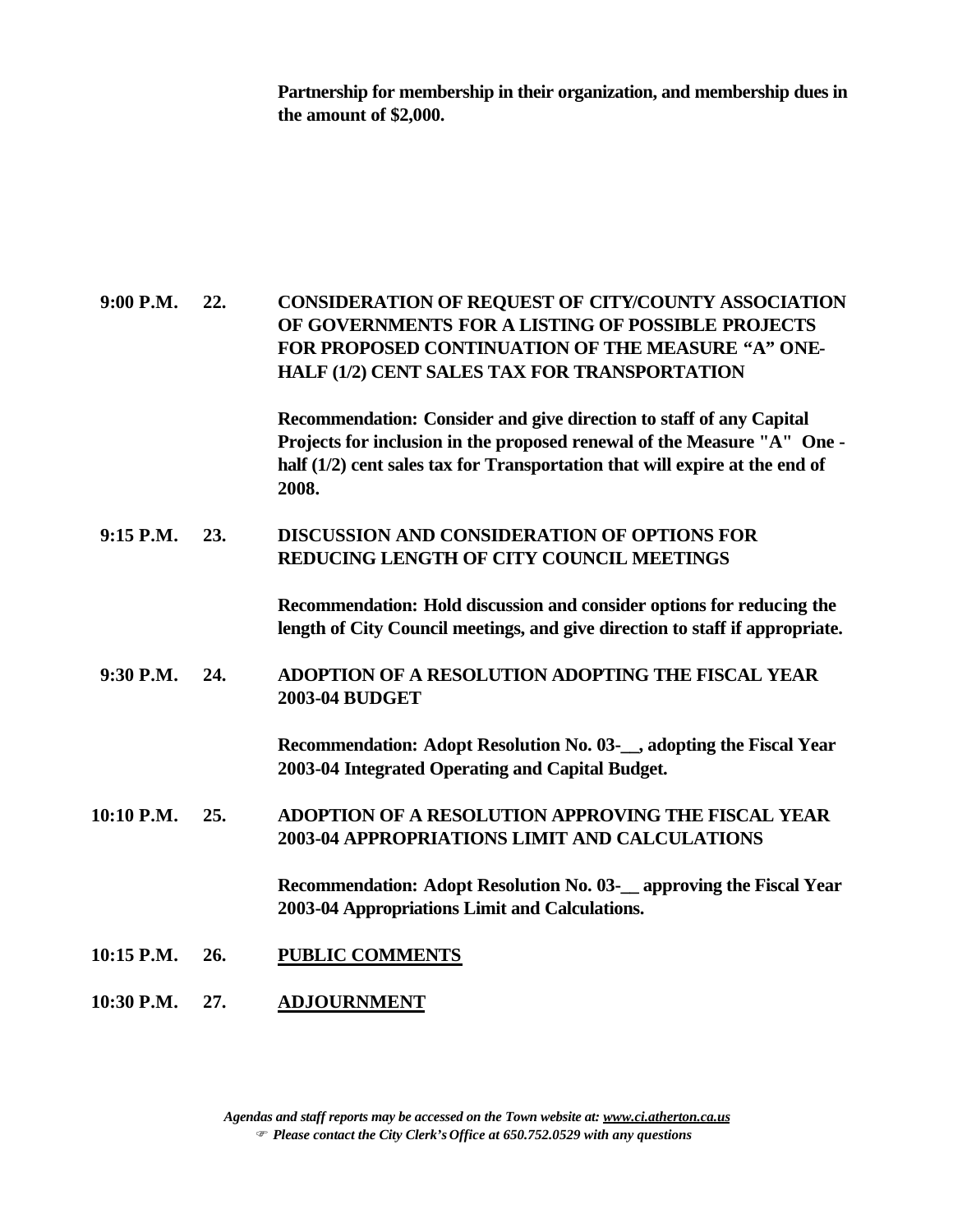**Partnership for membership in their organization, and membership dues in the amount of $2,000.**

**9:00 P.M. 22. CONSIDERATION OF REQUEST OF CITY/COUNTY ASSOCIATION OF GOVERNMENTS FOR A LISTING OF POSSIBLE PROJECTS FOR PROPOSED CONTINUATION OF THE MEASURE "A" ONE-HALF (1/2) CENT SALES TAX FOR TRANSPORTATION**

**Recommendation: Consider and give direction to staff of any Capital Projects for inclusion in the proposed renewal of the Measure "A" One - half (1/2) cent sales tax for Transportation that will expire at the end of 2008.**

**9:15 P.M. 23. DISCUSSION AND CONSIDERATION OF OPTIONS FOR REDUCING LENGTH OF CITY COUNCIL MEETINGS**

**Recommendation: Hold discussion and consider options for reducing the length of City Council meetings, and give direction to staff if appropriate.**

**9:30 P.M. 24. ADOPTION OF A RESOLUTION ADOPTING THE FISCAL YEAR 2003-04 BUDGET**

**Recommendation: Adopt Resolution No. 03-__, adopting the Fiscal Year 2003-04 Integrated Operating and Capital Budget.**

**10:10 P.M. 25. ADOPTION OF A RESOLUTION APPROVING THE FISCAL YEAR 2003-04 APPROPRIATIONS LIMIT AND CALCULATIONS**

**Recommendation: Adopt Resolution No. 03-__ approving the Fiscal Year 2003-04 Appropriations Limit and Calculations.**

**10:15 P.M. 26. <u>PUBLIC COMMENTS</u>**

**10:30 P.M. 27. <u>ADJOURNMENT</u>**

***Agendas and staff reports may be accessed on the Town website at: <u>www.ci.atherton.ca.us</u>***
***Please contact the City Clerk's Office at 650.752.0529 with any questions***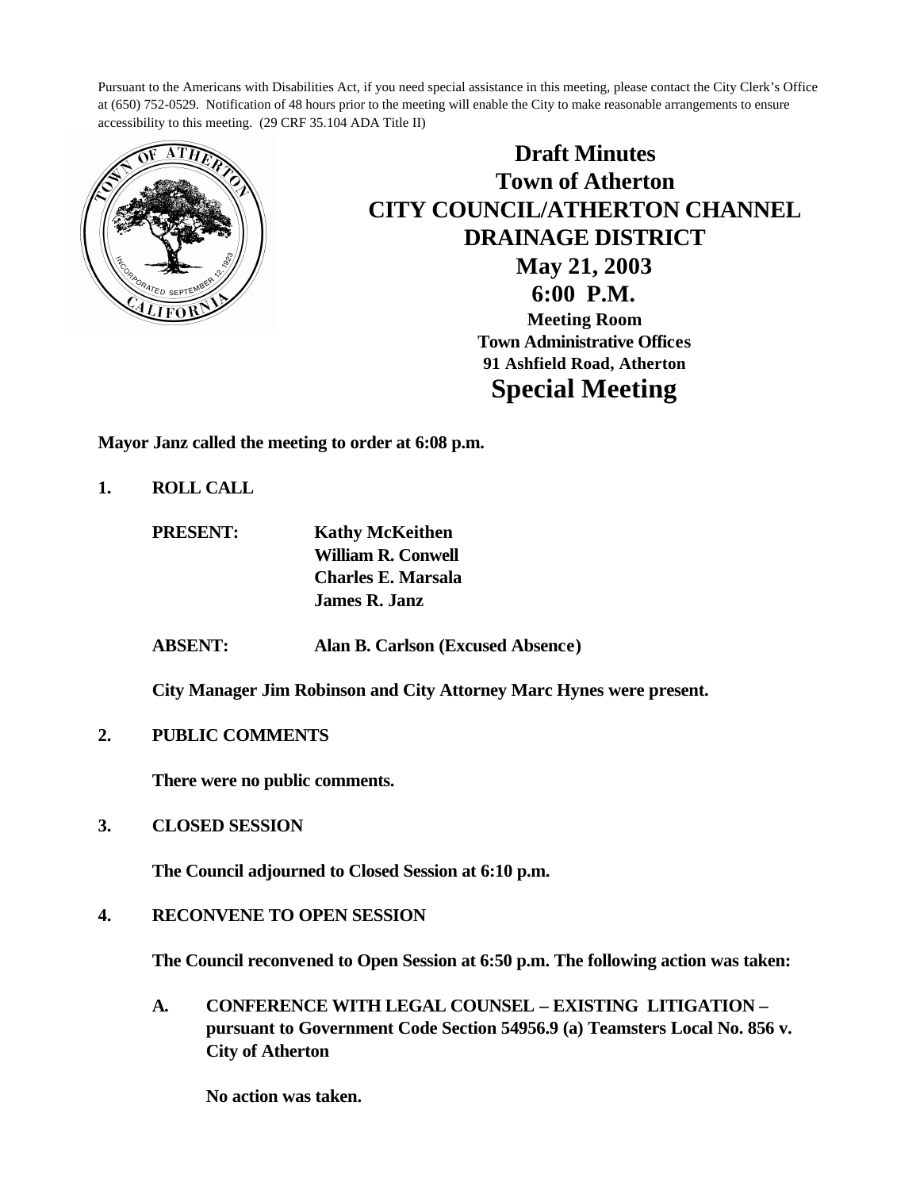Pursuant to the Americans with Disabilities Act, if you need special assistance in this meeting, please contact the City Clerk's Office at (650) 752-0529. Notification of 48 hours prior to the meeting will enable the City to make reasonable arrangements to ensure accessibility to this meeting. (29 CRF 35.104 ADA Title II)

# Draft Minutes
# Town of Atherton
# CITY COUNCIL/ATHERTON CHANNEL DRAINAGE DISTRICT
## May 21, 2003
## 6:00 P.M.

**Meeting Room**
**Town Administrative Offices**
**91 Ashfield Road, Atherton**

# Special Meeting

**Mayor Janz called the meeting to order at 6:08 p.m.**

**1. ROLL CALL**

**PRESENT:** **Kathy McKeithen**
**William R. Conwell**
**Charles E. Marsala**
**James R. Janz**

**ABSENT:** **Alan B. Carlson (Excused Absence)**

**City Manager Jim Robinson and City Attorney Marc Hynes were present.**

**2. PUBLIC COMMENTS**

**There were no public comments.**

**3. CLOSED SESSION**

**The Council adjourned to Closed Session at 6:10 p.m.**

**4. RECONVENE TO OPEN SESSION**

**The Council reconvened to Open Session at 6:50 p.m. The following action was taken:**

**A. CONFERENCE WITH LEGAL COUNSEL – EXISTING LITIGATION – pursuant to Government Code Section 54956.9 (a) Teamsters Local No. 856 v. City of Atherton**

**No action was taken.**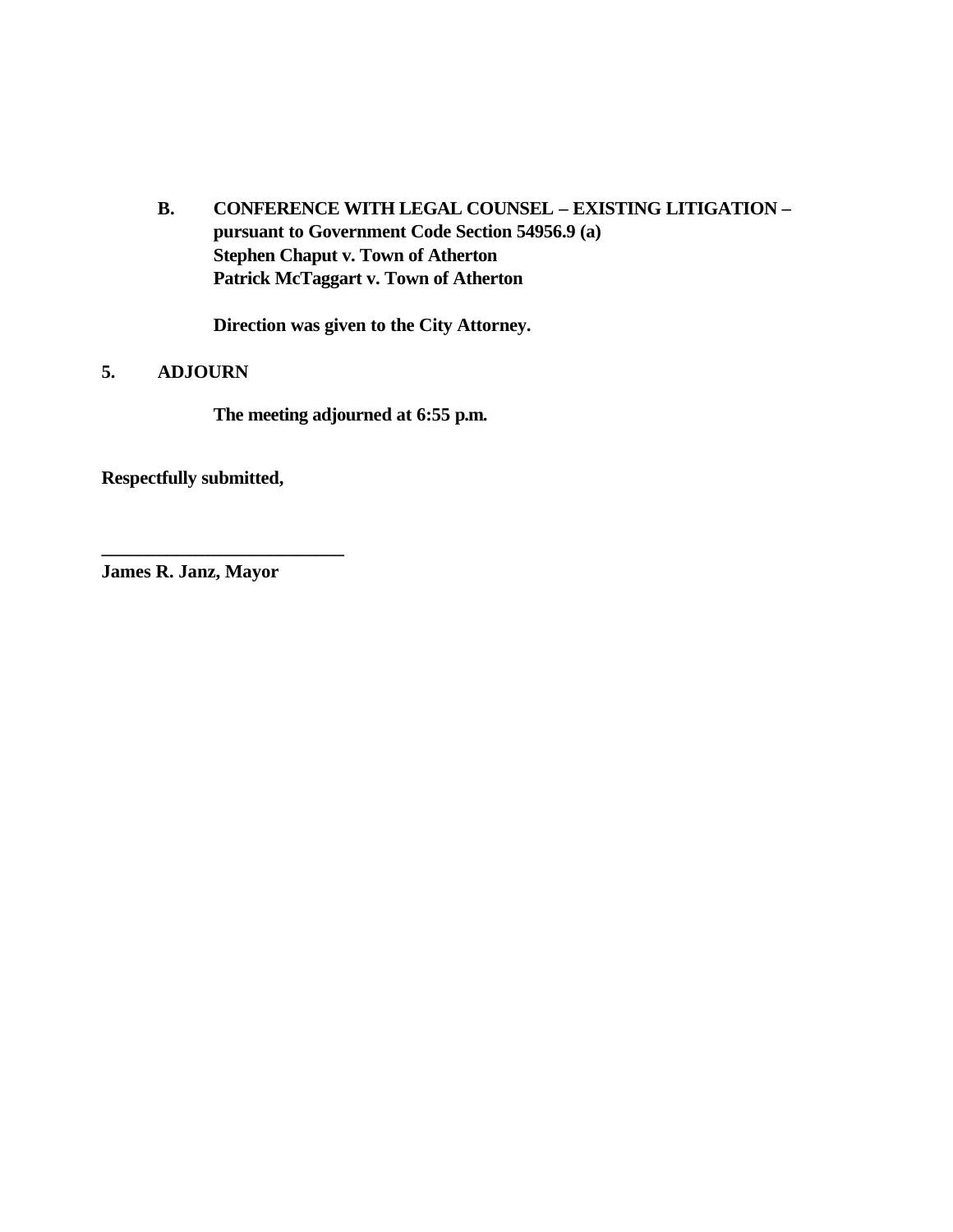**B. CONFERENCE WITH LEGAL COUNSEL – EXISTING LITIGATION – pursuant to Government Code Section 54956.9 (a)**
**Stephen Chaput v. Town of Atherton**
**Patrick McTaggart v. Town of Atherton**

**Direction was given to the City Attorney.**

**5. ADJOURN**

**The meeting adjourned at 6:55 p.m.**

**Respectfully submitted,**

**___________________________**
**James R. Janz, Mayor**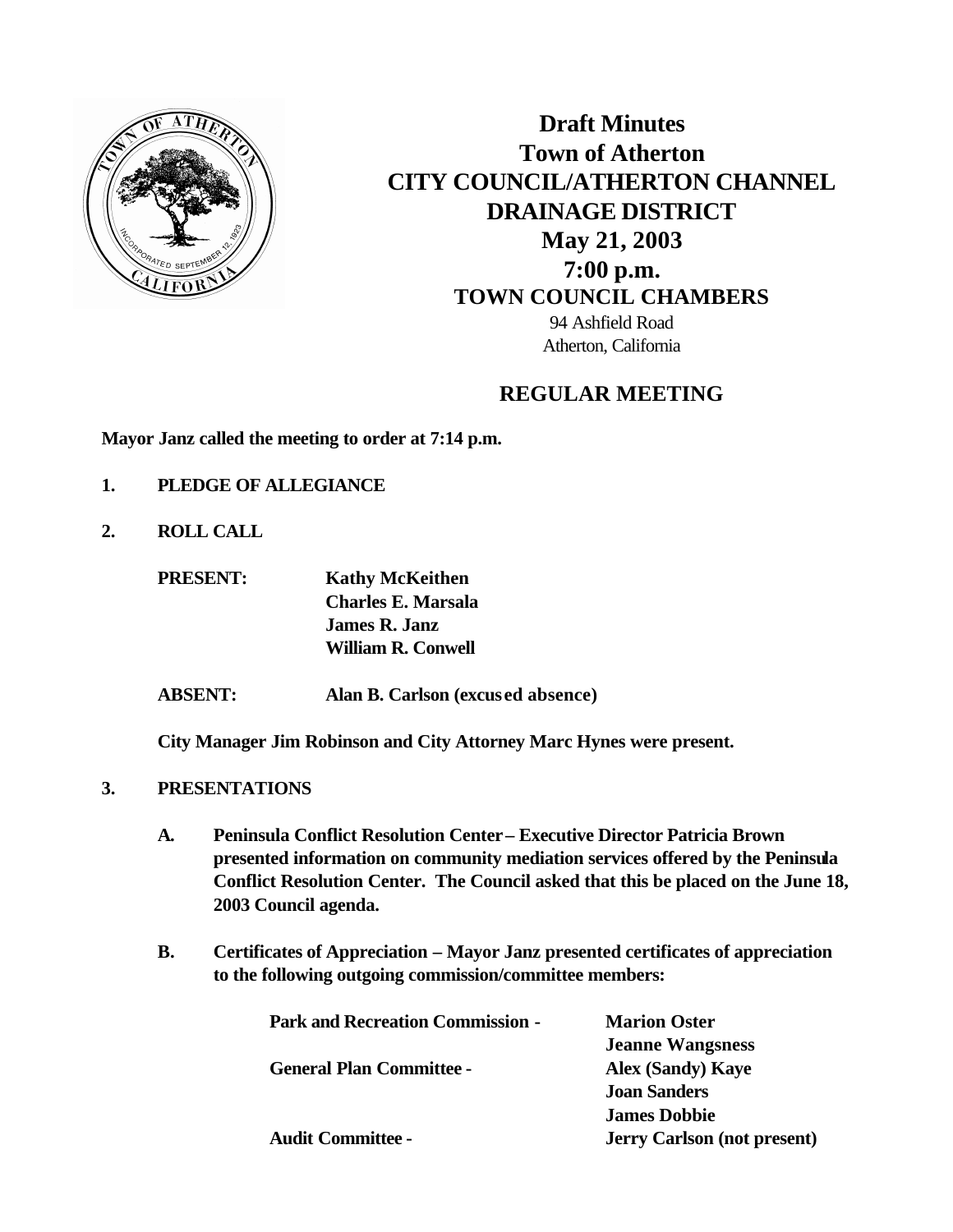# Draft Minutes
# Town of Atherton
# CITY COUNCIL/ATHERTON CHANNEL DRAINAGE DISTRICT
## May 21, 2003
## 7:00 p.m.
## TOWN COUNCIL CHAMBERS

94 Ashfield Road
Atherton, California

## REGULAR MEETING

**Mayor Janz called the meeting to order at 7:14 p.m.**

**1. PLEDGE OF ALLEGIANCE**

**2. ROLL CALL**

**PRESENT:** **Kathy McKeithen**
**Charles E. Marsala**
**James R. Janz**
**William R. Conwell**

**ABSENT:** **Alan B. Carlson (excused absence)**

**City Manager Jim Robinson and City Attorney Marc Hynes were present.**

**3. PRESENTATIONS**

**A. Peninsula Conflict Resolution Center – Executive Director Patricia Brown presented information on community mediation services offered by the Peninsula Conflict Resolution Center. The Council asked that this be placed on the June 18, 2003 Council agenda.**

**B. Certificates of Appreciation – Mayor Janz presented certificates of appreciation to the following outgoing commission/committee members:**

| | |
|---|---|
| **Park and Recreation Commission -** | **Marion Oster** |
| | **Jeanne Wangsness** |
| **General Plan Committee -** | **Alex (Sandy) Kaye** |
| | **Joan Sanders** |
| | **James Dobbie** |
| **Audit Committee -** | **Jerry Carlson (not present)** |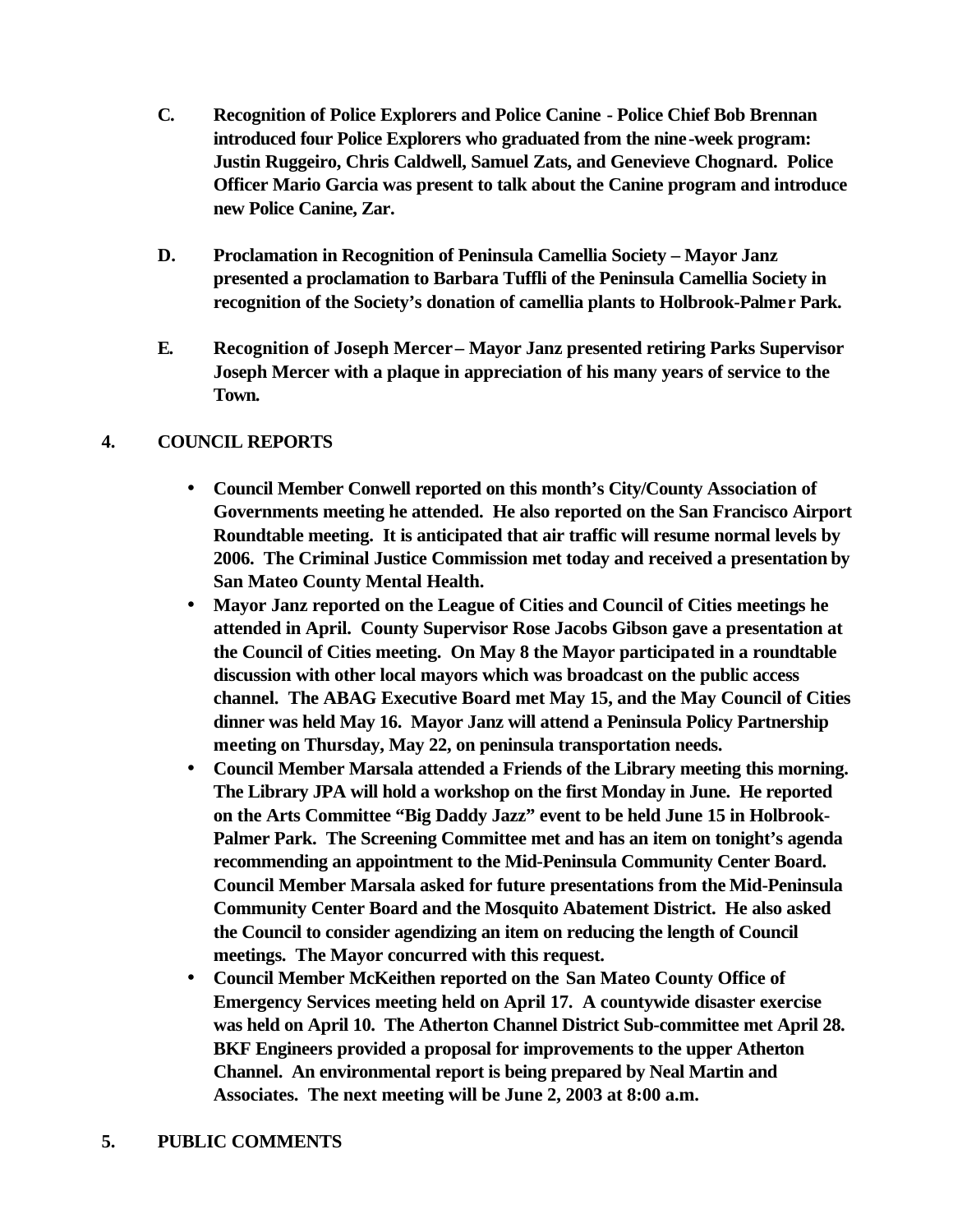**C. Recognition of Police Explorers and Police Canine - Police Chief Bob Brennan introduced four Police Explorers who graduated from the nine-week program: Justin Ruggeiro, Chris Caldwell, Samuel Zats, and Genevieve Chognard. Police Officer Mario Garcia was present to talk about the Canine program and introduce new Police Canine, Zar.**

**D. Proclamation in Recognition of Peninsula Camellia Society – Mayor Janz presented a proclamation to Barbara Tuffli of the Peninsula Camellia Society in recognition of the Society's donation of camellia plants to Holbrook-Palmer Park.**

**E. Recognition of Joseph Mercer – Mayor Janz presented retiring Parks Supervisor Joseph Mercer with a plaque in appreciation of his many years of service to the Town.**

## 4. COUNCIL REPORTS

- **Council Member Conwell reported on this month's City/County Association of Governments meeting he attended. He also reported on the San Francisco Airport Roundtable meeting. It is anticipated that air traffic will resume normal levels by 2006. The Criminal Justice Commission met today and received a presentation by San Mateo County Mental Health.**
- **Mayor Janz reported on the League of Cities and Council of Cities meetings he attended in April. County Supervisor Rose Jacobs Gibson gave a presentation at the Council of Cities meeting. On May 8 the Mayor participated in a roundtable discussion with other local mayors which was broadcast on the public access channel. The ABAG Executive Board met May 15, and the May Council of Cities dinner was held May 16. Mayor Janz will attend a Peninsula Policy Partnership meeting on Thursday, May 22, on peninsula transportation needs.**
- **Council Member Marsala attended a Friends of the Library meeting this morning. The Library JPA will hold a workshop on the first Monday in June. He reported on the Arts Committee "Big Daddy Jazz" event to be held June 15 in Holbrook-Palmer Park. The Screening Committee met and has an item on tonight's agenda recommending an appointment to the Mid-Peninsula Community Center Board. Council Member Marsala asked for future presentations from the Mid-Peninsula Community Center Board and the Mosquito Abatement District. He also asked the Council to consider agendizing an item on reducing the length of Council meetings. The Mayor concurred with this request.**
- **Council Member McKeithen reported on the San Mateo County Office of Emergency Services meeting held on April 17. A countywide disaster exercise was held on April 10. The Atherton Channel District Sub-committee met April 28. BKF Engineers provided a proposal for improvements to the upper Atherton Channel. An environmental report is being prepared by Neal Martin and Associates. The next meeting will be June 2, 2003 at 8:00 a.m.**

## 5. PUBLIC COMMENTS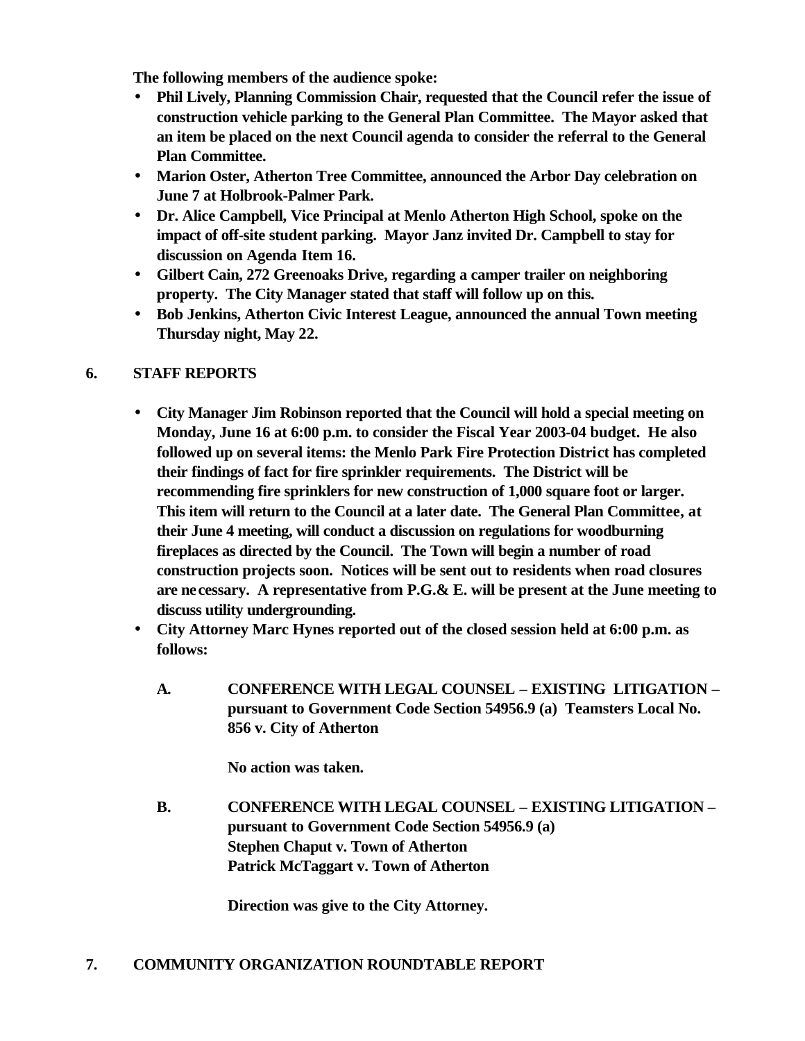**The following members of the audience spoke:**

- **Phil Lively, Planning Commission Chair, requested that the Council refer the issue of construction vehicle parking to the General Plan Committee. The Mayor asked that an item be placed on the next Council agenda to consider the referral to the General Plan Committee.**
- **Marion Oster, Atherton Tree Committee, announced the Arbor Day celebration on June 7 at Holbrook-Palmer Park.**
- **Dr. Alice Campbell, Vice Principal at Menlo Atherton High School, spoke on the impact of off-site student parking. Mayor Janz invited Dr. Campbell to stay for discussion on Agenda Item 16.**
- **Gilbert Cain, 272 Greenoaks Drive, regarding a camper trailer on neighboring property. The City Manager stated that staff will follow up on this.**
- **Bob Jenkins, Atherton Civic Interest League, announced the annual Town meeting Thursday night, May 22.**

## 6. STAFF REPORTS

- **City Manager Jim Robinson reported that the Council will hold a special meeting on Monday, June 16 at 6:00 p.m. to consider the Fiscal Year 2003-04 budget. He also followed up on several items: the Menlo Park Fire Protection District has completed their findings of fact for fire sprinkler requirements. The District will be recommending fire sprinklers for new construction of 1,000 square foot or larger. This item will return to the Council at a later date. The General Plan Committee, at their June 4 meeting, will conduct a discussion on regulations for woodburning fireplaces as directed by the Council. The Town will begin a number of road construction projects soon. Notices will be sent out to residents when road closures are necessary. A representative from P.G.& E. will be present at the June meeting to discuss utility undergrounding.**
- **City Attorney Marc Hynes reported out of the closed session held at 6:00 p.m. as follows:**

  **A. CONFERENCE WITH LEGAL COUNSEL – EXISTING LITIGATION – pursuant to Government Code Section 54956.9 (a) Teamsters Local No. 856 v. City of Atherton**

  **No action was taken.**

  **B. CONFERENCE WITH LEGAL COUNSEL – EXISTING LITIGATION – pursuant to Government Code Section 54956.9 (a)**
  **Stephen Chaput v. Town of Atherton**
  **Patrick McTaggart v. Town of Atherton**

  **Direction was give to the City Attorney.**

## 7. COMMUNITY ORGANIZATION ROUNDTABLE REPORT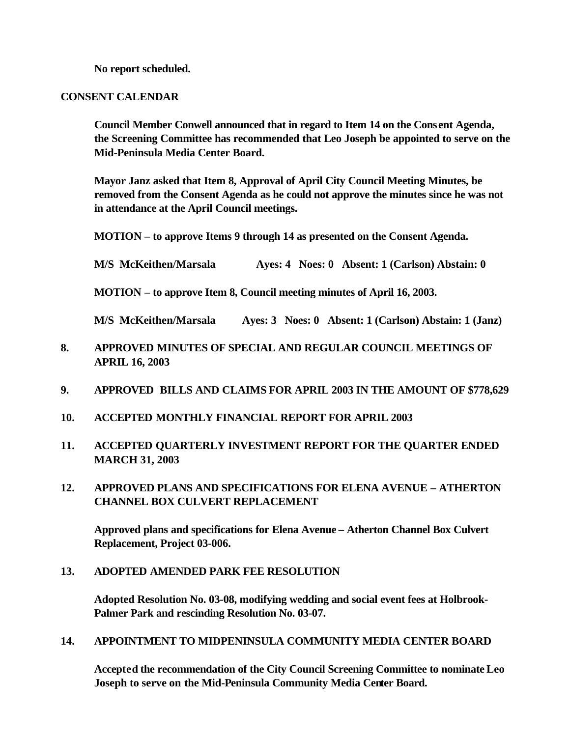**No report scheduled.**

## CONSENT CALENDAR

**Council Member Conwell announced that in regard to Item 14 on the Consent Agenda, the Screening Committee has recommended that Leo Joseph be appointed to serve on the Mid-Peninsula Media Center Board.**

**Mayor Janz asked that Item 8, Approval of April City Council Meeting Minutes, be removed from the Consent Agenda as he could not approve the minutes since he was not in attendance at the April Council meetings.**

**MOTION – to approve Items 9 through 14 as presented on the Consent Agenda.**

**M/S McKeithen/Marsala Ayes: 4 Noes: 0 Absent: 1 (Carlson) Abstain: 0**

**MOTION – to approve Item 8, Council meeting minutes of April 16, 2003.**

**M/S McKeithen/Marsala Ayes: 3 Noes: 0 Absent: 1 (Carlson) Abstain: 1 (Janz)**

**8. APPROVED MINUTES OF SPECIAL AND REGULAR COUNCIL MEETINGS OF APRIL 16, 2003**

**9. APPROVED BILLS AND CLAIMS FOR APRIL 2003 IN THE AMOUNT OF $778,629**

**10. ACCEPTED MONTHLY FINANCIAL REPORT FOR APRIL 2003**

**11. ACCEPTED QUARTERLY INVESTMENT REPORT FOR THE QUARTER ENDED MARCH 31, 2003**

**12. APPROVED PLANS AND SPECIFICATIONS FOR ELENA AVENUE – ATHERTON CHANNEL BOX CULVERT REPLACEMENT**

**Approved plans and specifications for Elena Avenue – Atherton Channel Box Culvert Replacement, Project 03-006.**

**13. ADOPTED AMENDED PARK FEE RESOLUTION**

**Adopted Resolution No. 03-08, modifying wedding and social event fees at Holbrook-Palmer Park and rescinding Resolution No. 03-07.**

**14. APPOINTMENT TO MIDPENINSULA COMMUNITY MEDIA CENTER BOARD**

**Accepted the recommendation of the City Council Screening Committee to nominate Leo Joseph to serve on the Mid-Peninsula Community Media Center Board.**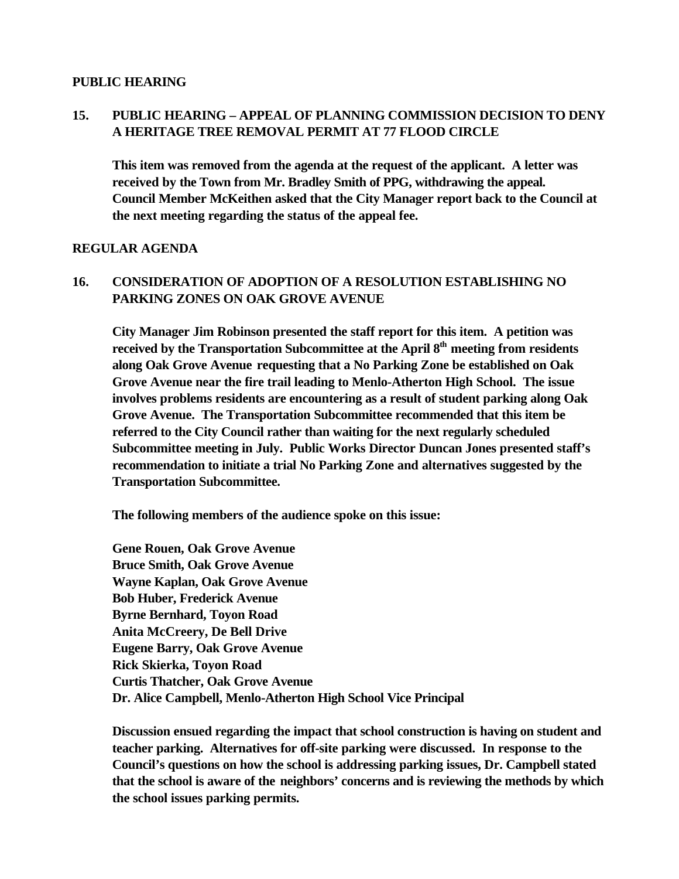**PUBLIC HEARING**

**15. PUBLIC HEARING – APPEAL OF PLANNING COMMISSION DECISION TO DENY A HERITAGE TREE REMOVAL PERMIT AT 77 FLOOD CIRCLE**

**This item was removed from the agenda at the request of the applicant. A letter was received by the Town from Mr. Bradley Smith of PPG, withdrawing the appeal. Council Member McKeithen asked that the City Manager report back to the Council at the next meeting regarding the status of the appeal fee.**

**REGULAR AGENDA**

**16. CONSIDERATION OF ADOPTION OF A RESOLUTION ESTABLISHING NO PARKING ZONES ON OAK GROVE AVENUE**

**City Manager Jim Robinson presented the staff report for this item. A petition was received by the Transportation Subcommittee at the April 8th meeting from residents along Oak Grove Avenue requesting that a No Parking Zone be established on Oak Grove Avenue near the fire trail leading to Menlo-Atherton High School. The issue involves problems residents are encountering as a result of student parking along Oak Grove Avenue. The Transportation Subcommittee recommended that this item be referred to the City Council rather than waiting for the next regularly scheduled Subcommittee meeting in July. Public Works Director Duncan Jones presented staff's recommendation to initiate a trial No Parking Zone and alternatives suggested by the Transportation Subcommittee.**

**The following members of the audience spoke on this issue:**

**Gene Rouen, Oak Grove Avenue**
**Bruce Smith, Oak Grove Avenue**
**Wayne Kaplan, Oak Grove Avenue**
**Bob Huber, Frederick Avenue**
**Byrne Bernhard, Toyon Road**
**Anita McCreery, De Bell Drive**
**Eugene Barry, Oak Grove Avenue**
**Rick Skierka, Toyon Road**
**Curtis Thatcher, Oak Grove Avenue**
**Dr. Alice Campbell, Menlo-Atherton High School Vice Principal**

**Discussion ensued regarding the impact that school construction is having on student and teacher parking. Alternatives for off-site parking were discussed. In response to the Council's questions on how the school is addressing parking issues, Dr. Campbell stated that the school is aware of the neighbors' concerns and is reviewing the methods by which the school issues parking permits.**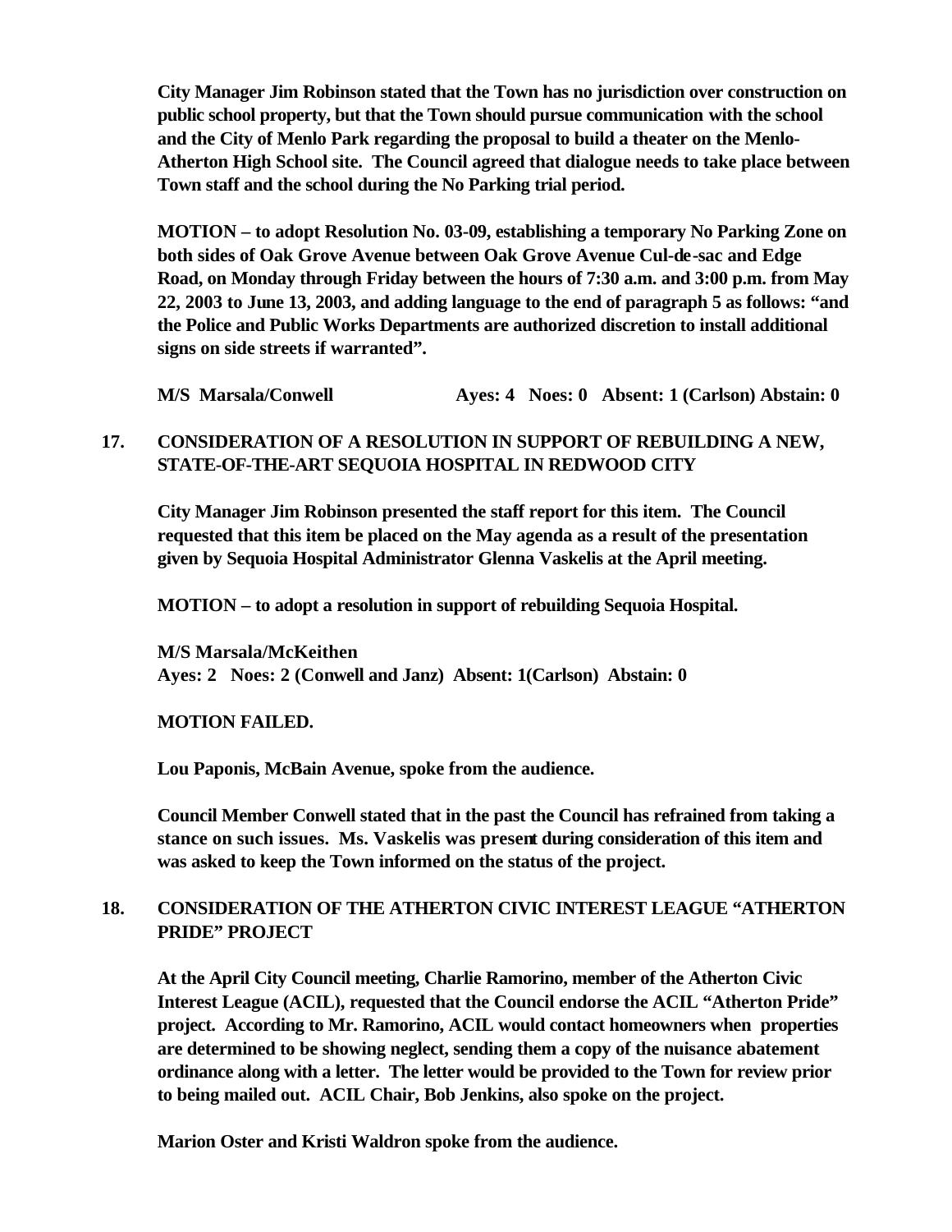**City Manager Jim Robinson stated that the Town has no jurisdiction over construction on public school property, but that the Town should pursue communication with the school and the City of Menlo Park regarding the proposal to build a theater on the Menlo-Atherton High School site. The Council agreed that dialogue needs to take place between Town staff and the school during the No Parking trial period.**

**MOTION – to adopt Resolution No. 03-09, establishing a temporary No Parking Zone on both sides of Oak Grove Avenue between Oak Grove Avenue Cul-de-sac and Edge Road, on Monday through Friday between the hours of 7:30 a.m. and 3:00 p.m. from May 22, 2003 to June 13, 2003, and adding language to the end of paragraph 5 as follows: "and the Police and Public Works Departments are authorized discretion to install additional signs on side streets if warranted".**

**M/S Marsala/Conwell Ayes: 4 Noes: 0 Absent: 1 (Carlson) Abstain: 0**

**17. CONSIDERATION OF A RESOLUTION IN SUPPORT OF REBUILDING A NEW, STATE-OF-THE-ART SEQUOIA HOSPITAL IN REDWOOD CITY**

**City Manager Jim Robinson presented the staff report for this item. The Council requested that this item be placed on the May agenda as a result of the presentation given by Sequoia Hospital Administrator Glenna Vaskelis at the April meeting.**

**MOTION – to adopt a resolution in support of rebuilding Sequoia Hospital.**

**M/S Marsala/McKeithen**
**Ayes: 2 Noes: 2 (Conwell and Janz) Absent: 1(Carlson) Abstain: 0**

**MOTION FAILED.**

**Lou Paponis, McBain Avenue, spoke from the audience.**

**Council Member Conwell stated that in the past the Council has refrained from taking a stance on such issues. Ms. Vaskelis was present during consideration of this item and was asked to keep the Town informed on the status of the project.**

**18. CONSIDERATION OF THE ATHERTON CIVIC INTEREST LEAGUE "ATHERTON PRIDE" PROJECT**

**At the April City Council meeting, Charlie Ramorino, member of the Atherton Civic Interest League (ACIL), requested that the Council endorse the ACIL "Atherton Pride" project. According to Mr. Ramorino, ACIL would contact homeowners when properties are determined to be showing neglect, sending them a copy of the nuisance abatement ordinance along with a letter. The letter would be provided to the Town for review prior to being mailed out. ACIL Chair, Bob Jenkins, also spoke on the project.**

**Marion Oster and Kristi Waldron spoke from the audience.**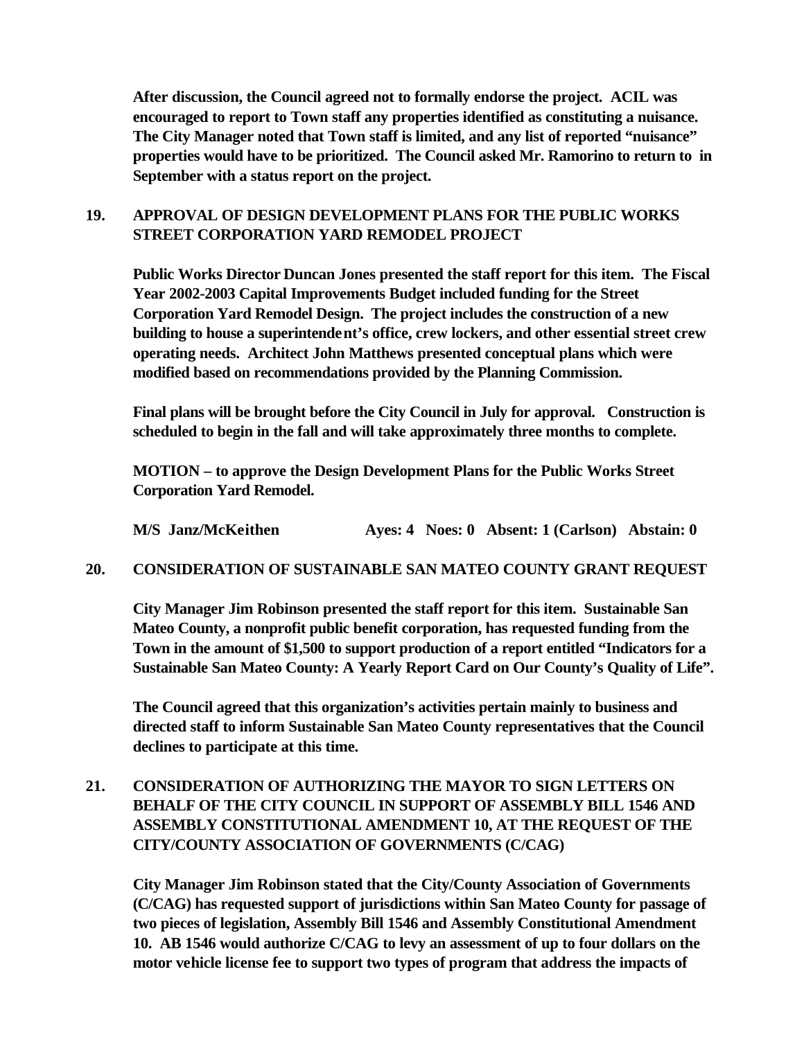**After discussion, the Council agreed not to formally endorse the project. ACIL was encouraged to report to Town staff any properties identified as constituting a nuisance. The City Manager noted that Town staff is limited, and any list of reported "nuisance" properties would have to be prioritized. The Council asked Mr. Ramorino to return to in September with a status report on the project.**

**19. APPROVAL OF DESIGN DEVELOPMENT PLANS FOR THE PUBLIC WORKS STREET CORPORATION YARD REMODEL PROJECT**

**Public Works Director Duncan Jones presented the staff report for this item. The Fiscal Year 2002-2003 Capital Improvements Budget included funding for the Street Corporation Yard Remodel Design. The project includes the construction of a new building to house a superintendent's office, crew lockers, and other essential street crew operating needs. Architect John Matthews presented conceptual plans which were modified based on recommendations provided by the Planning Commission.**

**Final plans will be brought before the City Council in July for approval. Construction is scheduled to begin in the fall and will take approximately three months to complete.**

**MOTION – to approve the Design Development Plans for the Public Works Street Corporation Yard Remodel.**

**M/S Janz/McKeithen Ayes: 4 Noes: 0 Absent: 1 (Carlson) Abstain: 0**

**20. CONSIDERATION OF SUSTAINABLE SAN MATEO COUNTY GRANT REQUEST**

**City Manager Jim Robinson presented the staff report for this item. Sustainable San Mateo County, a nonprofit public benefit corporation, has requested funding from the Town in the amount of $1,500 to support production of a report entitled "Indicators for a Sustainable San Mateo County: A Yearly Report Card on Our County's Quality of Life".**

**The Council agreed that this organization's activities pertain mainly to business and directed staff to inform Sustainable San Mateo County representatives that the Council declines to participate at this time.**

**21. CONSIDERATION OF AUTHORIZING THE MAYOR TO SIGN LETTERS ON BEHALF OF THE CITY COUNCIL IN SUPPORT OF ASSEMBLY BILL 1546 AND ASSEMBLY CONSTITUTIONAL AMENDMENT 10, AT THE REQUEST OF THE CITY/COUNTY ASSOCIATION OF GOVERNMENTS (C/CAG)**

**City Manager Jim Robinson stated that the City/County Association of Governments (C/CAG) has requested support of jurisdictions within San Mateo County for passage of two pieces of legislation, Assembly Bill 1546 and Assembly Constitutional Amendment 10. AB 1546 would authorize C/CAG to levy an assessment of up to four dollars on the motor vehicle license fee to support two types of program that address the impacts of**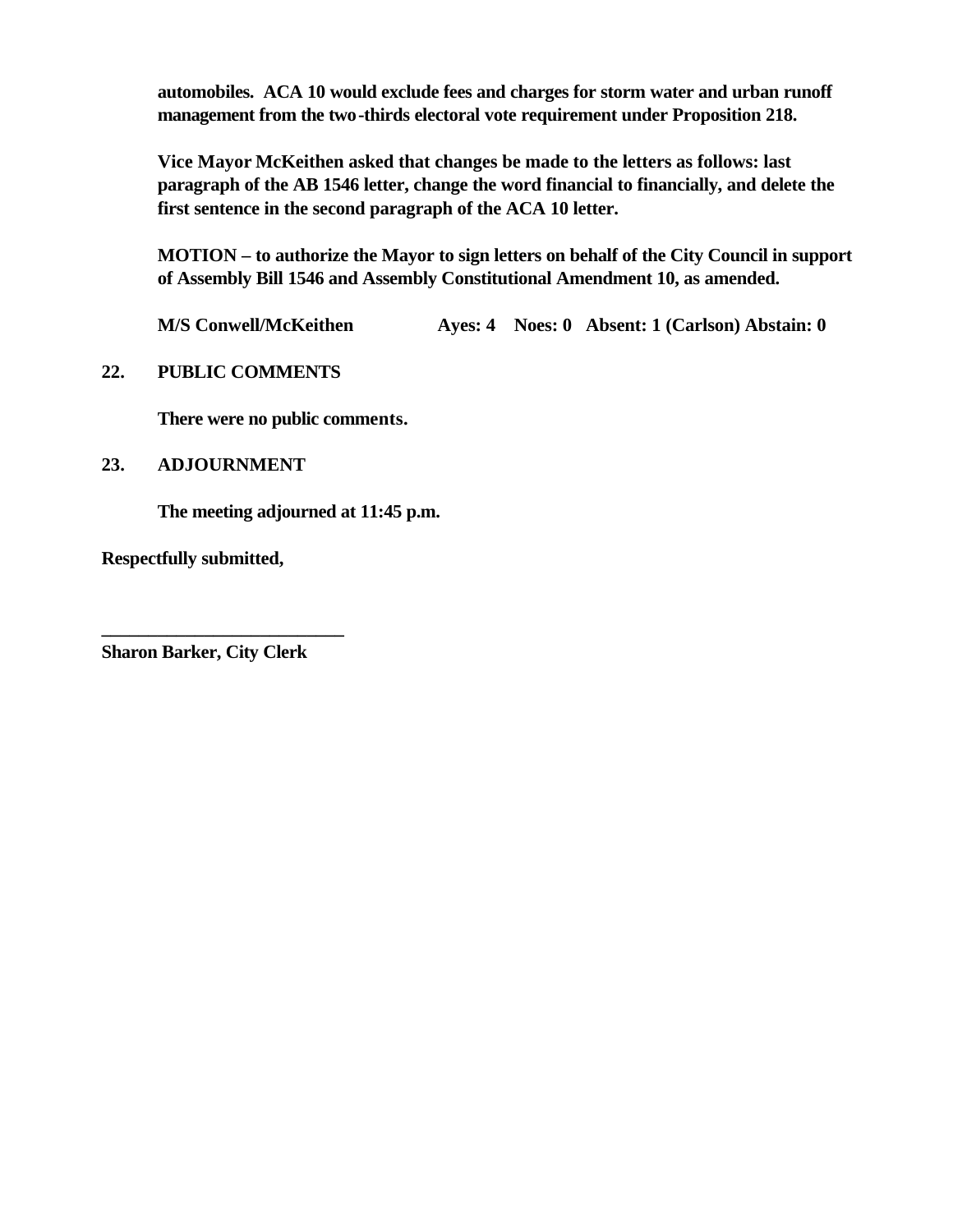**automobiles. ACA 10 would exclude fees and charges for storm water and urban runoff management from the two-thirds electoral vote requirement under Proposition 218.**

**Vice Mayor McKeithen asked that changes be made to the letters as follows: last paragraph of the AB 1546 letter, change the word financial to financially, and delete the first sentence in the second paragraph of the ACA 10 letter.**

**MOTION – to authorize the Mayor to sign letters on behalf of the City Council in support of Assembly Bill 1546 and Assembly Constitutional Amendment 10, as amended.**

**M/S Conwell/McKeithen Ayes: 4 Noes: 0 Absent: 1 (Carlson) Abstain: 0**

**22. PUBLIC COMMENTS**

**There were no public comments.**

**23. ADJOURNMENT**

**The meeting adjourned at 11:45 p.m.**

**Respectfully submitted,**

**___________________________**
**Sharon Barker, City Clerk**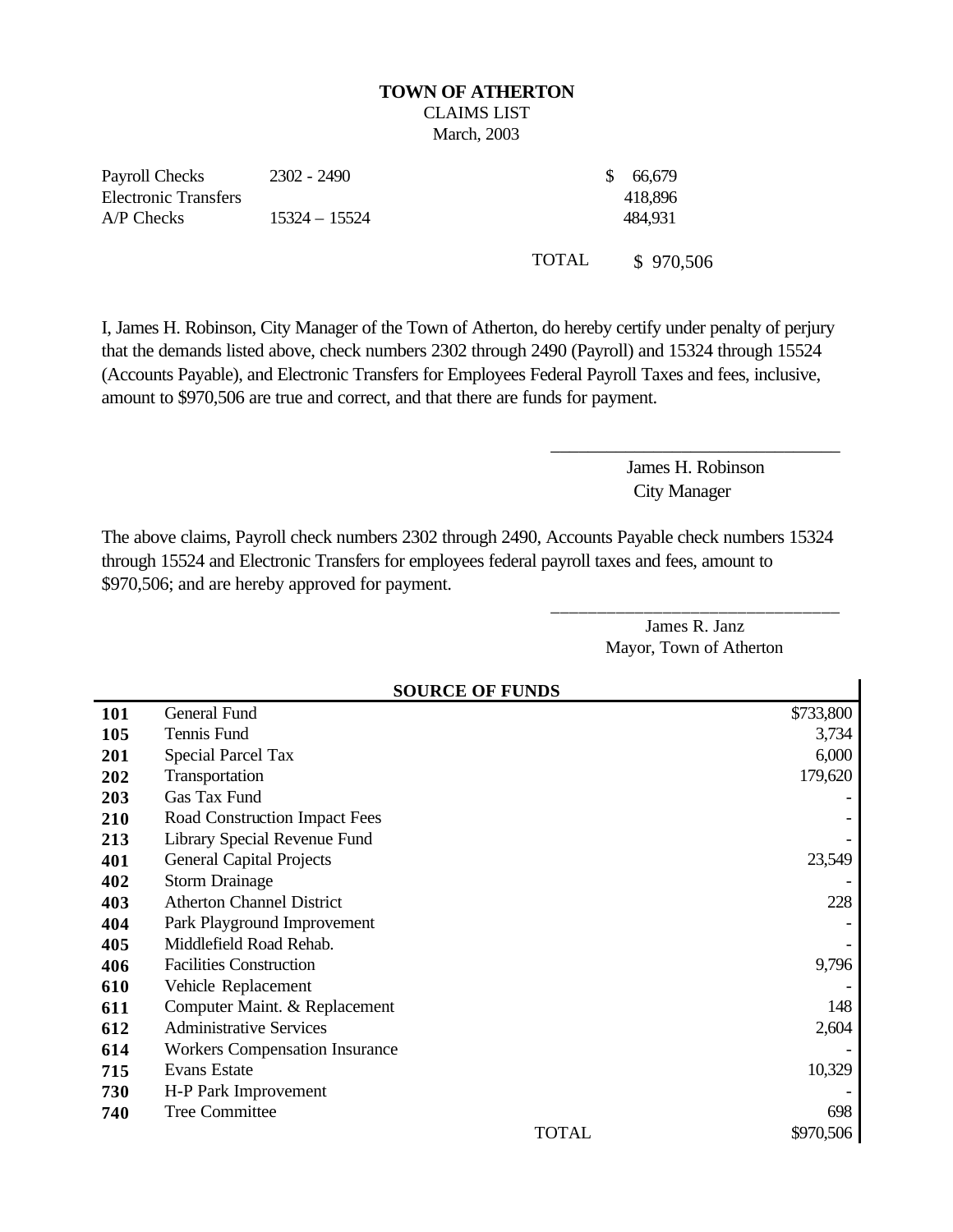**TOWN OF ATHERTON**

CLAIMS LIST

March, 2003

| | | |
|---|---|---|
| Payroll Checks | 2302 - 2490 | $ 66,679 |
| Electronic Transfers | | 418,896 |
| A/P Checks | 15324 – 15524 | 484,931 |
| | TOTAL | $ 970,506 |

I, James H. Robinson, City Manager of the Town of Atherton, do hereby certify under penalty of perjury that the demands listed above, check numbers 2302 through 2490 (Payroll) and 15324 through 15524 (Accounts Payable), and Electronic Transfers for Employees Federal Payroll Taxes and fees, inclusive, amount to $970,506 are true and correct, and that there are funds for payment.

\_\_\_\_\_\_\_\_\_\_\_\_\_\_\_\_\_\_\_\_\_\_\_\_\_\_\_\_\_\_\_\_

James H. Robinson

City Manager

The above claims, Payroll check numbers 2302 through 2490, Accounts Payable check numbers 15324 through 15524 and Electronic Transfers for employees federal payroll taxes and fees, amount to $970,506; and are hereby approved for payment.

\_\_\_\_\_\_\_\_\_\_\_\_\_\_\_\_\_\_\_\_\_\_\_\_\_\_\_\_\_\_\_\_

James R. Janz

Mayor, Town of Atherton

**SOURCE OF FUNDS**

| | | |
|---|---|---|
| **101** | General Fund | $733,800 |
| **105** | Tennis Fund | 3,734 |
| **201** | Special Parcel Tax | 6,000 |
| **202** | Transportation | 179,620 |
| **203** | Gas Tax Fund | - |
| **210** | Road Construction Impact Fees | - |
| **213** | Library Special Revenue Fund | - |
| **401** | General Capital Projects | 23,549 |
| **402** | Storm Drainage | - |
| **403** | Atherton Channel District | 228 |
| **404** | Park Playground Improvement | - |
| **405** | Middlefield Road Rehab. | - |
| **406** | Facilities Construction | 9,796 |
| **610** | Vehicle Replacement | - |
| **611** | Computer Maint. & Replacement | 148 |
| **612** | Administrative Services | 2,604 |
| **614** | Workers Compensation Insurance | - |
| **715** | Evans Estate | 10,329 |
| **730** | H-P Park Improvement | - |
| **740** | Tree Committee | 698 |
| | TOTAL | $970,506 |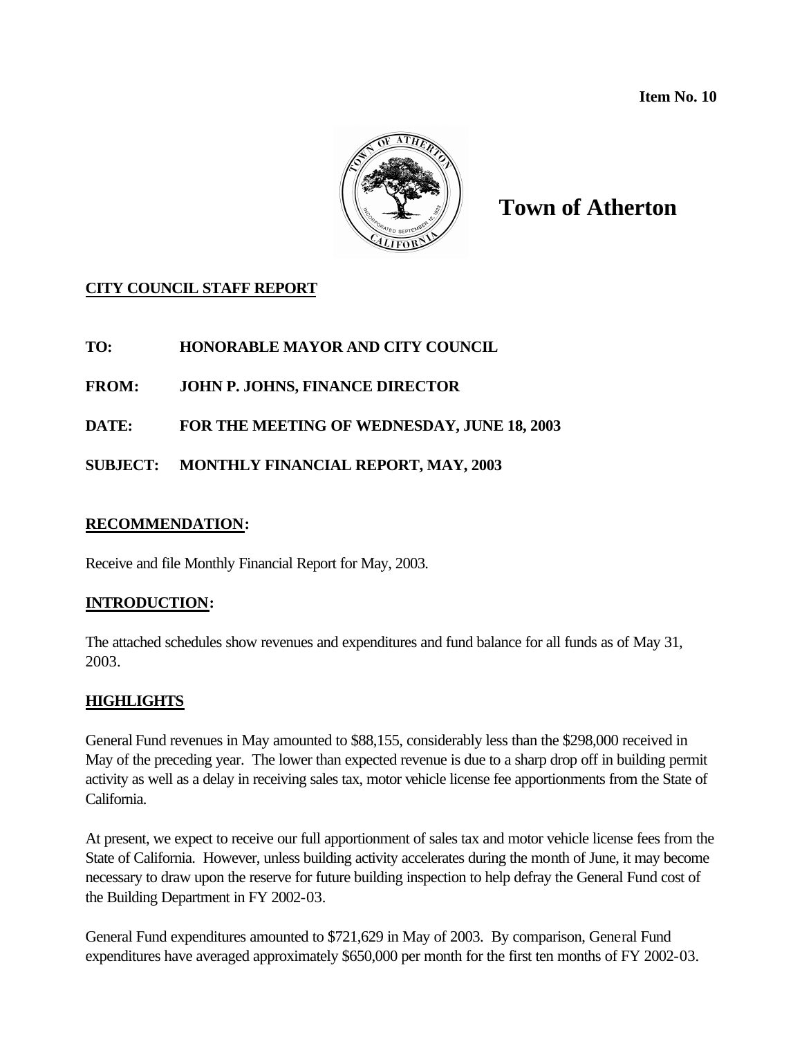**Item No. 10**

# Town of Atherton

**CITY COUNCIL STAFF REPORT**

**TO:** HONORABLE MAYOR AND CITY COUNCIL

**FROM:** JOHN P. JOHNS, FINANCE DIRECTOR

**DATE:** FOR THE MEETING OF WEDNESDAY, JUNE 18, 2003

**SUBJECT:** MONTHLY FINANCIAL REPORT, MAY, 2003

## RECOMMENDATION:

Receive and file Monthly Financial Report for May, 2003.

## INTRODUCTION:

The attached schedules show revenues and expenditures and fund balance for all funds as of May 31, 2003.

## HIGHLIGHTS

General Fund revenues in May amounted to $88,155, considerably less than the $298,000 received in May of the preceding year. The lower than expected revenue is due to a sharp drop off in building permit activity as well as a delay in receiving sales tax, motor vehicle license fee apportionments from the State of California.

At present, we expect to receive our full apportionment of sales tax and motor vehicle license fees from the State of California. However, unless building activity accelerates during the month of June, it may become necessary to draw upon the reserve for future building inspection to help defray the General Fund cost of the Building Department in FY 2002-03.

General Fund expenditures amounted to $721,629 in May of 2003. By comparison, General Fund expenditures have averaged approximately $650,000 per month for the first ten months of FY 2002-03.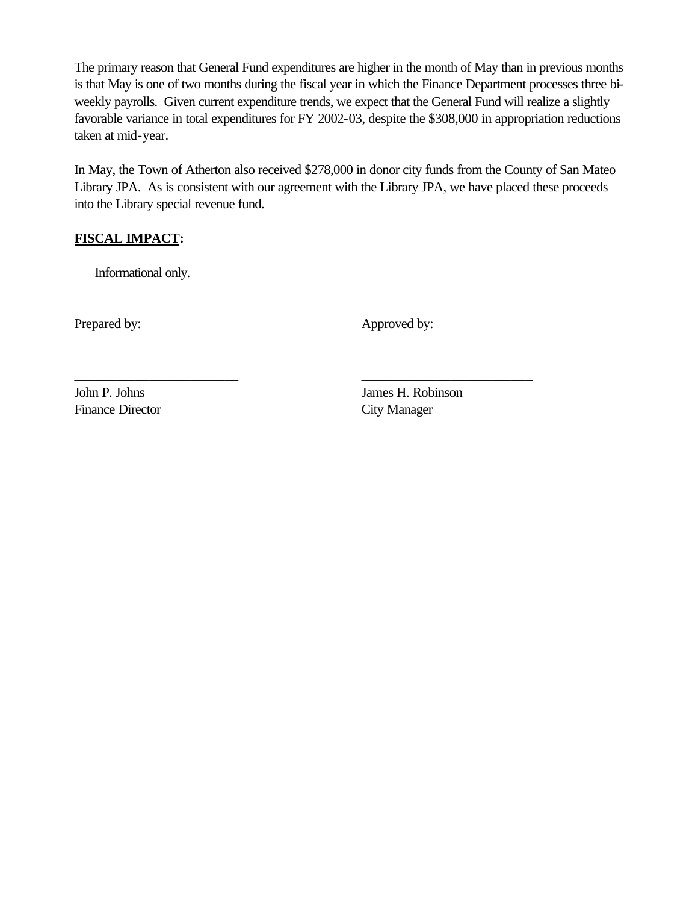The primary reason that General Fund expenditures are higher in the month of May than in previous months is that May is one of two months during the fiscal year in which the Finance Department processes three bi-weekly payrolls. Given current expenditure trends, we expect that the General Fund will realize a slightly favorable variance in total expenditures for FY 2002-03, despite the $308,000 in appropriation reductions taken at mid-year.

In May, the Town of Atherton also received $278,000 in donor city funds from the County of San Mateo Library JPA. As is consistent with our agreement with the Library JPA, we have placed these proceeds into the Library special revenue fund.

**FISCAL IMPACT:**

Informational only.

| Prepared by: | Approved by: |
|---|---|
| \_\_\_\_\_\_\_\_\_\_\_\_\_\_\_\_\_\_\_\_\_\_\_\_\_ | \_\_\_\_\_\_\_\_\_\_\_\_\_\_\_\_\_\_\_\_\_\_\_\_\_ |
| John P. Johns | James H. Robinson |
| Finance Director | City Manager |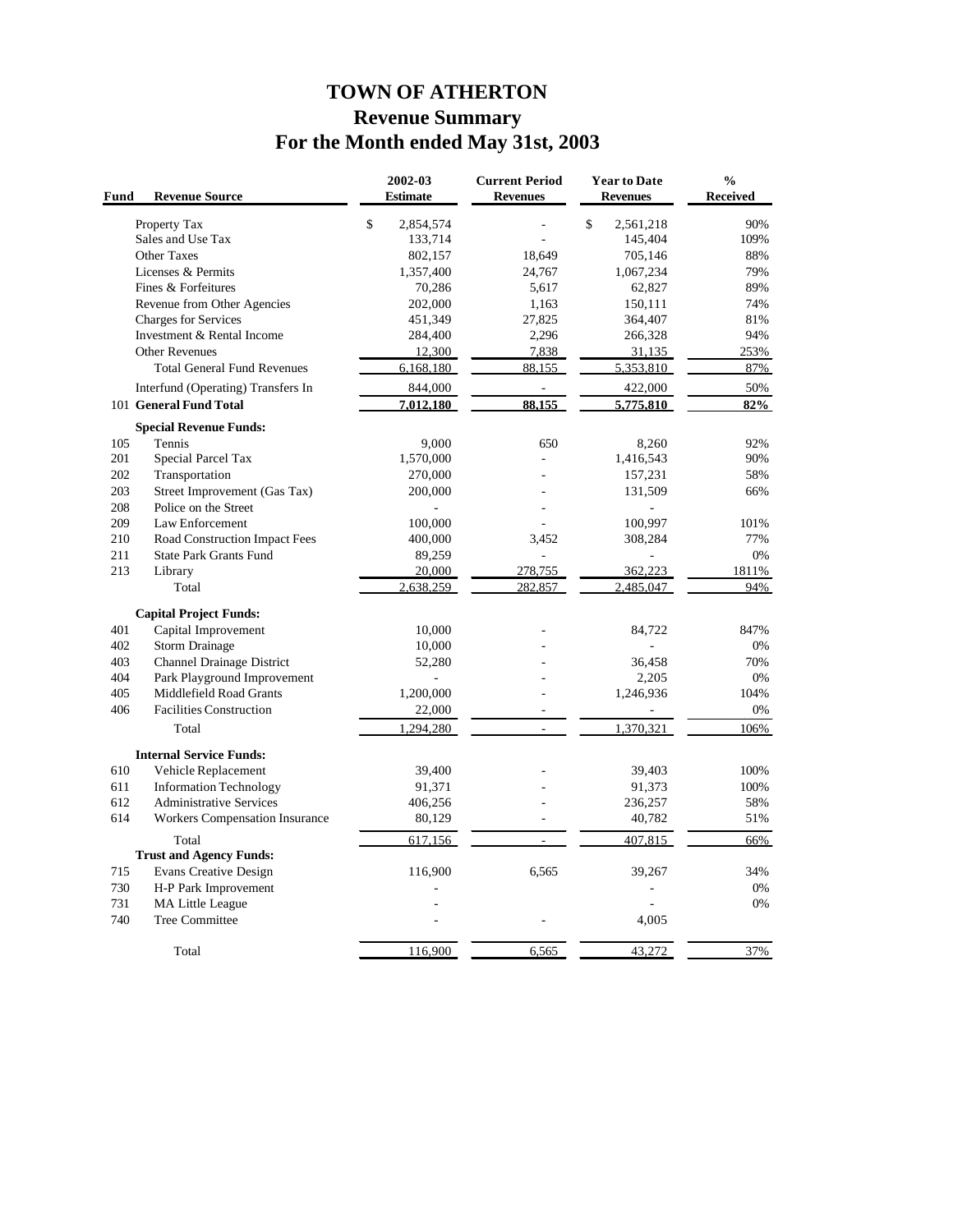# TOWN OF ATHERTON
## Revenue Summary
## For the Month ended May 31st, 2003

| Fund | Revenue Source | 2002-03 Estimate | Current Period Revenues | Year to Date Revenues | % Received |
|---|---|---|---|---|---|
| | Property Tax | $ 2,854,574 | - | $ 2,561,218 | 90% |
| | Sales and Use Tax | 133,714 | - | 145,404 | 109% |
| | Other Taxes | 802,157 | 18,649 | 705,146 | 88% |
| | Licenses & Permits | 1,357,400 | 24,767 | 1,067,234 | 79% |
| | Fines & Forfeitures | 70,286 | 5,617 | 62,827 | 89% |
| | Revenue from Other Agencies | 202,000 | 1,163 | 150,111 | 74% |
| | Charges for Services | 451,349 | 27,825 | 364,407 | 81% |
| | Investment & Rental Income | 284,400 | 2,296 | 266,328 | 94% |
| | Other Revenues | 12,300 | 7,838 | 31,135 | 253% |
| | Total General Fund Revenues | 6,168,180 | 88,155 | 5,353,810 | 87% |
| | Interfund (Operating) Transfers In | 844,000 | - | 422,000 | 50% |
| 101 | **General Fund Total** | **7,012,180** | **88,155** | **5,775,810** | **82%** |
| | **Special Revenue Funds:** | | | | |
| 105 | Tennis | 9,000 | 650 | 8,260 | 92% |
| 201 | Special Parcel Tax | 1,570,000 | - | 1,416,543 | 90% |
| 202 | Transportation | 270,000 | - | 157,231 | 58% |
| 203 | Street Improvement (Gas Tax) | 200,000 | - | 131,509 | 66% |
| 208 | Police on the Street | - | - | - | |
| 209 | Law Enforcement | 100,000 | - | 100,997 | 101% |
| 210 | Road Construction Impact Fees | 400,000 | 3,452 | 308,284 | 77% |
| 211 | State Park Grants Fund | 89,259 | - | - | 0% |
| 213 | Library | 20,000 | 278,755 | 362,223 | 1811% |
| | Total | 2,638,259 | 282,857 | 2,485,047 | 94% |
| | **Capital Project Funds:** | | | | |
| 401 | Capital Improvement | 10,000 | - | 84,722 | 847% |
| 402 | Storm Drainage | 10,000 | - | - | 0% |
| 403 | Channel Drainage District | 52,280 | - | 36,458 | 70% |
| 404 | Park Playground Improvement | - | - | 2,205 | 0% |
| 405 | Middlefield Road Grants | 1,200,000 | - | 1,246,936 | 104% |
| 406 | Facilities Construction | 22,000 | - | - | 0% |
| | Total | 1,294,280 | - | 1,370,321 | 106% |
| | **Internal Service Funds:** | | | | |
| 610 | Vehicle Replacement | 39,400 | - | 39,403 | 100% |
| 611 | Information Technology | 91,371 | - | 91,373 | 100% |
| 612 | Administrative Services | 406,256 | - | 236,257 | 58% |
| 614 | Workers Compensation Insurance | 80,129 | - | 40,782 | 51% |
| | Total | 617,156 | - | 407,815 | 66% |
| | **Trust and Agency Funds:** | | | | |
| 715 | Evans Creative Design | 116,900 | 6,565 | 39,267 | 34% |
| 730 | H-P Park Improvement | - | | - | 0% |
| 731 | MA Little League | - | | - | 0% |
| 740 | Tree Committee | - | - | 4,005 | |
| | Total | 116,900 | 6,565 | 43,272 | 37% |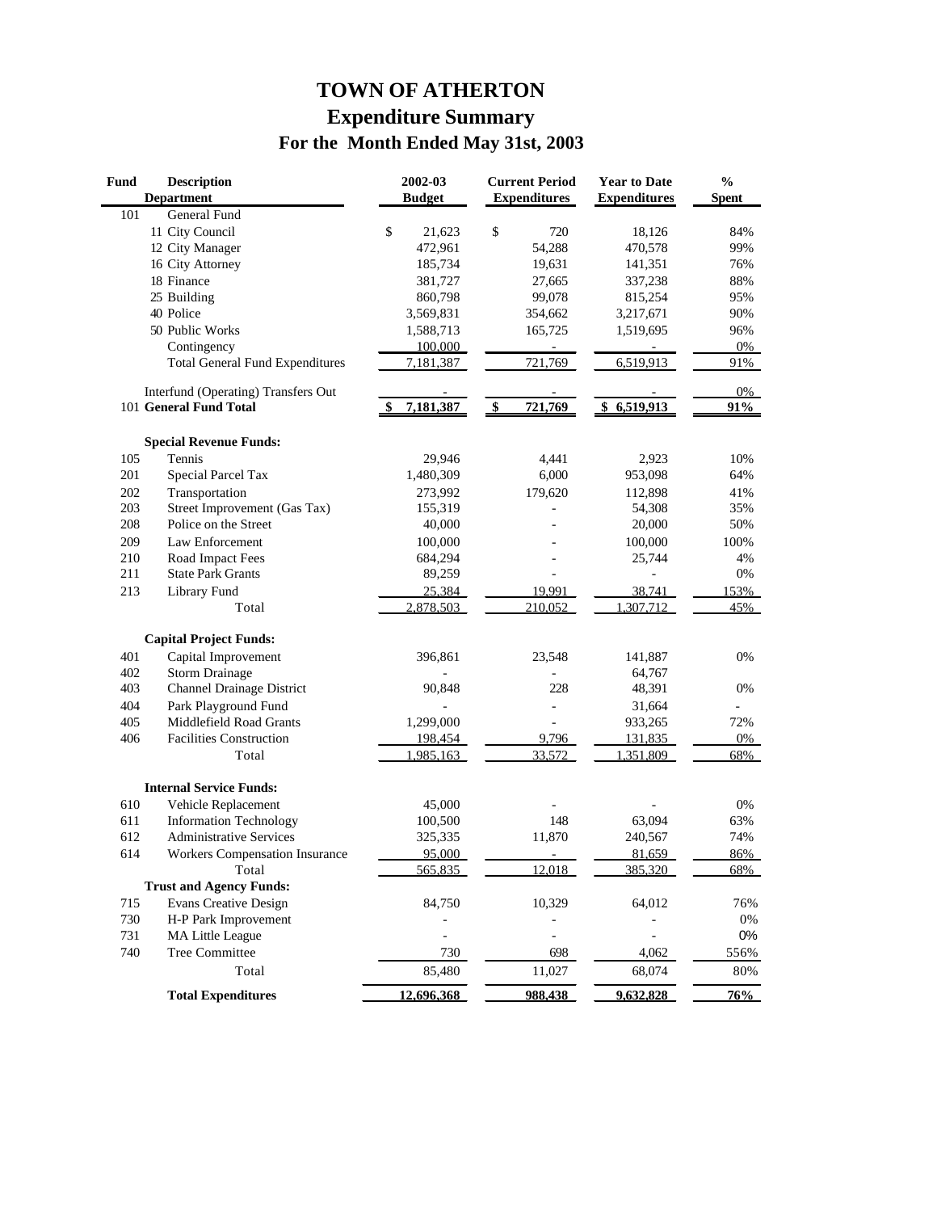# TOWN OF ATHERTON

## Expenditure Summary

### For the Month Ended May 31st, 2003

| Fund | Description / Department | 2002-03 Budget | Current Period Expenditures | Year to Date Expenditures | % Spent |
|---|---|---|---|---|---|
| 101 | General Fund | | | | |
| | 11 City Council | $ 21,623 | $ 720 | 18,126 | 84% |
| | 12 City Manager | 472,961 | 54,288 | 470,578 | 99% |
| | 16 City Attorney | 185,734 | 19,631 | 141,351 | 76% |
| | 18 Finance | 381,727 | 27,665 | 337,238 | 88% |
| | 25 Building | 860,798 | 99,078 | 815,254 | 95% |
| | 40 Police | 3,569,831 | 354,662 | 3,217,671 | 90% |
| | 50 Public Works | 1,588,713 | 165,725 | 1,519,695 | 96% |
| | Contingency | 100,000 | - | - | 0% |
| | Total General Fund Expenditures | 7,181,387 | 721,769 | 6,519,913 | 91% |
| | Interfund (Operating) Transfers Out | - | - | - | 0% |
| 101 | **General Fund Total** | **$ 7,181,387** | **$ 721,769** | **$ 6,519,913** | **91%** |
| | **Special Revenue Funds:** | | | | |
| 105 | Tennis | 29,946 | 4,441 | 2,923 | 10% |
| 201 | Special Parcel Tax | 1,480,309 | 6,000 | 953,098 | 64% |
| 202 | Transportation | 273,992 | 179,620 | 112,898 | 41% |
| 203 | Street Improvement (Gas Tax) | 155,319 | - | 54,308 | 35% |
| 208 | Police on the Street | 40,000 | - | 20,000 | 50% |
| 209 | Law Enforcement | 100,000 | - | 100,000 | 100% |
| 210 | Road Impact Fees | 684,294 | - | 25,744 | 4% |
| 211 | State Park Grants | 89,259 | - | - | 0% |
| 213 | Library Fund | 25,384 | 19,991 | 38,741 | 153% |
| | Total | 2,878,503 | 210,052 | 1,307,712 | 45% |
| | **Capital Project Funds:** | | | | |
| 401 | Capital Improvement | 396,861 | 23,548 | 141,887 | 0% |
| 402 | Storm Drainage | - | - | 64,767 | |
| 403 | Channel Drainage District | 90,848 | 228 | 48,391 | 0% |
| 404 | Park Playground Fund | - | - | 31,664 | - |
| 405 | Middlefield Road Grants | 1,299,000 | - | 933,265 | 72% |
| 406 | Facilities Construction | 198,454 | 9,796 | 131,835 | 0% |
| | Total | 1,985,163 | 33,572 | 1,351,809 | 68% |
| | **Internal Service Funds:** | | | | |
| 610 | Vehicle Replacement | 45,000 | - | - | 0% |
| 611 | Information Technology | 100,500 | 148 | 63,094 | 63% |
| 612 | Administrative Services | 325,335 | 11,870 | 240,567 | 74% |
| 614 | Workers Compensation Insurance | 95,000 | - | 81,659 | 86% |
| | Total | 565,835 | 12,018 | 385,320 | 68% |
| | **Trust and Agency Funds:** | | | | |
| 715 | Evans Creative Design | 84,750 | 10,329 | 64,012 | 76% |
| 730 | H-P Park Improvement | - | - | - | 0% |
| 731 | MA Little League | - | - | - | 0% |
| 740 | Tree Committee | 730 | 698 | 4,062 | 556% |
| | Total | 85,480 | 11,027 | 68,074 | 80% |
| | **Total Expenditures** | **12,696,368** | **988,438** | **9,632,828** | **76%** |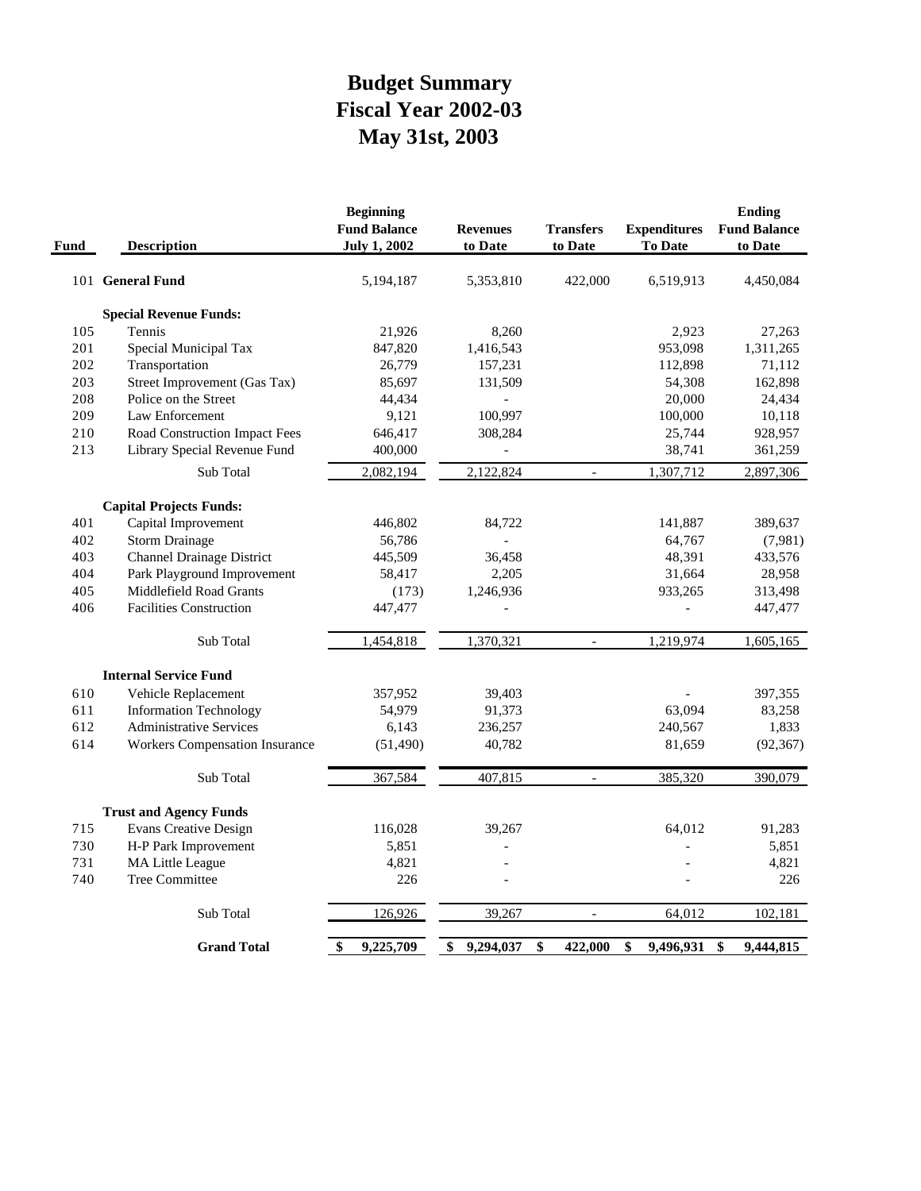# Budget Summary
# Fiscal Year 2002-03
# May 31st, 2003

| Fund | Description | Beginning Fund Balance July 1, 2002 | Revenues to Date | Transfers to Date | Expenditures To Date | Ending Fund Balance to Date |
|---|---|---|---|---|---|---|
| 101 | **General Fund** | 5,194,187 | 5,353,810 | 422,000 | 6,519,913 | 4,450,084 |
| | **Special Revenue Funds:** | | | | | |
| 105 | Tennis | 21,926 | 8,260 | | 2,923 | 27,263 |
| 201 | Special Municipal Tax | 847,820 | 1,416,543 | | 953,098 | 1,311,265 |
| 202 | Transportation | 26,779 | 157,231 | | 112,898 | 71,112 |
| 203 | Street Improvement (Gas Tax) | 85,697 | 131,509 | | 54,308 | 162,898 |
| 208 | Police on the Street | 44,434 | - | | 20,000 | 24,434 |
| 209 | Law Enforcement | 9,121 | 100,997 | | 100,000 | 10,118 |
| 210 | Road Construction Impact Fees | 646,417 | 308,284 | | 25,744 | 928,957 |
| 213 | Library Special Revenue Fund | 400,000 | - | | 38,741 | 361,259 |
| | Sub Total | 2,082,194 | 2,122,824 | - | 1,307,712 | 2,897,306 |
| | **Capital Projects Funds:** | | | | | |
| 401 | Capital Improvement | 446,802 | 84,722 | | 141,887 | 389,637 |
| 402 | Storm Drainage | 56,786 | - | | 64,767 | (7,981) |
| 403 | Channel Drainage District | 445,509 | 36,458 | | 48,391 | 433,576 |
| 404 | Park Playground Improvement | 58,417 | 2,205 | | 31,664 | 28,958 |
| 405 | Middlefield Road Grants | (173) | 1,246,936 | | 933,265 | 313,498 |
| 406 | Facilities Construction | 447,477 | - | | - | 447,477 |
| | Sub Total | 1,454,818 | 1,370,321 | - | 1,219,974 | 1,605,165 |
| | **Internal Service Fund** | | | | | |
| 610 | Vehicle Replacement | 357,952 | 39,403 | | - | 397,355 |
| 611 | Information Technology | 54,979 | 91,373 | | 63,094 | 83,258 |
| 612 | Administrative Services | 6,143 | 236,257 | | 240,567 | 1,833 |
| 614 | Workers Compensation Insurance | (51,490) | 40,782 | | 81,659 | (92,367) |
| | Sub Total | 367,584 | 407,815 | - | 385,320 | 390,079 |
| | **Trust and Agency Funds** | | | | | |
| 715 | Evans Creative Design | 116,028 | 39,267 | | 64,012 | 91,283 |
| 730 | H-P Park Improvement | 5,851 | - | | - | 5,851 |
| 731 | MA Little League | 4,821 | - | | - | 4,821 |
| 740 | Tree Committee | 226 | - | | - | 226 |
| | Sub Total | 126,926 | 39,267 | - | 64,012 | 102,181 |
| | **Grand Total** | **$ 9,225,709** | **$ 9,294,037** | **$ 422,000** | **$ 9,496,931** | **$ 9,444,815** |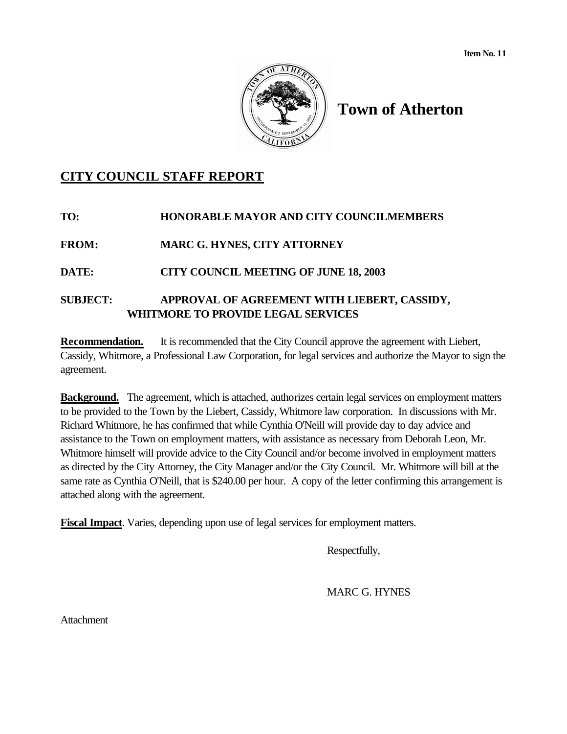Item No. 11

# Town of Atherton

## CITY COUNCIL STAFF REPORT

**TO:** HONORABLE MAYOR AND CITY COUNCILMEMBERS

**FROM:** MARC G. HYNES, CITY ATTORNEY

**DATE:** CITY COUNCIL MEETING OF JUNE 18, 2003

**SUBJECT:** APPROVAL OF AGREEMENT WITH LIEBERT, CASSIDY, WHITMORE TO PROVIDE LEGAL SERVICES

**Recommendation.** It is recommended that the City Council approve the agreement with Liebert, Cassidy, Whitmore, a Professional Law Corporation, for legal services and authorize the Mayor to sign the agreement.

**Background.** The agreement, which is attached, authorizes certain legal services on employment matters to be provided to the Town by the Liebert, Cassidy, Whitmore law corporation. In discussions with Mr. Richard Whitmore, he has confirmed that while Cynthia O'Neill will provide day to day advice and assistance to the Town on employment matters, with assistance as necessary from Deborah Leon, Mr. Whitmore himself will provide advice to the City Council and/or become involved in employment matters as directed by the City Attorney, the City Manager and/or the City Council. Mr. Whitmore will bill at the same rate as Cynthia O'Neill, that is $240.00 per hour. A copy of the letter confirming this arrangement is attached along with the agreement.

**Fiscal Impact**. Varies, depending upon use of legal services for employment matters.

Respectfully,

MARC G. HYNES

Attachment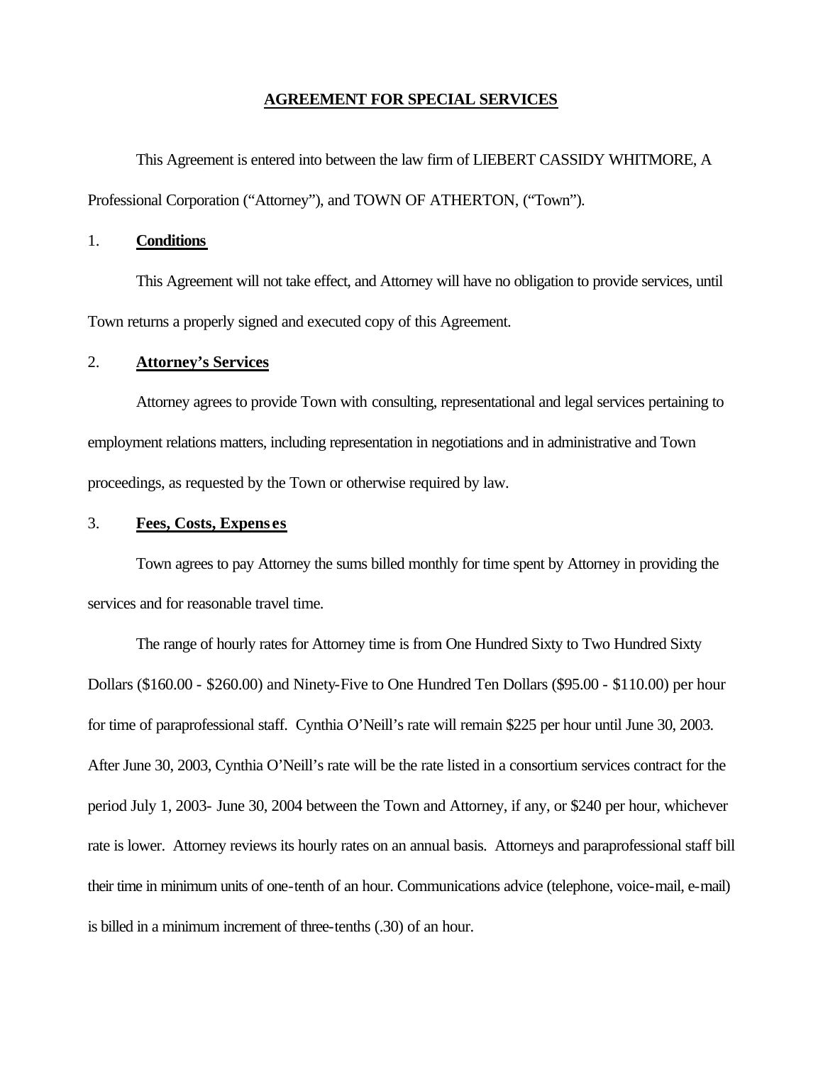# AGREEMENT FOR SPECIAL SERVICES

This Agreement is entered into between the law firm of LIEBERT CASSIDY WHITMORE, A Professional Corporation ("Attorney"), and TOWN OF ATHERTON, ("Town").

1. **Conditions**

This Agreement will not take effect, and Attorney will have no obligation to provide services, until Town returns a properly signed and executed copy of this Agreement.

2. **Attorney's Services**

Attorney agrees to provide Town with consulting, representational and legal services pertaining to employment relations matters, including representation in negotiations and in administrative and Town proceedings, as requested by the Town or otherwise required by law.

3. **Fees, Costs, Expenses**

Town agrees to pay Attorney the sums billed monthly for time spent by Attorney in providing the services and for reasonable travel time.

The range of hourly rates for Attorney time is from One Hundred Sixty to Two Hundred Sixty Dollars ($160.00 - $260.00) and Ninety-Five to One Hundred Ten Dollars ($95.00 - $110.00) per hour for time of paraprofessional staff. Cynthia O'Neill's rate will remain $225 per hour until June 30, 2003. After June 30, 2003, Cynthia O'Neill's rate will be the rate listed in a consortium services contract for the period July 1, 2003- June 30, 2004 between the Town and Attorney, if any, or $240 per hour, whichever rate is lower. Attorney reviews its hourly rates on an annual basis. Attorneys and paraprofessional staff bill their time in minimum units of one-tenth of an hour. Communications advice (telephone, voice-mail, e-mail) is billed in a minimum increment of three-tenths (.30) of an hour.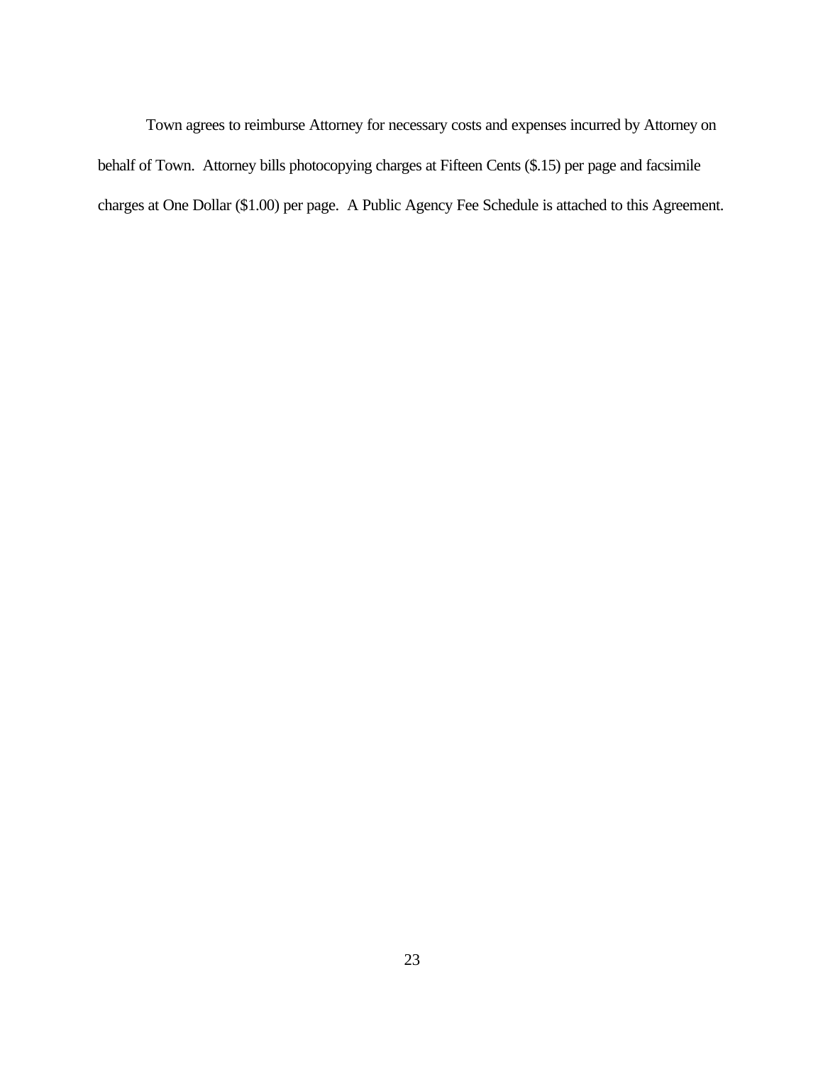Town agrees to reimburse Attorney for necessary costs and expenses incurred by Attorney on behalf of Town. Attorney bills photocopying charges at Fifteen Cents ($.15) per page and facsimile charges at One Dollar ($1.00) per page. A Public Agency Fee Schedule is attached to this Agreement.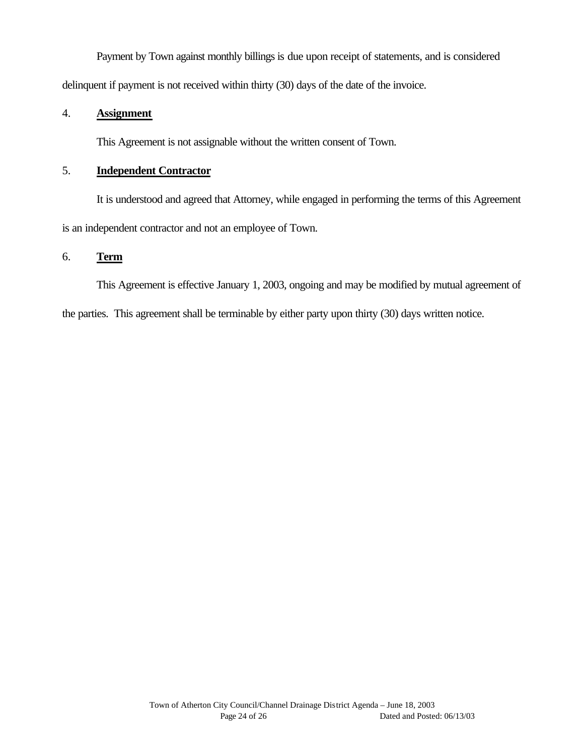Payment by Town against monthly billings is due upon receipt of statements, and is considered delinquent if payment is not received within thirty (30) days of the date of the invoice.

4. **Assignment**

This Agreement is not assignable without the written consent of Town.

5. **Independent Contractor**

It is understood and agreed that Attorney, while engaged in performing the terms of this Agreement is an independent contractor and not an employee of Town.

6. **Term**

This Agreement is effective January 1, 2003, ongoing and may be modified by mutual agreement of the parties. This agreement shall be terminable by either party upon thirty (30) days written notice.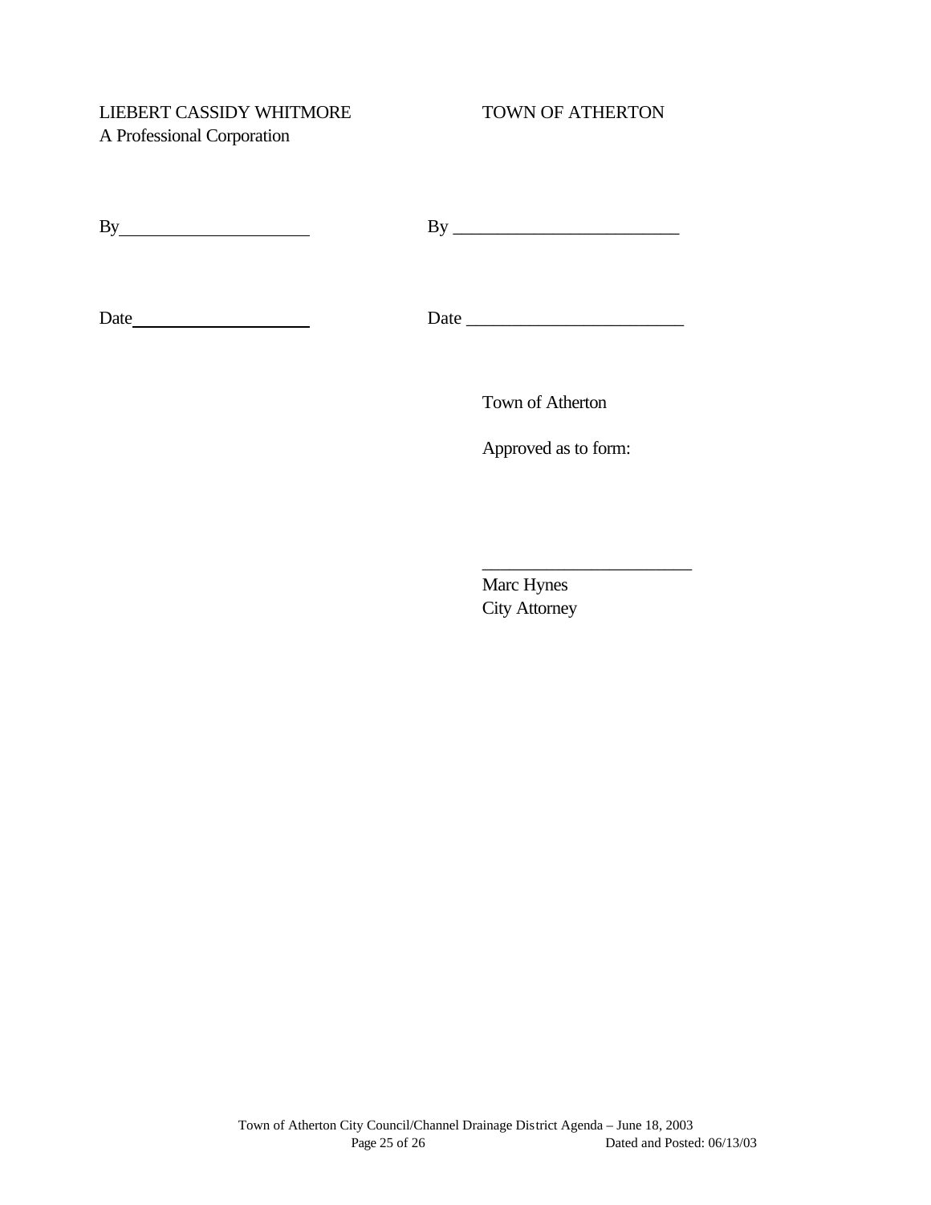| LIEBERT CASSIDY WHITMORE<br>A Professional Corporation | TOWN OF ATHERTON |
|---|---|
| By____________________ | By ________________________ |
| Date____________________ | Date _______________________ |

Town of Atherton

Approved as to form:

________________________
Marc Hynes
City Attorney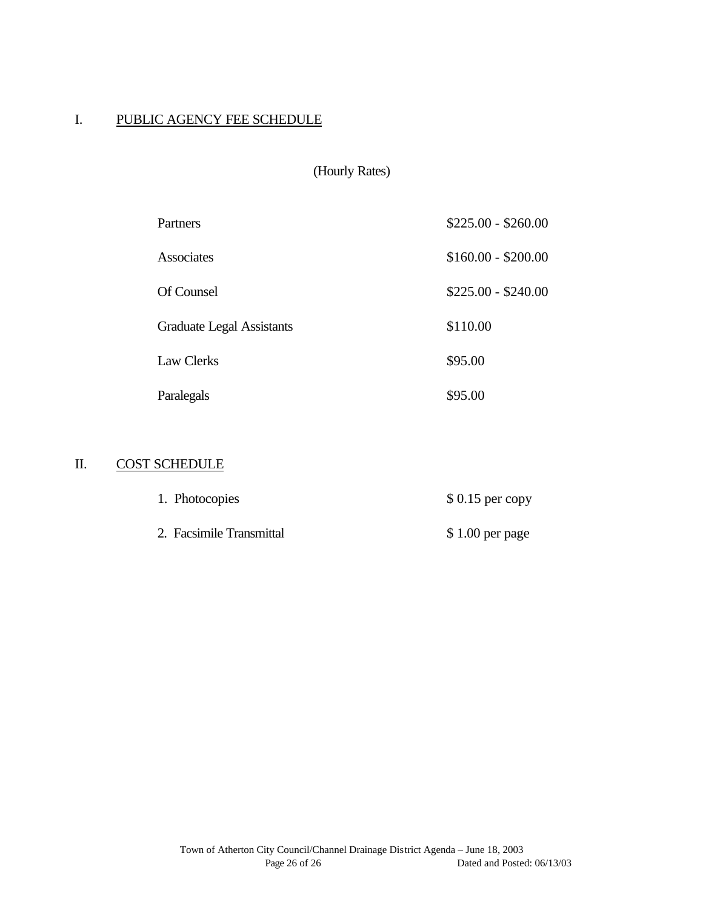## I. PUBLIC AGENCY FEE SCHEDULE

(Hourly Rates)

| | |
|---|---|
| Partners | \$225.00 - \$260.00 |
| Associates | \$160.00 - \$200.00 |
| Of Counsel | \$225.00 - \$240.00 |
| Graduate Legal Assistants | \$110.00 |
| Law Clerks | \$95.00 |
| Paralegals | \$95.00 |

## II. COST SCHEDULE

| | |
|---|---|
| 1. Photocopies | \$ 0.15 per copy |
| 2. Facsimile Transmittal | \$ 1.00 per page |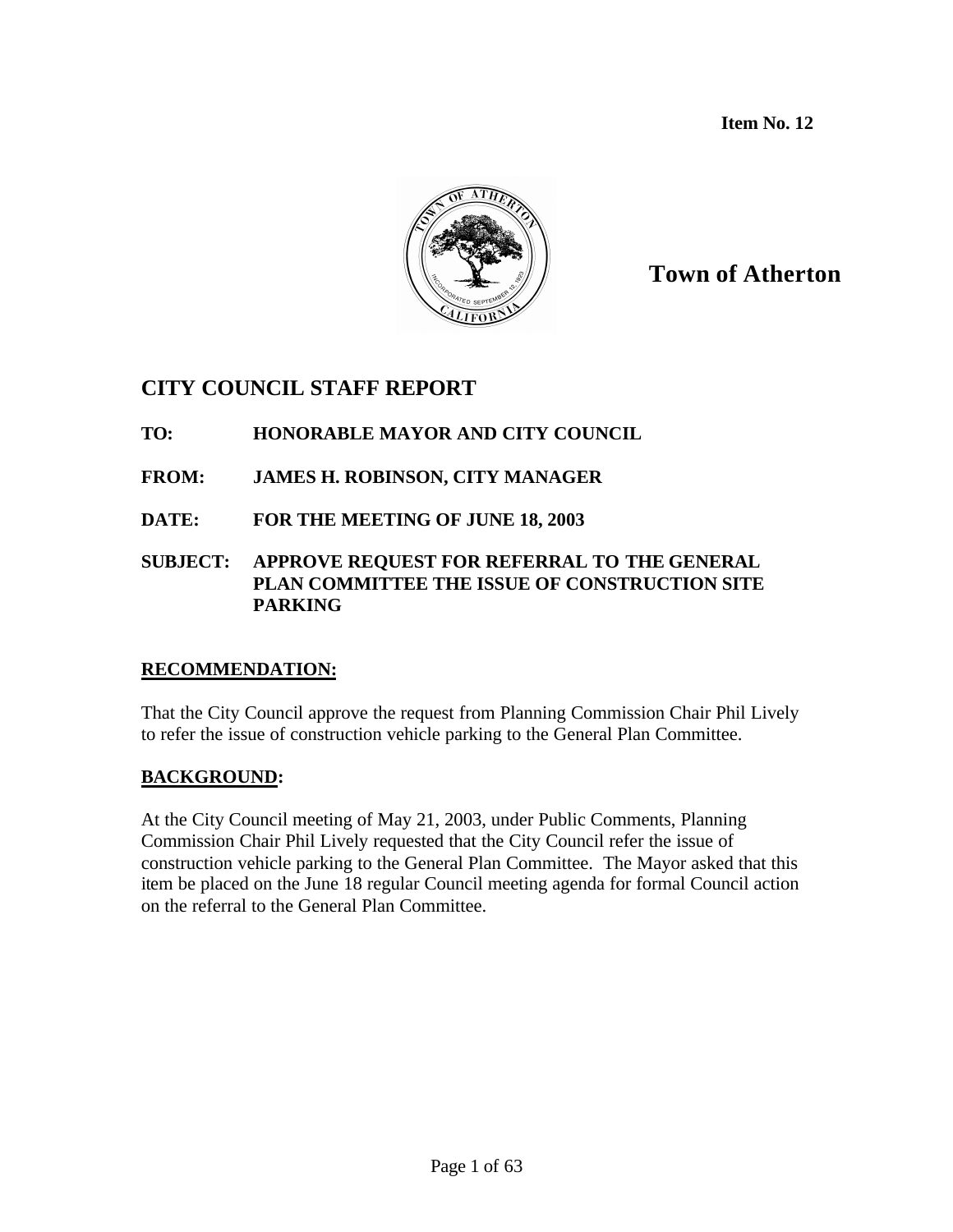**Item No. 12**

**Town of Atherton**

## CITY COUNCIL STAFF REPORT

**TO:** **HONORABLE MAYOR AND CITY COUNCIL**

**FROM:** **JAMES H. ROBINSON, CITY MANAGER**

**DATE:** **FOR THE MEETING OF JUNE 18, 2003**

**SUBJECT:** **APPROVE REQUEST FOR REFERRAL TO THE GENERAL PLAN COMMITTEE THE ISSUE OF CONSTRUCTION SITE PARKING**

### RECOMMENDATION:

That the City Council approve the request from Planning Commission Chair Phil Lively to refer the issue of construction vehicle parking to the General Plan Committee.

### BACKGROUND:

At the City Council meeting of May 21, 2003, under Public Comments, Planning Commission Chair Phil Lively requested that the City Council refer the issue of construction vehicle parking to the General Plan Committee. The Mayor asked that this item be placed on the June 18 regular Council meeting agenda for formal Council action on the referral to the General Plan Committee.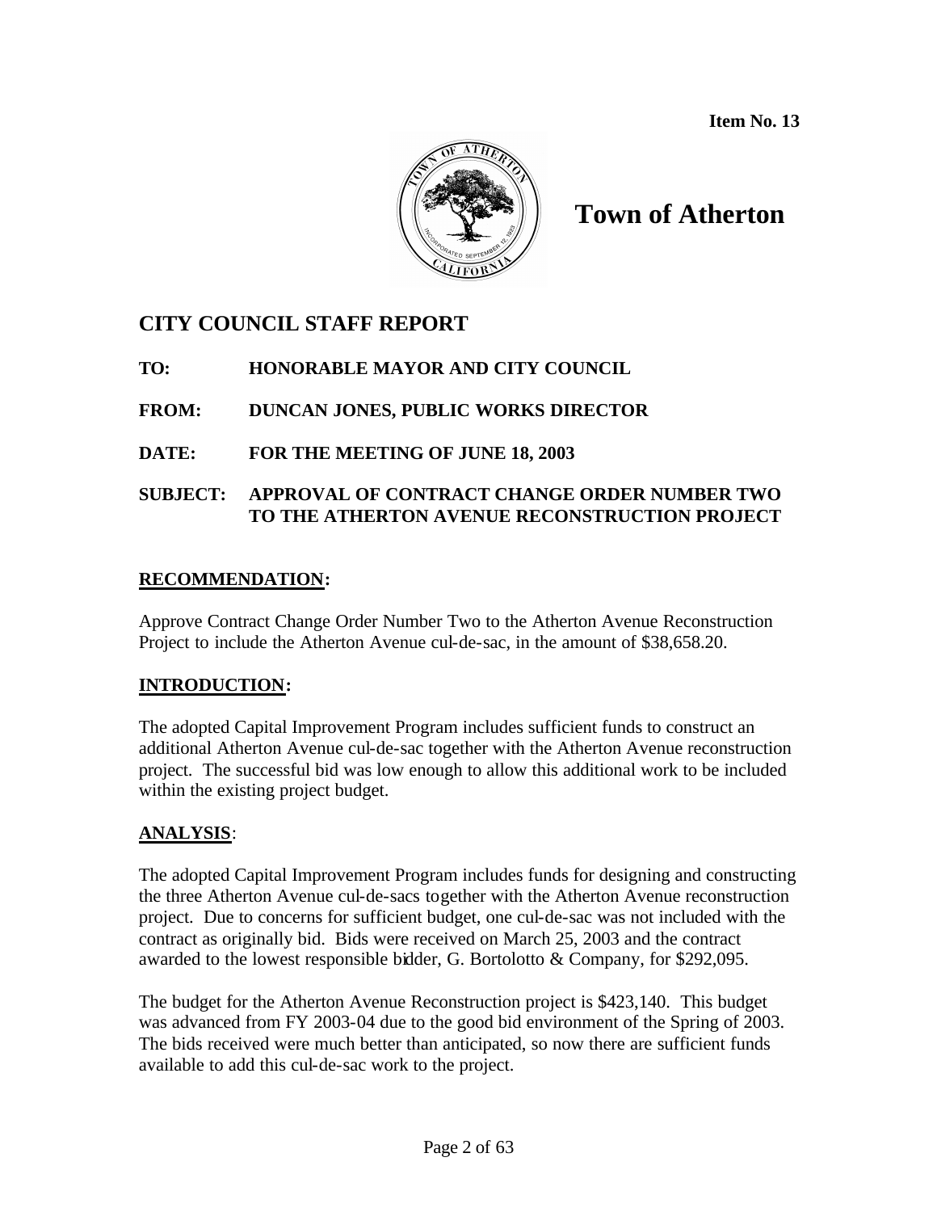Item No. 13

# Town of Atherton

## CITY COUNCIL STAFF REPORT

**TO:** HONORABLE MAYOR AND CITY COUNCIL

**FROM:** DUNCAN JONES, PUBLIC WORKS DIRECTOR

**DATE:** FOR THE MEETING OF JUNE 18, 2003

**SUBJECT:** APPROVAL OF CONTRACT CHANGE ORDER NUMBER TWO TO THE ATHERTON AVENUE RECONSTRUCTION PROJECT

### RECOMMENDATION:

Approve Contract Change Order Number Two to the Atherton Avenue Reconstruction Project to include the Atherton Avenue cul-de-sac, in the amount of $38,658.20.

### INTRODUCTION:

The adopted Capital Improvement Program includes sufficient funds to construct an additional Atherton Avenue cul-de-sac together with the Atherton Avenue reconstruction project. The successful bid was low enough to allow this additional work to be included within the existing project budget.

### ANALYSIS:

The adopted Capital Improvement Program includes funds for designing and constructing the three Atherton Avenue cul-de-sacs together with the Atherton Avenue reconstruction project. Due to concerns for sufficient budget, one cul-de-sac was not included with the contract as originally bid. Bids were received on March 25, 2003 and the contract awarded to the lowest responsible bidder, G. Bortolotto & Company, for $292,095.

The budget for the Atherton Avenue Reconstruction project is $423,140. This budget was advanced from FY 2003-04 due to the good bid environment of the Spring of 2003. The bids received were much better than anticipated, so now there are sufficient funds available to add this cul-de-sac work to the project.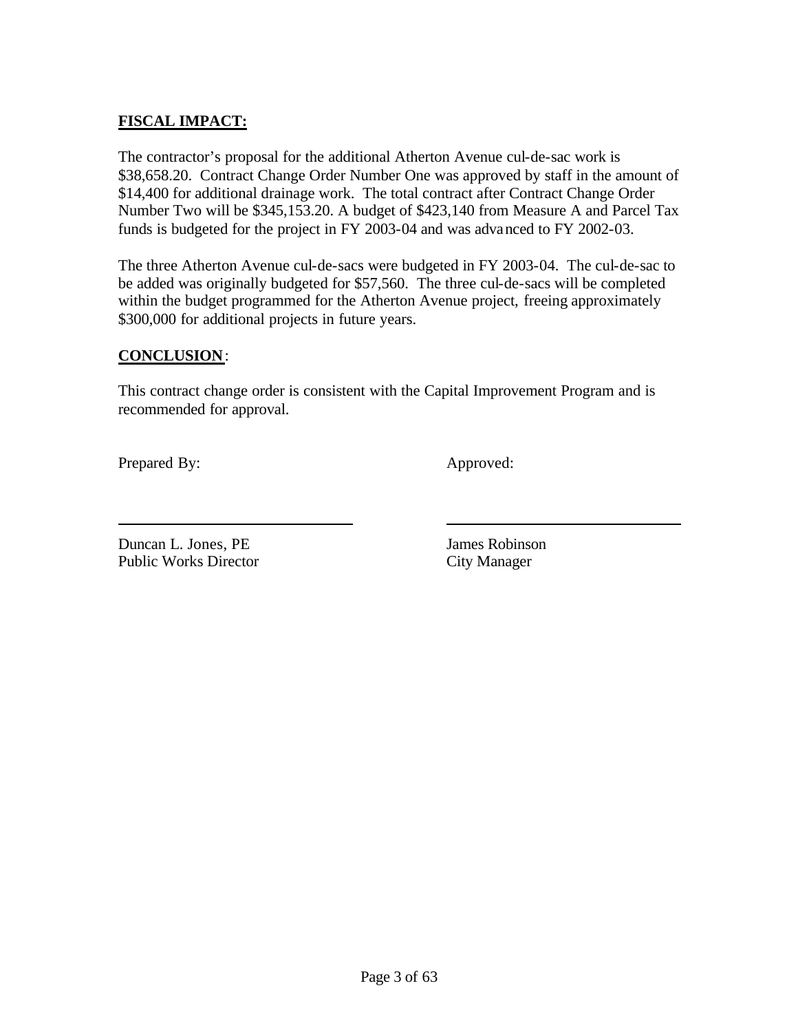**FISCAL IMPACT:**

The contractor's proposal for the additional Atherton Avenue cul-de-sac work is $38,658.20. Contract Change Order Number One was approved by staff in the amount of $14,400 for additional drainage work. The total contract after Contract Change Order Number Two will be $345,153.20. A budget of $423,140 from Measure A and Parcel Tax funds is budgeted for the project in FY 2003-04 and was advanced to FY 2002-03.

The three Atherton Avenue cul-de-sacs were budgeted in FY 2003-04. The cul-de-sac to be added was originally budgeted for $57,560. The three cul-de-sacs will be completed within the budget programmed for the Atherton Avenue project, freeing approximately $300,000 for additional projects in future years.

**CONCLUSION**:

This contract change order is consistent with the Capital Improvement Program and is recommended for approval.

Prepared By:

Duncan L. Jones, PE
Public Works Director

Approved:

James Robinson
City Manager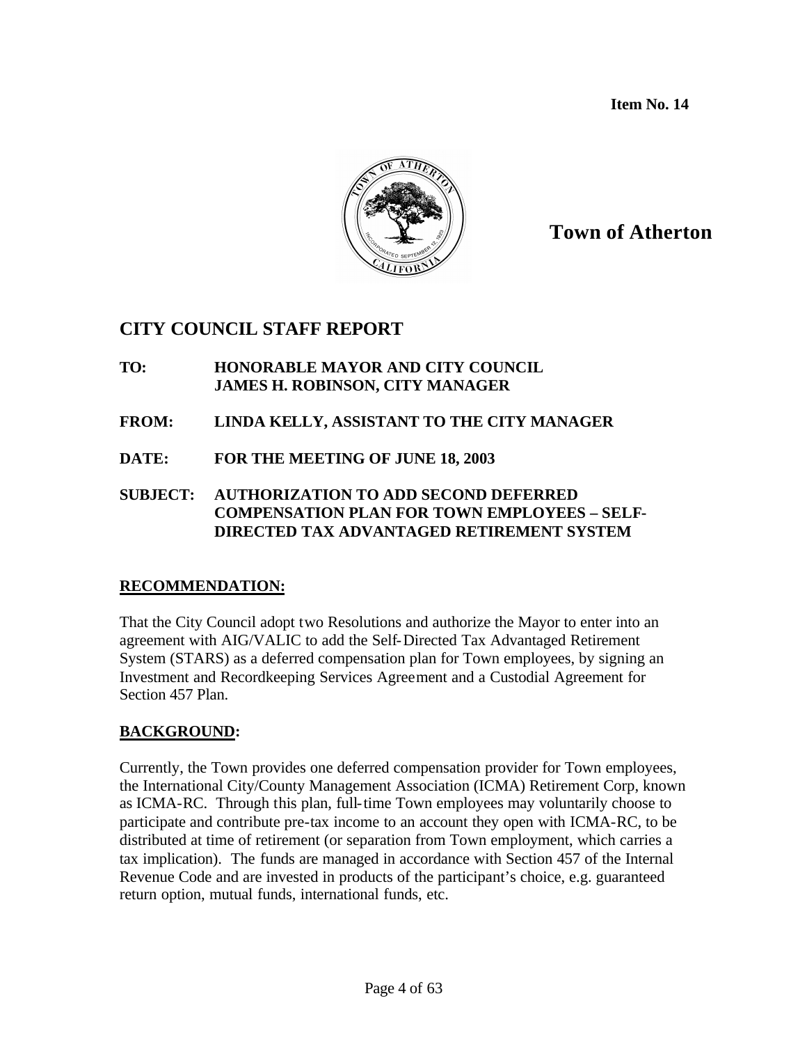**Item No. 14**

**Town of Atherton**

## CITY COUNCIL STAFF REPORT

**TO:** **HONORABLE MAYOR AND CITY COUNCIL**
**JAMES H. ROBINSON, CITY MANAGER**

**FROM:** **LINDA KELLY, ASSISTANT TO THE CITY MANAGER**

**DATE:** **FOR THE MEETING OF JUNE 18, 2003**

**SUBJECT:** **AUTHORIZATION TO ADD SECOND DEFERRED COMPENSATION PLAN FOR TOWN EMPLOYEES – SELF-DIRECTED TAX ADVANTAGED RETIREMENT SYSTEM**

### RECOMMENDATION:

That the City Council adopt two Resolutions and authorize the Mayor to enter into an agreement with AIG/VALIC to add the Self-Directed Tax Advantaged Retirement System (STARS) as a deferred compensation plan for Town employees, by signing an Investment and Recordkeeping Services Agreement and a Custodial Agreement for Section 457 Plan.

### BACKGROUND:

Currently, the Town provides one deferred compensation provider for Town employees, the International City/County Management Association (ICMA) Retirement Corp, known as ICMA-RC. Through this plan, full-time Town employees may voluntarily choose to participate and contribute pre-tax income to an account they open with ICMA-RC, to be distributed at time of retirement (or separation from Town employment, which carries a tax implication). The funds are managed in accordance with Section 457 of the Internal Revenue Code and are invested in products of the participant's choice, e.g. guaranteed return option, mutual funds, international funds, etc.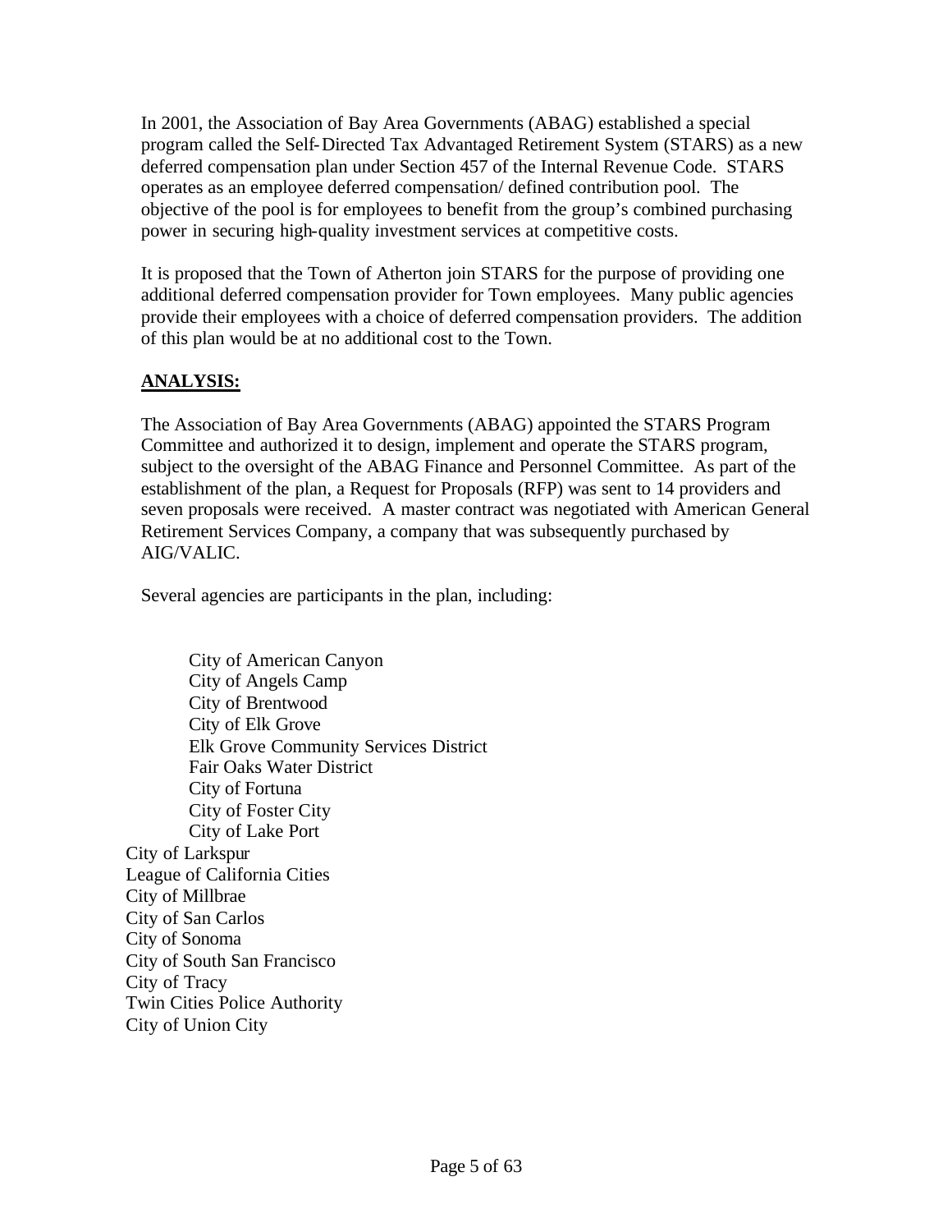In 2001, the Association of Bay Area Governments (ABAG) established a special program called the Self-Directed Tax Advantaged Retirement System (STARS) as a new deferred compensation plan under Section 457 of the Internal Revenue Code. STARS operates as an employee deferred compensation/ defined contribution pool. The objective of the pool is for employees to benefit from the group's combined purchasing power in securing high-quality investment services at competitive costs.

It is proposed that the Town of Atherton join STARS for the purpose of providing one additional deferred compensation provider for Town employees. Many public agencies provide their employees with a choice of deferred compensation providers. The addition of this plan would be at no additional cost to the Town.

**ANALYSIS:**

The Association of Bay Area Governments (ABAG) appointed the STARS Program Committee and authorized it to design, implement and operate the STARS program, subject to the oversight of the ABAG Finance and Personnel Committee. As part of the establishment of the plan, a Request for Proposals (RFP) was sent to 14 providers and seven proposals were received. A master contract was negotiated with American General Retirement Services Company, a company that was subsequently purchased by AIG/VALIC.

Several agencies are participants in the plan, including:

City of American Canyon
City of Angels Camp
City of Brentwood
City of Elk Grove
Elk Grove Community Services District
Fair Oaks Water District
City of Fortuna
City of Foster City
City of Lake Port
City of Larkspur
League of California Cities
City of Millbrae
City of San Carlos
City of Sonoma
City of South San Francisco
City of Tracy
Twin Cities Police Authority
City of Union City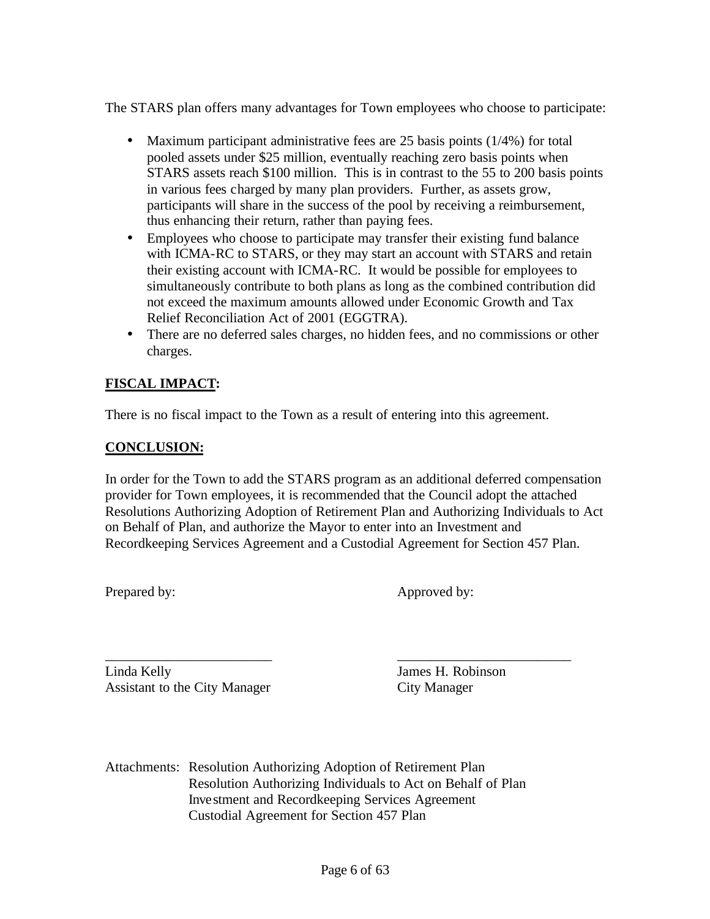The STARS plan offers many advantages for Town employees who choose to participate:

- Maximum participant administrative fees are 25 basis points (1/4%) for total pooled assets under $25 million, eventually reaching zero basis points when STARS assets reach $100 million. This is in contrast to the 55 to 200 basis points in various fees charged by many plan providers. Further, as assets grow, participants will share in the success of the pool by receiving a reimbursement, thus enhancing their return, rather than paying fees.
- Employees who choose to participate may transfer their existing fund balance with ICMA-RC to STARS, or they may start an account with STARS and retain their existing account with ICMA-RC. It would be possible for employees to simultaneously contribute to both plans as long as the combined contribution did not exceed the maximum amounts allowed under Economic Growth and Tax Relief Reconciliation Act of 2001 (EGGTRA).
- There are no deferred sales charges, no hidden fees, and no commissions or other charges.

**FISCAL IMPACT:**

There is no fiscal impact to the Town as a result of entering into this agreement.

**CONCLUSION:**

In order for the Town to add the STARS program as an additional deferred compensation provider for Town employees, it is recommended that the Council adopt the attached Resolutions Authorizing Adoption of Retirement Plan and Authorizing Individuals to Act on Behalf of Plan, and authorize the Mayor to enter into an Investment and Recordkeeping Services Agreement and a Custodial Agreement for Section 457 Plan.

Prepared by:

\_\_\_\_\_\_\_\_\_\_\_\_\_\_\_\_\_\_\_\_\_\_\_\_
Linda Kelly
Assistant to the City Manager

Approved by:

\_\_\_\_\_\_\_\_\_\_\_\_\_\_\_\_\_\_\_\_\_\_\_\_
James H. Robinson
City Manager

Attachments: Resolution Authorizing Adoption of Retirement Plan
Resolution Authorizing Individuals to Act on Behalf of Plan
Investment and Recordkeeping Services Agreement
Custodial Agreement for Section 457 Plan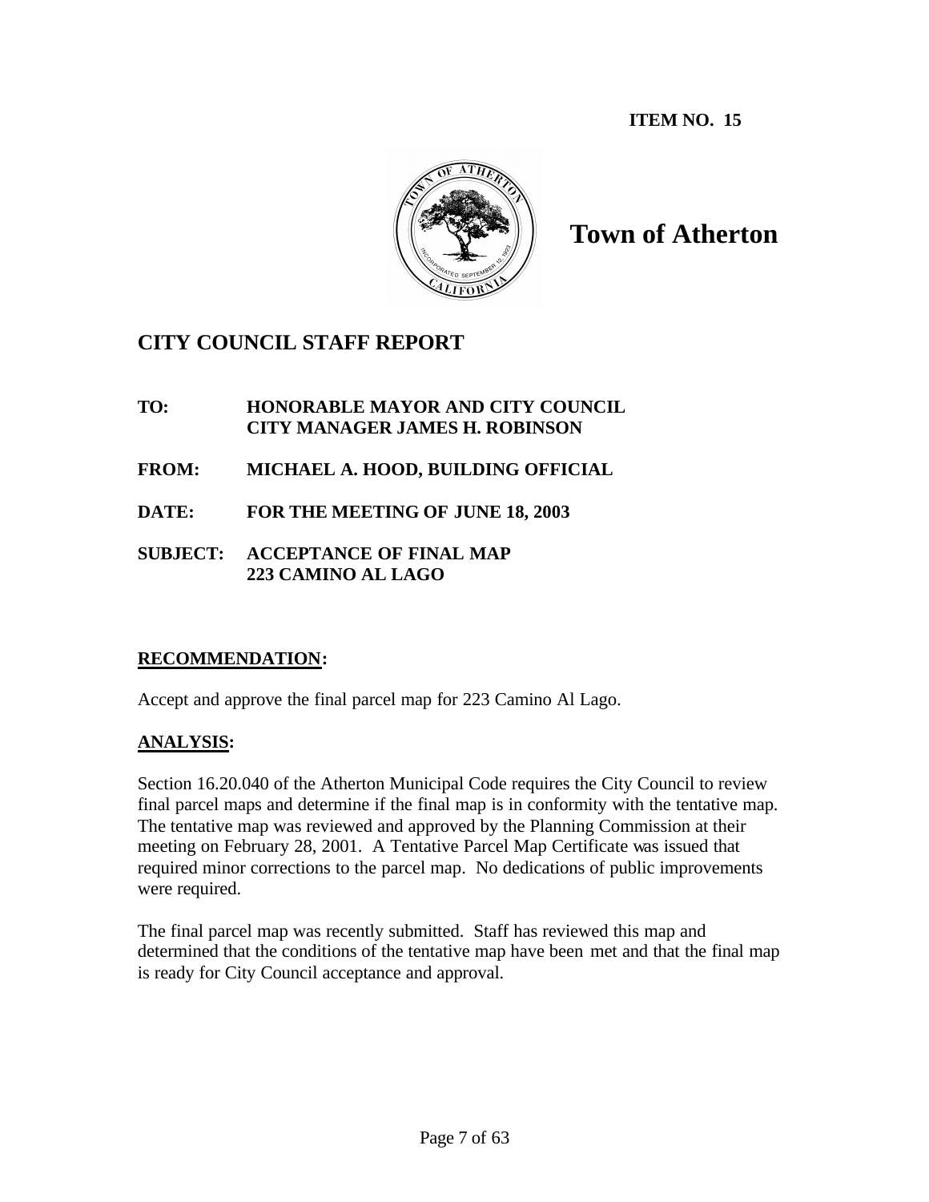**ITEM NO. 15**

# Town of Atherton

## CITY COUNCIL STAFF REPORT

**TO:** HONORABLE MAYOR AND CITY COUNCIL
CITY MANAGER JAMES H. ROBINSON

**FROM:** MICHAEL A. HOOD, BUILDING OFFICIAL

**DATE:** FOR THE MEETING OF JUNE 18, 2003

**SUBJECT:** ACCEPTANCE OF FINAL MAP
223 CAMINO AL LAGO

### RECOMMENDATION:

Accept and approve the final parcel map for 223 Camino Al Lago.

### ANALYSIS:

Section 16.20.040 of the Atherton Municipal Code requires the City Council to review final parcel maps and determine if the final map is in conformity with the tentative map. The tentative map was reviewed and approved by the Planning Commission at their meeting on February 28, 2001. A Tentative Parcel Map Certificate was issued that required minor corrections to the parcel map. No dedications of public improvements were required.

The final parcel map was recently submitted. Staff has reviewed this map and determined that the conditions of the tentative map have been met and that the final map is ready for City Council acceptance and approval.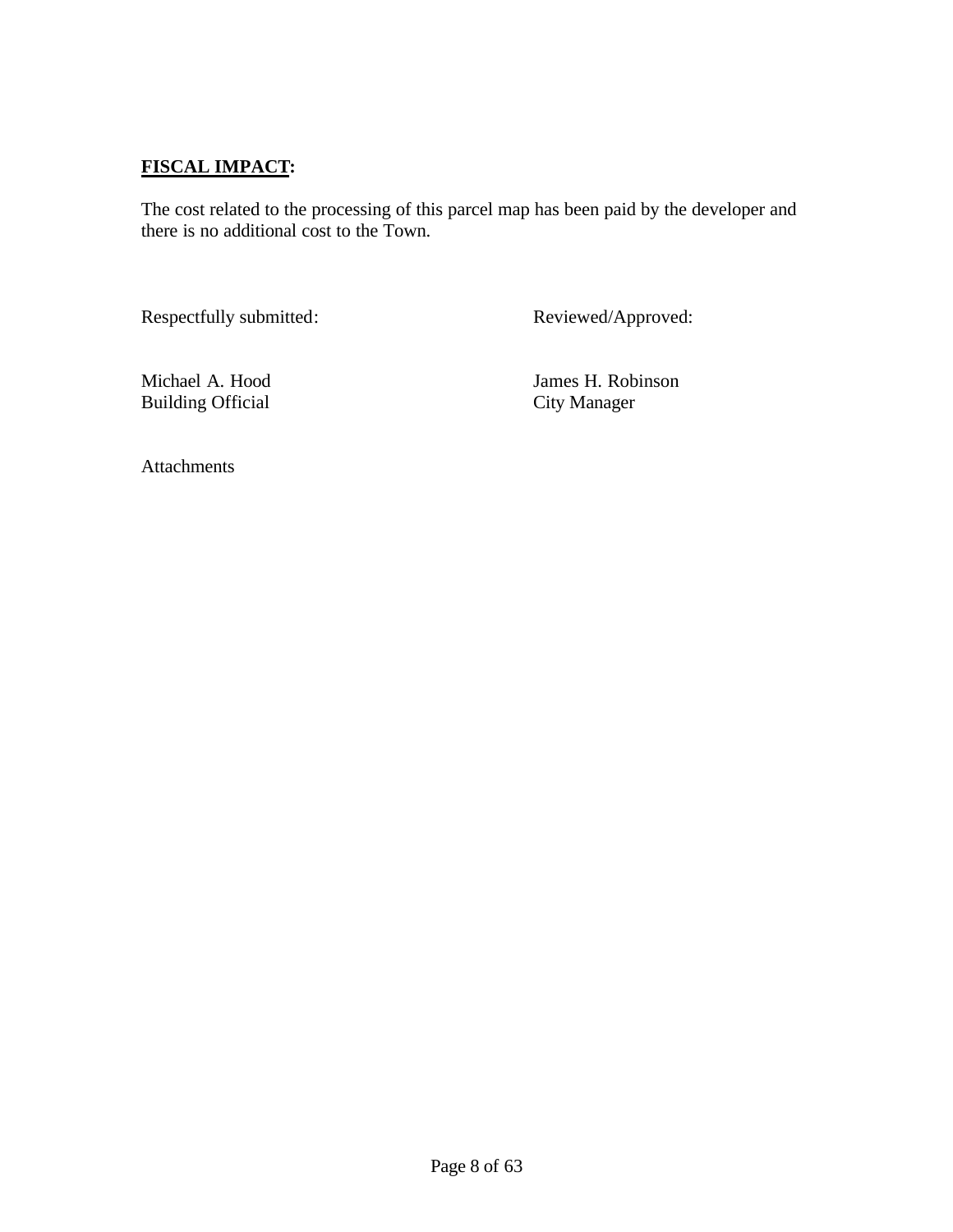**FISCAL IMPACT:**

The cost related to the processing of this parcel map has been paid by the developer and there is no additional cost to the Town.

Respectfully submitted:

Michael A. Hood
Building Official

Reviewed/Approved:

James H. Robinson
City Manager

Attachments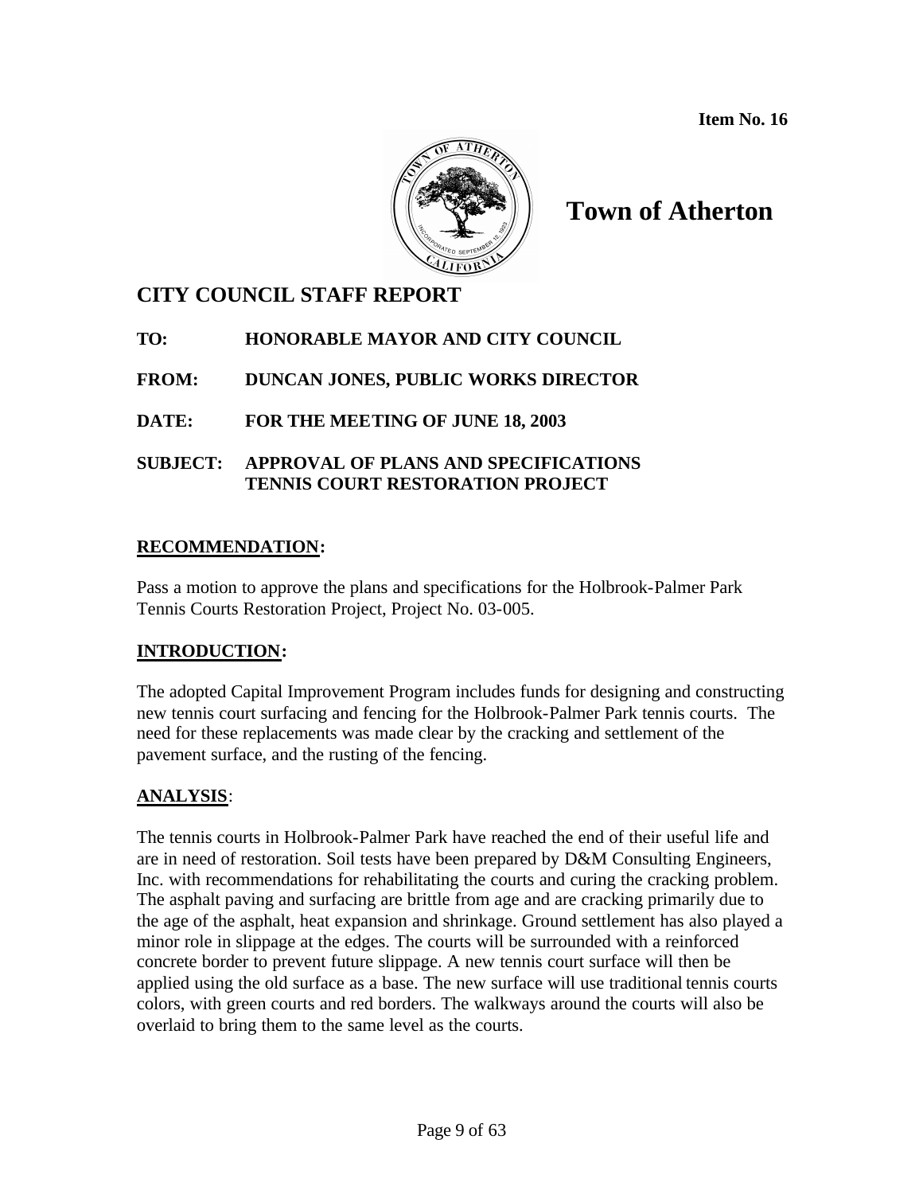**Item No. 16**

# Town of Atherton

## CITY COUNCIL STAFF REPORT

**TO:** HONORABLE MAYOR AND CITY COUNCIL

**FROM:** DUNCAN JONES, PUBLIC WORKS DIRECTOR

**DATE:** FOR THE MEETING OF JUNE 18, 2003

**SUBJECT:** APPROVAL OF PLANS AND SPECIFICATIONS TENNIS COURT RESTORATION PROJECT

### RECOMMENDATION:

Pass a motion to approve the plans and specifications for the Holbrook-Palmer Park Tennis Courts Restoration Project, Project No. 03-005.

### INTRODUCTION:

The adopted Capital Improvement Program includes funds for designing and constructing new tennis court surfacing and fencing for the Holbrook-Palmer Park tennis courts. The need for these replacements was made clear by the cracking and settlement of the pavement surface, and the rusting of the fencing.

### ANALYSIS:

The tennis courts in Holbrook-Palmer Park have reached the end of their useful life and are in need of restoration. Soil tests have been prepared by D&M Consulting Engineers, Inc. with recommendations for rehabilitating the courts and curing the cracking problem. The asphalt paving and surfacing are brittle from age and are cracking primarily due to the age of the asphalt, heat expansion and shrinkage. Ground settlement has also played a minor role in slippage at the edges. The courts will be surrounded with a reinforced concrete border to prevent future slippage. A new tennis court surface will then be applied using the old surface as a base. The new surface will use traditional tennis courts colors, with green courts and red borders. The walkways around the courts will also be overlaid to bring them to the same level as the courts.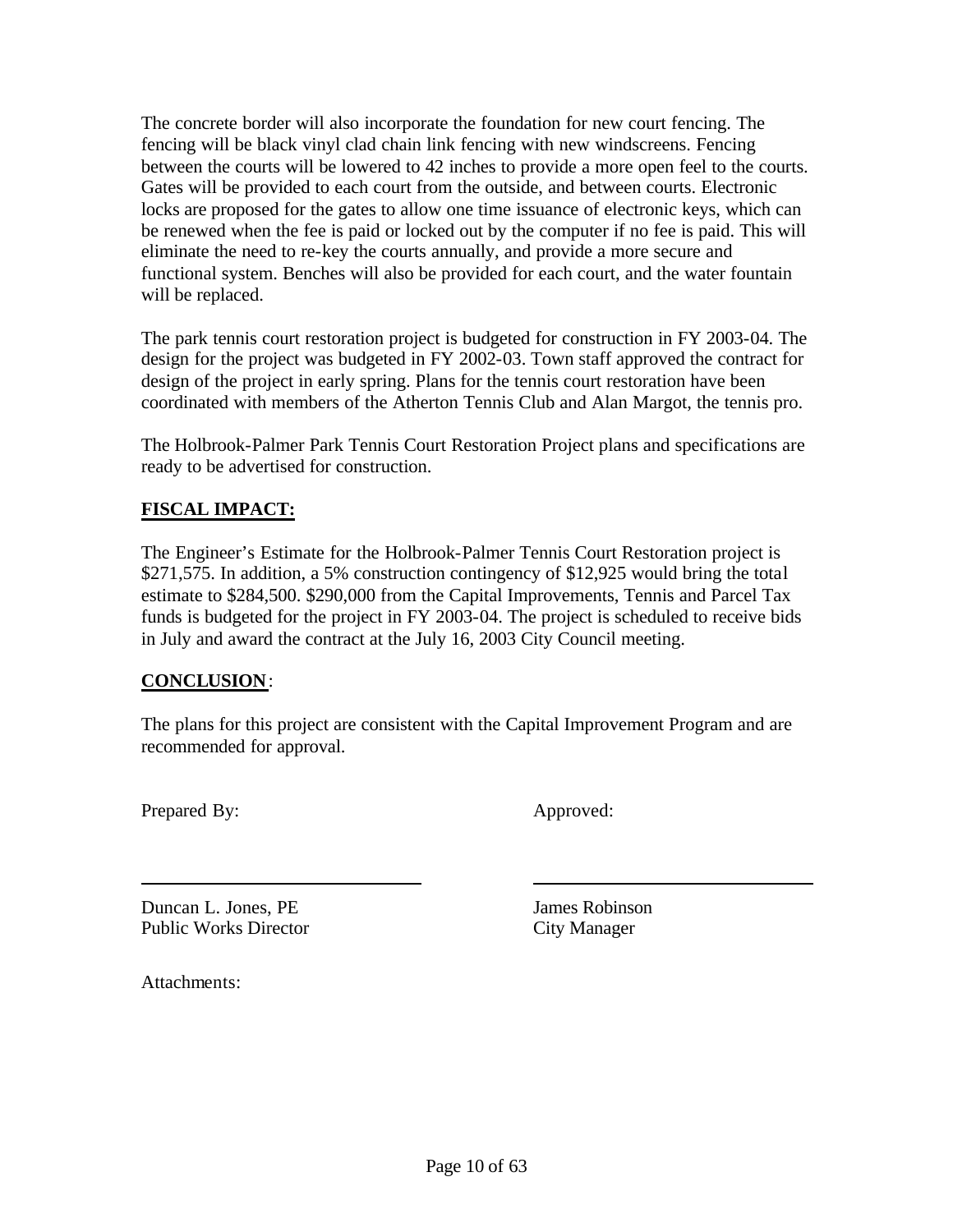The concrete border will also incorporate the foundation for new court fencing. The fencing will be black vinyl clad chain link fencing with new windscreens. Fencing between the courts will be lowered to 42 inches to provide a more open feel to the courts. Gates will be provided to each court from the outside, and between courts. Electronic locks are proposed for the gates to allow one time issuance of electronic keys, which can be renewed when the fee is paid or locked out by the computer if no fee is paid. This will eliminate the need to re-key the courts annually, and provide a more secure and functional system. Benches will also be provided for each court, and the water fountain will be replaced.

The park tennis court restoration project is budgeted for construction in FY 2003-04. The design for the project was budgeted in FY 2002-03. Town staff approved the contract for design of the project in early spring. Plans for the tennis court restoration have been coordinated with members of the Atherton Tennis Club and Alan Margot, the tennis pro.

The Holbrook-Palmer Park Tennis Court Restoration Project plans and specifications are ready to be advertised for construction.

## **FISCAL IMPACT:**

The Engineer's Estimate for the Holbrook-Palmer Tennis Court Restoration project is $271,575. In addition, a 5% construction contingency of $12,925 would bring the total estimate to $284,500. $290,000 from the Capital Improvements, Tennis and Parcel Tax funds is budgeted for the project in FY 2003-04. The project is scheduled to receive bids in July and award the contract at the July 16, 2003 City Council meeting.

## **CONCLUSION**:

The plans for this project are consistent with the Capital Improvement Program and are recommended for approval.

| Prepared By: | Approved: |
|---|---|
| Duncan L. Jones, PE<br>Public Works Director | James Robinson<br>City Manager |

Attachments: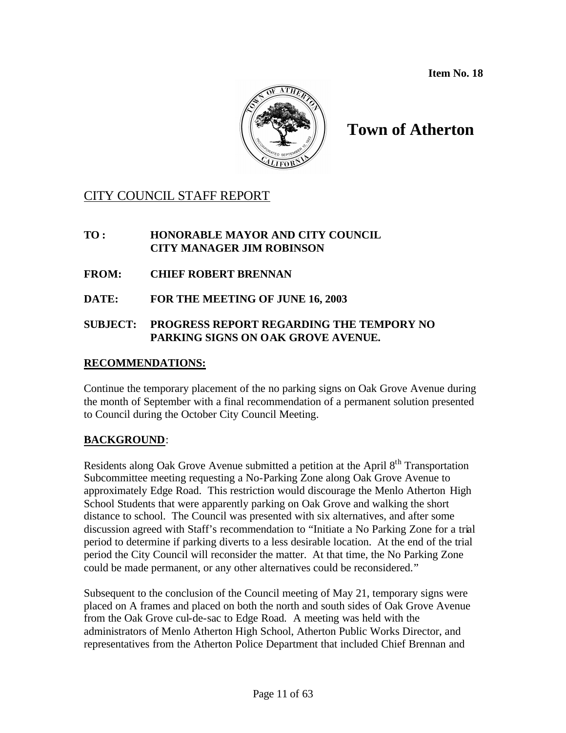**Item No. 18**

# Town of Atherton

## CITY COUNCIL STAFF REPORT

**TO :** **HONORABLE MAYOR AND CITY COUNCIL**
**CITY MANAGER JIM ROBINSON**

**FROM:** **CHIEF ROBERT BRENNAN**

**DATE:** **FOR THE MEETING OF JUNE 16, 2003**

**SUBJECT:** **PROGRESS REPORT REGARDING THE TEMPORY NO PARKING SIGNS ON OAK GROVE AVENUE.**

### RECOMMENDATIONS:

Continue the temporary placement of the no parking signs on Oak Grove Avenue during the month of September with a final recommendation of a permanent solution presented to Council during the October City Council Meeting.

### BACKGROUND:

Residents along Oak Grove Avenue submitted a petition at the April 8th Transportation Subcommittee meeting requesting a No-Parking Zone along Oak Grove Avenue to approximately Edge Road. This restriction would discourage the Menlo Atherton High School Students that were apparently parking on Oak Grove and walking the short distance to school. The Council was presented with six alternatives, and after some discussion agreed with Staff's recommendation to "Initiate a No Parking Zone for a trial period to determine if parking diverts to a less desirable location. At the end of the trial period the City Council will reconsider the matter. At that time, the No Parking Zone could be made permanent, or any other alternatives could be reconsidered."

Subsequent to the conclusion of the Council meeting of May 21, temporary signs were placed on A frames and placed on both the north and south sides of Oak Grove Avenue from the Oak Grove cul-de-sac to Edge Road. A meeting was held with the administrators of Menlo Atherton High School, Atherton Public Works Director, and representatives from the Atherton Police Department that included Chief Brennan and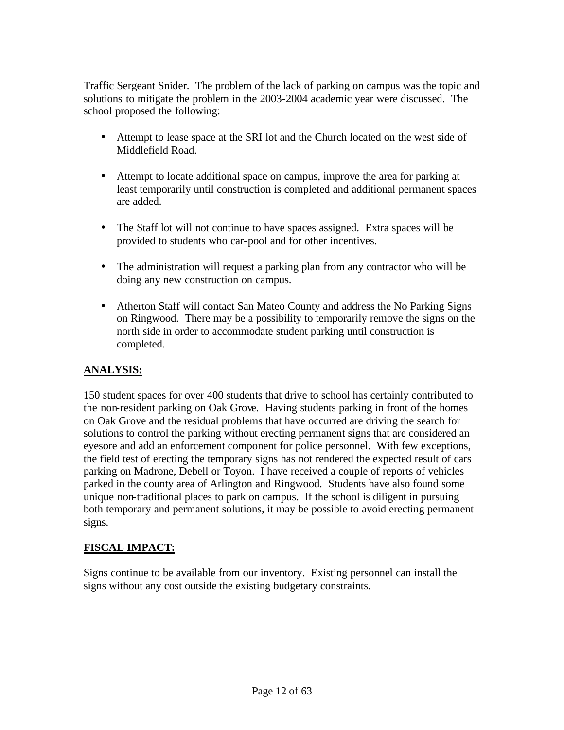Traffic Sergeant Snider. The problem of the lack of parking on campus was the topic and solutions to mitigate the problem in the 2003-2004 academic year were discussed. The school proposed the following:

- Attempt to lease space at the SRI lot and the Church located on the west side of Middlefield Road.
- Attempt to locate additional space on campus, improve the area for parking at least temporarily until construction is completed and additional permanent spaces are added.
- The Staff lot will not continue to have spaces assigned. Extra spaces will be provided to students who car-pool and for other incentives.
- The administration will request a parking plan from any contractor who will be doing any new construction on campus.
- Atherton Staff will contact San Mateo County and address the No Parking Signs on Ringwood. There may be a possibility to temporarily remove the signs on the north side in order to accommodate student parking until construction is completed.

## ANALYSIS:

150 student spaces for over 400 students that drive to school has certainly contributed to the non-resident parking on Oak Grove. Having students parking in front of the homes on Oak Grove and the residual problems that have occurred are driving the search for solutions to control the parking without erecting permanent signs that are considered an eyesore and add an enforcement component for police personnel. With few exceptions, the field test of erecting the temporary signs has not rendered the expected result of cars parking on Madrone, Debell or Toyon. I have received a couple of reports of vehicles parked in the county area of Arlington and Ringwood. Students have also found some unique non-traditional places to park on campus. If the school is diligent in pursuing both temporary and permanent solutions, it may be possible to avoid erecting permanent signs.

## FISCAL IMPACT:

Signs continue to be available from our inventory. Existing personnel can install the signs without any cost outside the existing budgetary constraints.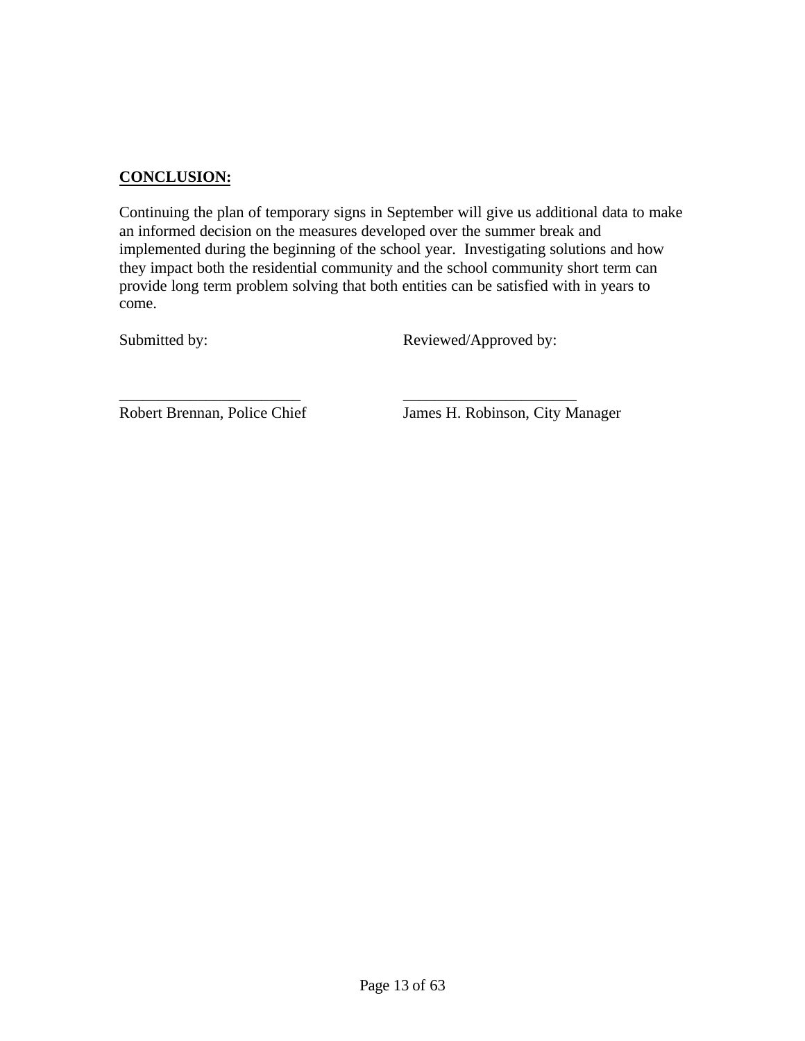**CONCLUSION:**

Continuing the plan of temporary signs in September will give us additional data to make an informed decision on the measures developed over the summer break and implemented during the beginning of the school year. Investigating solutions and how they impact both the residential community and the school community short term can provide long term problem solving that both entities can be satisfied with in years to come.

| Submitted by: | Reviewed/Approved by: |
|---|---|
| _______________________ | _______________________ |
| Robert Brennan, Police Chief | James H. Robinson, City Manager |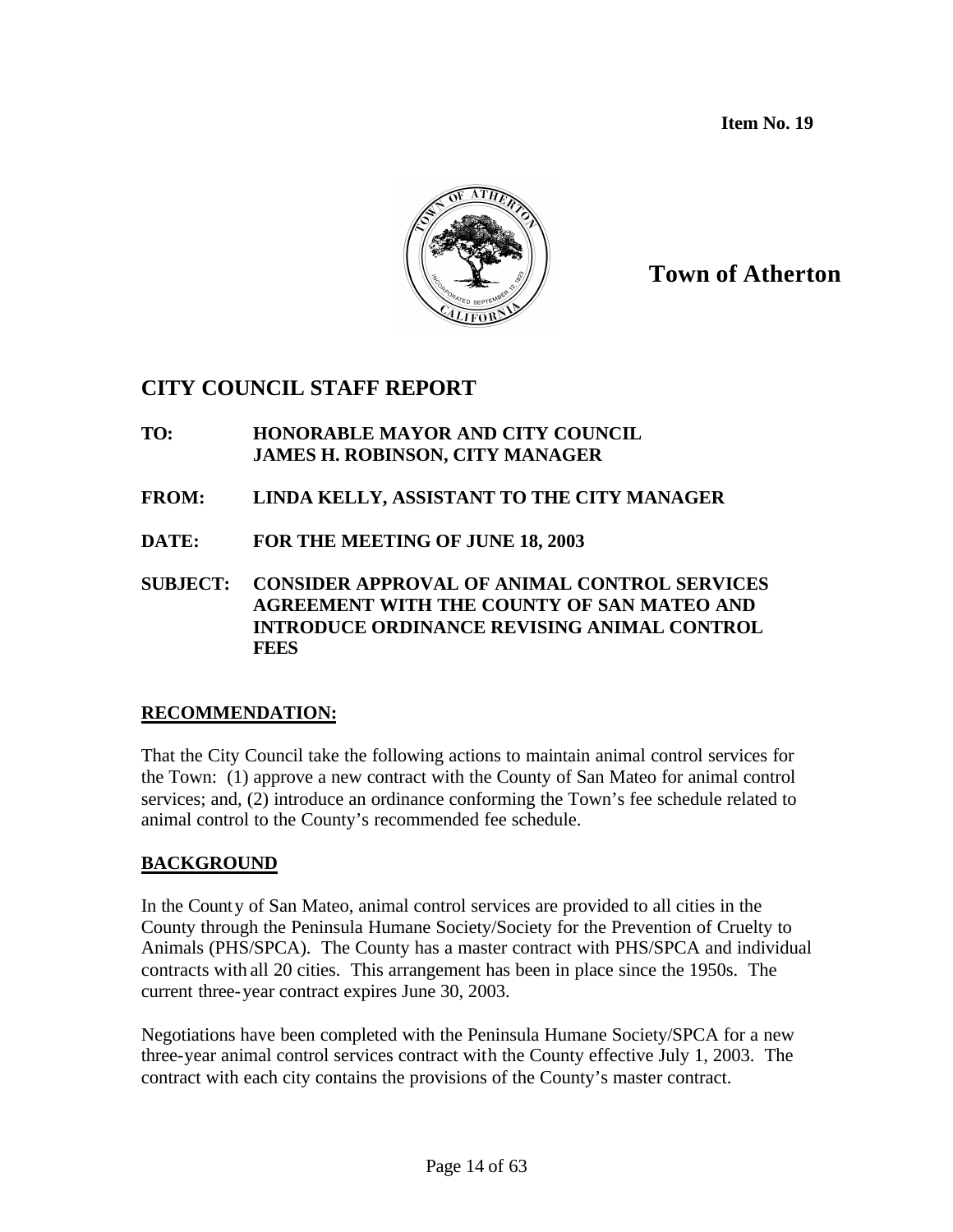**Item No. 19**

**Town of Atherton**

# CITY COUNCIL STAFF REPORT

**TO:** **HONORABLE MAYOR AND CITY COUNCIL**
**JAMES H. ROBINSON, CITY MANAGER**

**FROM:** **LINDA KELLY, ASSISTANT TO THE CITY MANAGER**

**DATE:** **FOR THE MEETING OF JUNE 18, 2003**

**SUBJECT:** **CONSIDER APPROVAL OF ANIMAL CONTROL SERVICES AGREEMENT WITH THE COUNTY OF SAN MATEO AND INTRODUCE ORDINANCE REVISING ANIMAL CONTROL FEES**

## RECOMMENDATION:

That the City Council take the following actions to maintain animal control services for the Town: (1) approve a new contract with the County of San Mateo for animal control services; and, (2) introduce an ordinance conforming the Town's fee schedule related to animal control to the County's recommended fee schedule.

## BACKGROUND

In the County of San Mateo, animal control services are provided to all cities in the County through the Peninsula Humane Society/Society for the Prevention of Cruelty to Animals (PHS/SPCA). The County has a master contract with PHS/SPCA and individual contracts with all 20 cities. This arrangement has been in place since the 1950s. The current three-year contract expires June 30, 2003.

Negotiations have been completed with the Peninsula Humane Society/SPCA for a new three-year animal control services contract with the County effective July 1, 2003. The contract with each city contains the provisions of the County's master contract.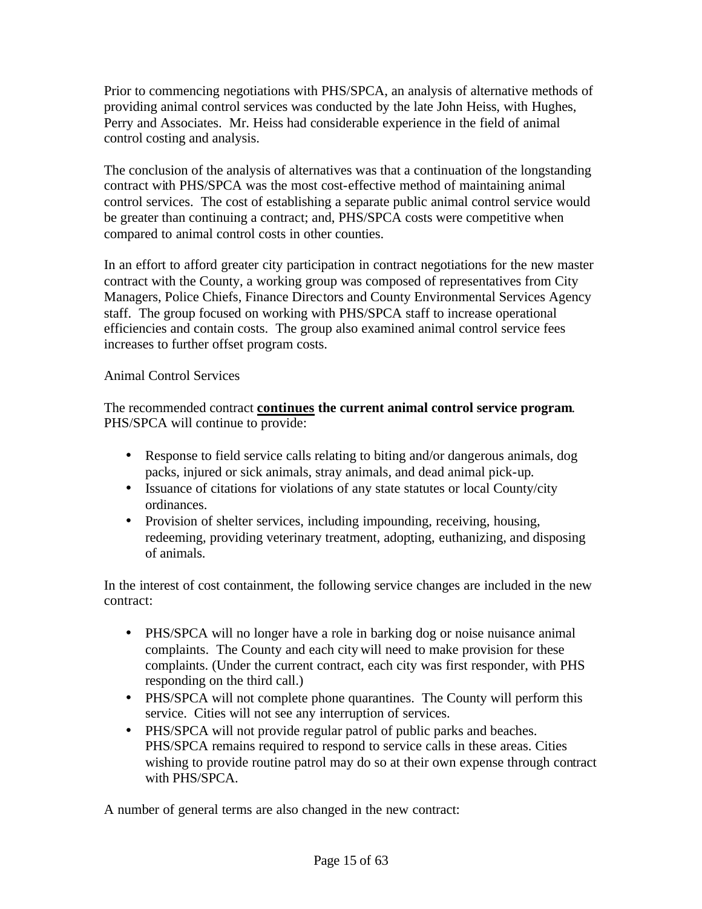Prior to commencing negotiations with PHS/SPCA, an analysis of alternative methods of providing animal control services was conducted by the late John Heiss, with Hughes, Perry and Associates. Mr. Heiss had considerable experience in the field of animal control costing and analysis.

The conclusion of the analysis of alternatives was that a continuation of the longstanding contract with PHS/SPCA was the most cost-effective method of maintaining animal control services. The cost of establishing a separate public animal control service would be greater than continuing a contract; and, PHS/SPCA costs were competitive when compared to animal control costs in other counties.

In an effort to afford greater city participation in contract negotiations for the new master contract with the County, a working group was composed of representatives from City Managers, Police Chiefs, Finance Directors and County Environmental Services Agency staff. The group focused on working with PHS/SPCA staff to increase operational efficiencies and contain costs. The group also examined animal control service fees increases to further offset program costs.

Animal Control Services

The recommended contract **continues the current animal control service program**. PHS/SPCA will continue to provide:

- Response to field service calls relating to biting and/or dangerous animals, dog packs, injured or sick animals, stray animals, and dead animal pick-up.
- Issuance of citations for violations of any state statutes or local County/city ordinances.
- Provision of shelter services, including impounding, receiving, housing, redeeming, providing veterinary treatment, adopting, euthanizing, and disposing of animals.

In the interest of cost containment, the following service changes are included in the new contract:

- PHS/SPCA will no longer have a role in barking dog or noise nuisance animal complaints. The County and each city will need to make provision for these complaints. (Under the current contract, each city was first responder, with PHS responding on the third call.)
- PHS/SPCA will not complete phone quarantines. The County will perform this service. Cities will not see any interruption of services.
- PHS/SPCA will not provide regular patrol of public parks and beaches. PHS/SPCA remains required to respond to service calls in these areas. Cities wishing to provide routine patrol may do so at their own expense through contract with PHS/SPCA.

A number of general terms are also changed in the new contract: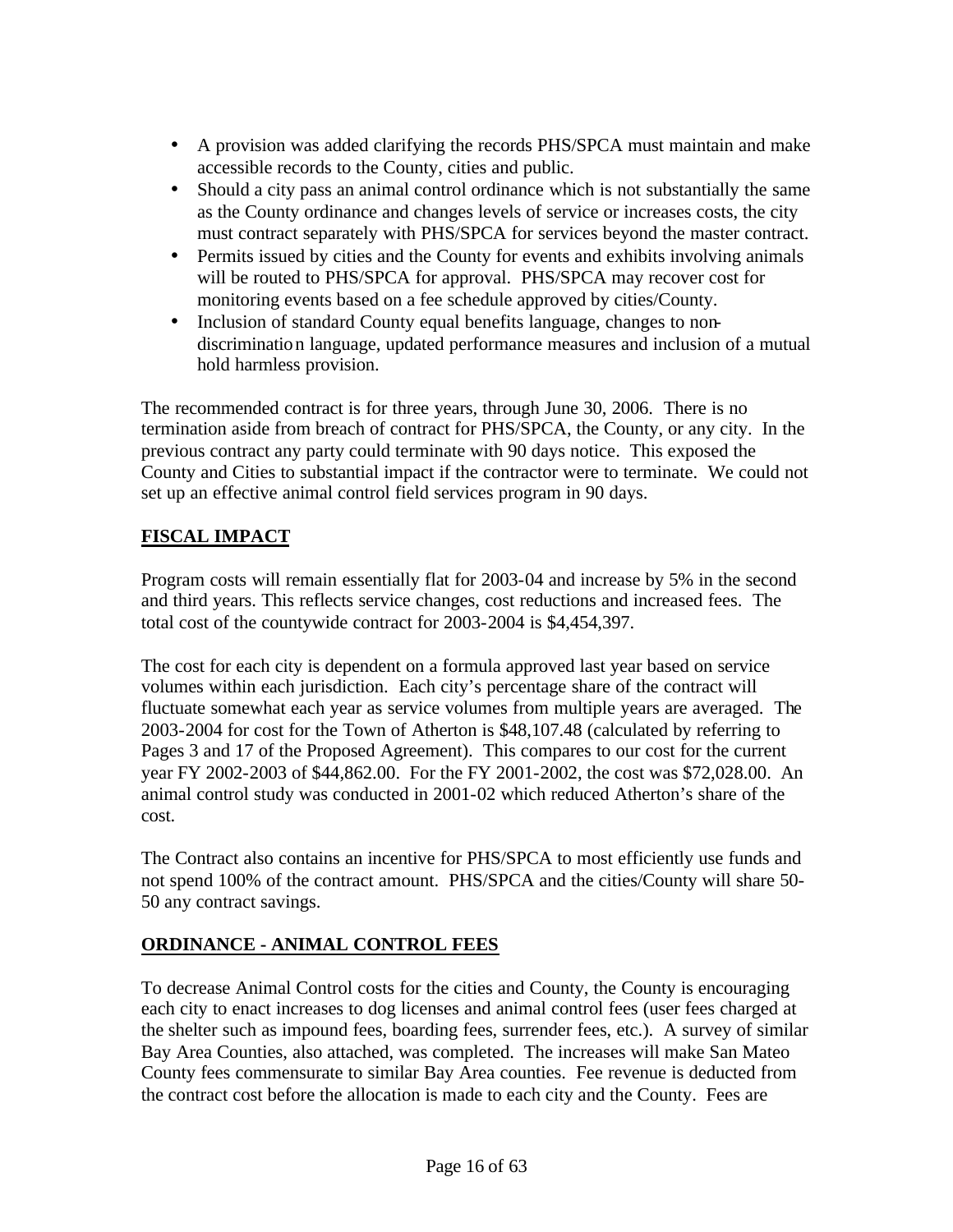- A provision was added clarifying the records PHS/SPCA must maintain and make accessible records to the County, cities and public.
- Should a city pass an animal control ordinance which is not substantially the same as the County ordinance and changes levels of service or increases costs, the city must contract separately with PHS/SPCA for services beyond the master contract.
- Permits issued by cities and the County for events and exhibits involving animals will be routed to PHS/SPCA for approval. PHS/SPCA may recover cost for monitoring events based on a fee schedule approved by cities/County.
- Inclusion of standard County equal benefits language, changes to non-discrimination language, updated performance measures and inclusion of a mutual hold harmless provision.

The recommended contract is for three years, through June 30, 2006. There is no termination aside from breach of contract for PHS/SPCA, the County, or any city. In the previous contract any party could terminate with 90 days notice. This exposed the County and Cities to substantial impact if the contractor were to terminate. We could not set up an effective animal control field services program in 90 days.

## FISCAL IMPACT

Program costs will remain essentially flat for 2003-04 and increase by 5% in the second and third years. This reflects service changes, cost reductions and increased fees. The total cost of the countywide contract for 2003-2004 is $4,454,397.

The cost for each city is dependent on a formula approved last year based on service volumes within each jurisdiction. Each city's percentage share of the contract will fluctuate somewhat each year as service volumes from multiple years are averaged. The 2003-2004 for cost for the Town of Atherton is $48,107.48 (calculated by referring to Pages 3 and 17 of the Proposed Agreement). This compares to our cost for the current year FY 2002-2003 of $44,862.00. For the FY 2001-2002, the cost was $72,028.00. An animal control study was conducted in 2001-02 which reduced Atherton's share of the cost.

The Contract also contains an incentive for PHS/SPCA to most efficiently use funds and not spend 100% of the contract amount. PHS/SPCA and the cities/County will share 50-50 any contract savings.

## ORDINANCE - ANIMAL CONTROL FEES

To decrease Animal Control costs for the cities and County, the County is encouraging each city to enact increases to dog licenses and animal control fees (user fees charged at the shelter such as impound fees, boarding fees, surrender fees, etc.). A survey of similar Bay Area Counties, also attached, was completed. The increases will make San Mateo County fees commensurate to similar Bay Area counties. Fee revenue is deducted from the contract cost before the allocation is made to each city and the County. Fees are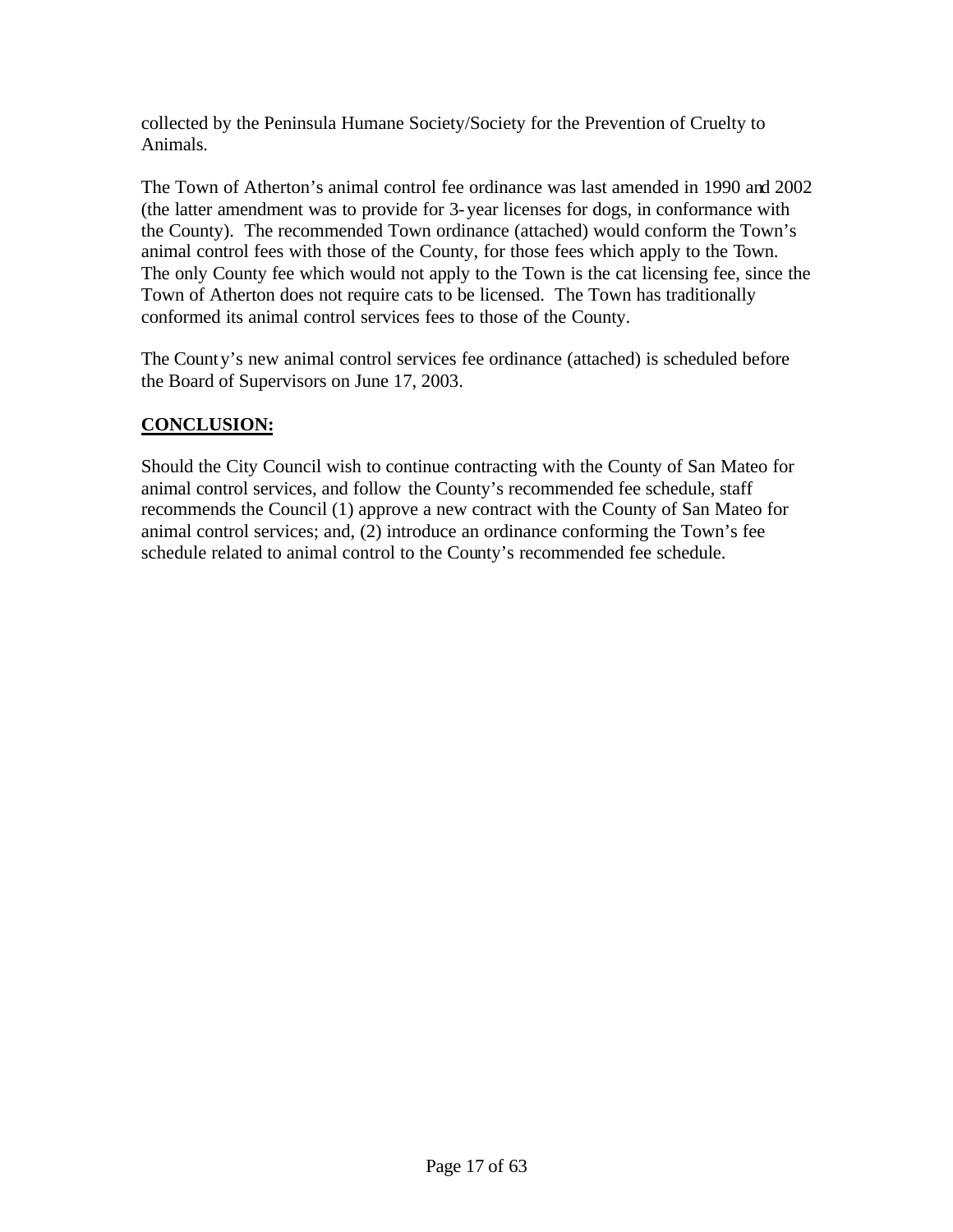collected by the Peninsula Humane Society/Society for the Prevention of Cruelty to Animals.

The Town of Atherton's animal control fee ordinance was last amended in 1990 and 2002 (the latter amendment was to provide for 3-year licenses for dogs, in conformance with the County). The recommended Town ordinance (attached) would conform the Town's animal control fees with those of the County, for those fees which apply to the Town. The only County fee which would not apply to the Town is the cat licensing fee, since the Town of Atherton does not require cats to be licensed. The Town has traditionally conformed its animal control services fees to those of the County.

The County's new animal control services fee ordinance (attached) is scheduled before the Board of Supervisors on June 17, 2003.

## CONCLUSION:

Should the City Council wish to continue contracting with the County of San Mateo for animal control services, and follow the County's recommended fee schedule, staff recommends the Council (1) approve a new contract with the County of San Mateo for animal control services; and, (2) introduce an ordinance conforming the Town's fee schedule related to animal control to the County's recommended fee schedule.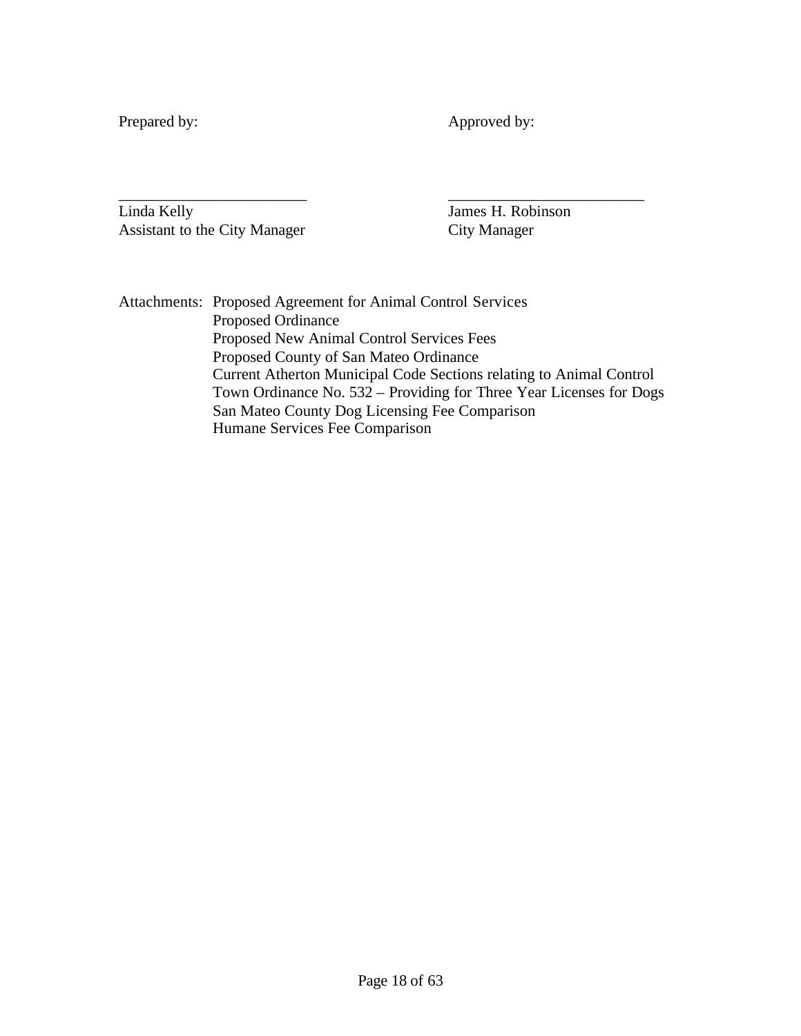Prepared by: Approved by:

\_\_\_\_\_\_\_\_\_\_\_\_\_\_\_\_\_\_\_\_\_\_\_\_ \_\_\_\_\_\_\_\_\_\_\_\_\_\_\_\_\_\_\_\_\_\_\_\_\_

Linda Kelly
Assistant to the City Manager

James H. Robinson
City Manager

Attachments:
- Proposed Agreement for Animal Control Services
- Proposed Ordinance
- Proposed New Animal Control Services Fees
- Proposed County of San Mateo Ordinance
- Current Atherton Municipal Code Sections relating to Animal Control
- Town Ordinance No. 532 – Providing for Three Year Licenses for Dogs
- San Mateo County Dog Licensing Fee Comparison
- Humane Services Fee Comparison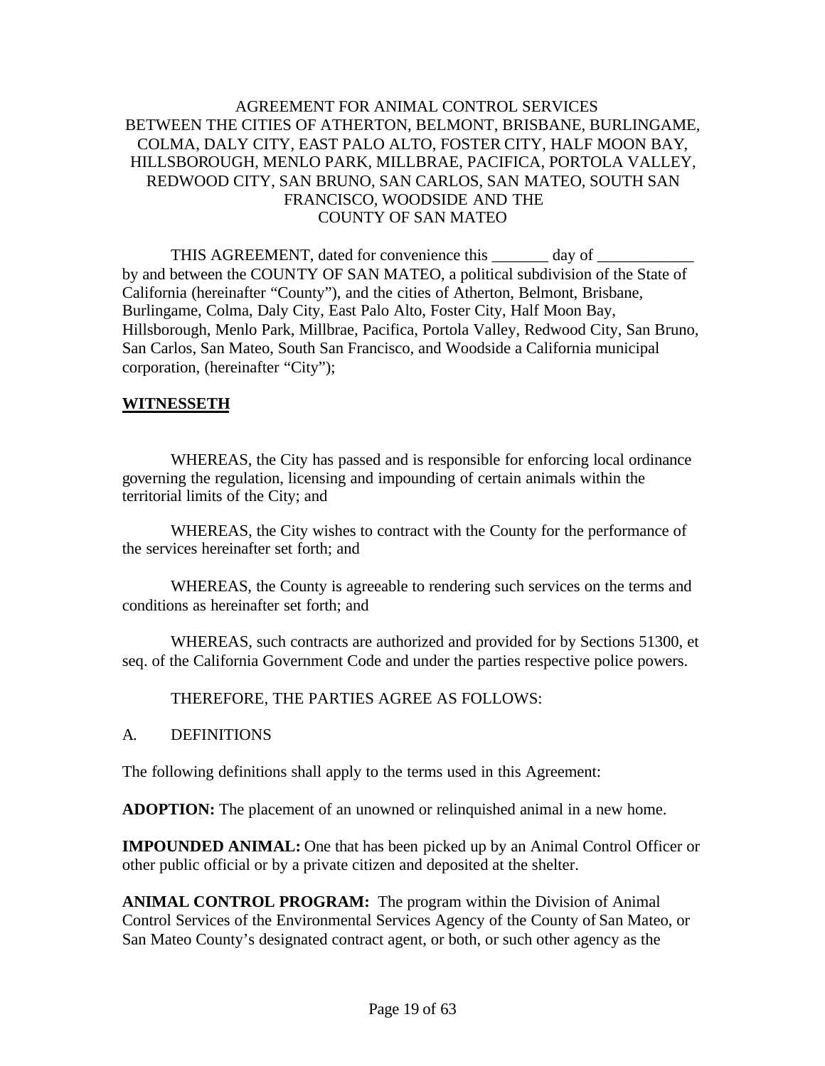AGREEMENT FOR ANIMAL CONTROL SERVICES
BETWEEN THE CITIES OF ATHERTON, BELMONT, BRISBANE, BURLINGAME, COLMA, DALY CITY, EAST PALO ALTO, FOSTER CITY, HALF MOON BAY, HILLSBOROUGH, MENLO PARK, MILLBRAE, PACIFICA, PORTOLA VALLEY, REDWOOD CITY, SAN BRUNO, SAN CARLOS, SAN MATEO, SOUTH SAN FRANCISCO, WOODSIDE AND THE
COUNTY OF SAN MATEO

THIS AGREEMENT, dated for convenience this _______ day of ____________ by and between the COUNTY OF SAN MATEO, a political subdivision of the State of California (hereinafter "County"), and the cities of Atherton, Belmont, Brisbane, Burlingame, Colma, Daly City, East Palo Alto, Foster City, Half Moon Bay, Hillsborough, Menlo Park, Millbrae, Pacifica, Portola Valley, Redwood City, San Bruno, San Carlos, San Mateo, South San Francisco, and Woodside a California municipal corporation, (hereinafter "City");

**WITNESSETH**

WHEREAS, the City has passed and is responsible for enforcing local ordinance governing the regulation, licensing and impounding of certain animals within the territorial limits of the City; and

WHEREAS, the City wishes to contract with the County for the performance of the services hereinafter set forth; and

WHEREAS, the County is agreeable to rendering such services on the terms and conditions as hereinafter set forth; and

WHEREAS, such contracts are authorized and provided for by Sections 51300, et seq. of the California Government Code and under the parties respective police powers.

THEREFORE, THE PARTIES AGREE AS FOLLOWS:

A. DEFINITIONS

The following definitions shall apply to the terms used in this Agreement:

**ADOPTION:** The placement of an unowned or relinquished animal in a new home.

**IMPOUNDED ANIMAL:** One that has been picked up by an Animal Control Officer or other public official or by a private citizen and deposited at the shelter.

**ANIMAL CONTROL PROGRAM:** The program within the Division of Animal Control Services of the Environmental Services Agency of the County of San Mateo, or San Mateo County's designated contract agent, or both, or such other agency as the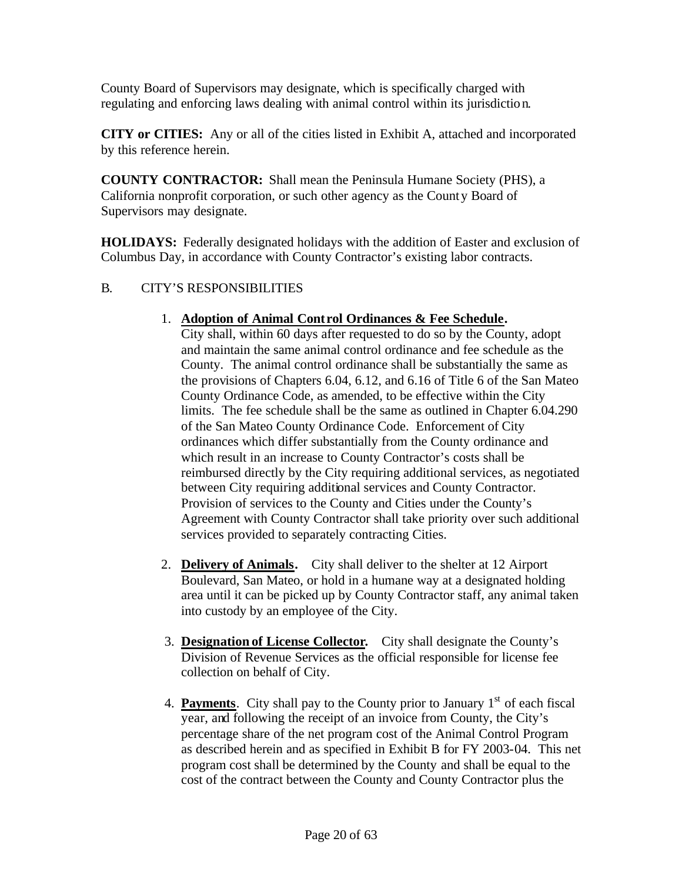County Board of Supervisors may designate, which is specifically charged with regulating and enforcing laws dealing with animal control within its jurisdiction.

**CITY or CITIES:** Any or all of the cities listed in Exhibit A, attached and incorporated by this reference herein.

**COUNTY CONTRACTOR:** Shall mean the Peninsula Humane Society (PHS), a California nonprofit corporation, or such other agency as the County Board of Supervisors may designate.

**HOLIDAYS:** Federally designated holidays with the addition of Easter and exclusion of Columbus Day, in accordance with County Contractor's existing labor contracts.

B. CITY'S RESPONSIBILITIES

1. **Adoption of Animal Control Ordinances & Fee Schedule.** City shall, within 60 days after requested to do so by the County, adopt and maintain the same animal control ordinance and fee schedule as the County. The animal control ordinance shall be substantially the same as the provisions of Chapters 6.04, 6.12, and 6.16 of Title 6 of the San Mateo County Ordinance Code, as amended, to be effective within the City limits. The fee schedule shall be the same as outlined in Chapter 6.04.290 of the San Mateo County Ordinance Code. Enforcement of City ordinances which differ substantially from the County ordinance and which result in an increase to County Contractor's costs shall be reimbursed directly by the City requiring additional services, as negotiated between City requiring additional services and County Contractor. Provision of services to the County and Cities under the County's Agreement with County Contractor shall take priority over such additional services provided to separately contracting Cities.

2. **Delivery of Animals.** City shall deliver to the shelter at 12 Airport Boulevard, San Mateo, or hold in a humane way at a designated holding area until it can be picked up by County Contractor staff, any animal taken into custody by an employee of the City.

3. **Designation of License Collector.** City shall designate the County's Division of Revenue Services as the official responsible for license fee collection on behalf of City.

4. **Payments**. City shall pay to the County prior to January 1st of each fiscal year, and following the receipt of an invoice from County, the City's percentage share of the net program cost of the Animal Control Program as described herein and as specified in Exhibit B for FY 2003-04. This net program cost shall be determined by the County and shall be equal to the cost of the contract between the County and County Contractor plus the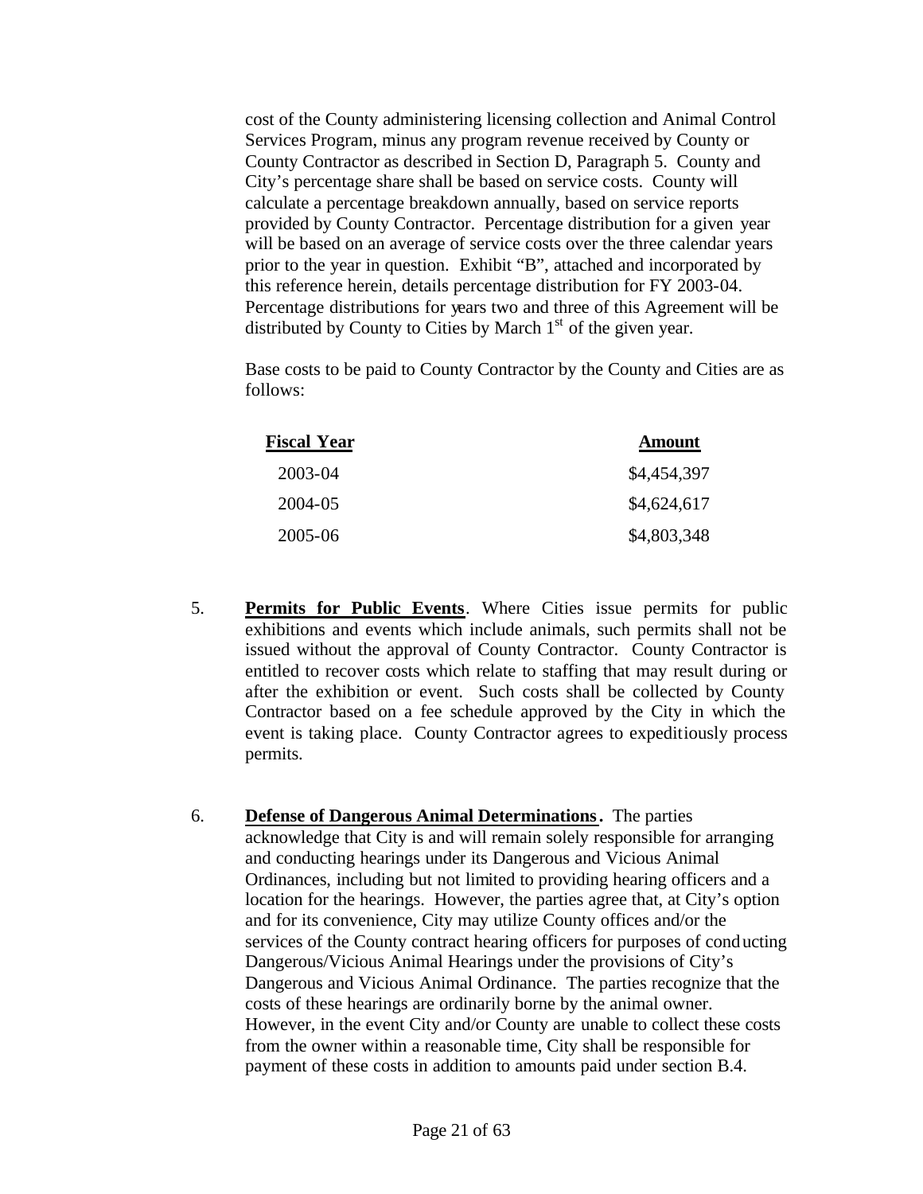cost of the County administering licensing collection and Animal Control Services Program, minus any program revenue received by County or County Contractor as described in Section D, Paragraph 5. County and City's percentage share shall be based on service costs. County will calculate a percentage breakdown annually, based on service reports provided by County Contractor. Percentage distribution for a given year will be based on an average of service costs over the three calendar years prior to the year in question. Exhibit "B", attached and incorporated by this reference herein, details percentage distribution for FY 2003-04. Percentage distributions for years two and three of this Agreement will be distributed by County to Cities by March 1st of the given year.

Base costs to be paid to County Contractor by the County and Cities are as follows:

| Fiscal Year | Amount |
|---|---|
| 2003-04 | \$4,454,397 |
| 2004-05 | \$4,624,617 |
| 2005-06 | \$4,803,348 |

5. **Permits for Public Events**. Where Cities issue permits for public exhibitions and events which include animals, such permits shall not be issued without the approval of County Contractor. County Contractor is entitled to recover costs which relate to staffing that may result during or after the exhibition or event. Such costs shall be collected by County Contractor based on a fee schedule approved by the City in which the event is taking place. County Contractor agrees to expeditiously process permits.

6. **Defense of Dangerous Animal Determinations.** The parties acknowledge that City is and will remain solely responsible for arranging and conducting hearings under its Dangerous and Vicious Animal Ordinances, including but not limited to providing hearing officers and a location for the hearings. However, the parties agree that, at City's option and for its convenience, City may utilize County offices and/or the services of the County contract hearing officers for purposes of conducting Dangerous/Vicious Animal Hearings under the provisions of City's Dangerous and Vicious Animal Ordinance. The parties recognize that the costs of these hearings are ordinarily borne by the animal owner. However, in the event City and/or County are unable to collect these costs from the owner within a reasonable time, City shall be responsible for payment of these costs in addition to amounts paid under section B.4.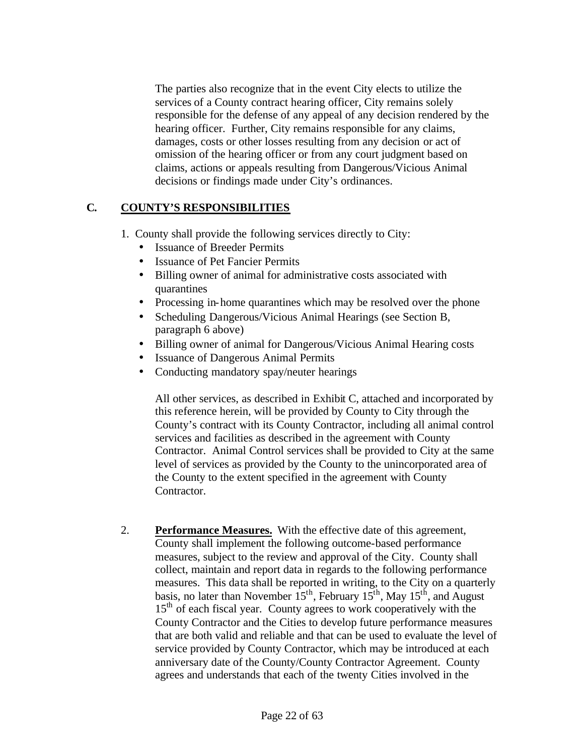The parties also recognize that in the event City elects to utilize the services of a County contract hearing officer, City remains solely responsible for the defense of any appeal of any decision rendered by the hearing officer. Further, City remains responsible for any claims, damages, costs or other losses resulting from any decision or act of omission of the hearing officer or from any court judgment based on claims, actions or appeals resulting from Dangerous/Vicious Animal decisions or findings made under City's ordinances.

## C. COUNTY'S RESPONSIBILITIES

1. County shall provide the following services directly to City:
   - Issuance of Breeder Permits
   - Issuance of Pet Fancier Permits
   - Billing owner of animal for administrative costs associated with quarantines
   - Processing in-home quarantines which may be resolved over the phone
   - Scheduling Dangerous/Vicious Animal Hearings (see Section B, paragraph 6 above)
   - Billing owner of animal for Dangerous/Vicious Animal Hearing costs
   - Issuance of Dangerous Animal Permits
   - Conducting mandatory spay/neuter hearings

   All other services, as described in Exhibit C, attached and incorporated by this reference herein, will be provided by County to City through the County's contract with its County Contractor, including all animal control services and facilities as described in the agreement with County Contractor. Animal Control services shall be provided to City at the same level of services as provided by the County to the unincorporated area of the County to the extent specified in the agreement with County Contractor.

2. **Performance Measures.** With the effective date of this agreement, County shall implement the following outcome-based performance measures, subject to the review and approval of the City. County shall collect, maintain and report data in regards to the following performance measures. This data shall be reported in writing, to the City on a quarterly basis, no later than November 15th, February 15th, May 15th, and August 15th of each fiscal year. County agrees to work cooperatively with the County Contractor and the Cities to develop future performance measures that are both valid and reliable and that can be used to evaluate the level of service provided by County Contractor, which may be introduced at each anniversary date of the County/County Contractor Agreement. County agrees and understands that each of the twenty Cities involved in the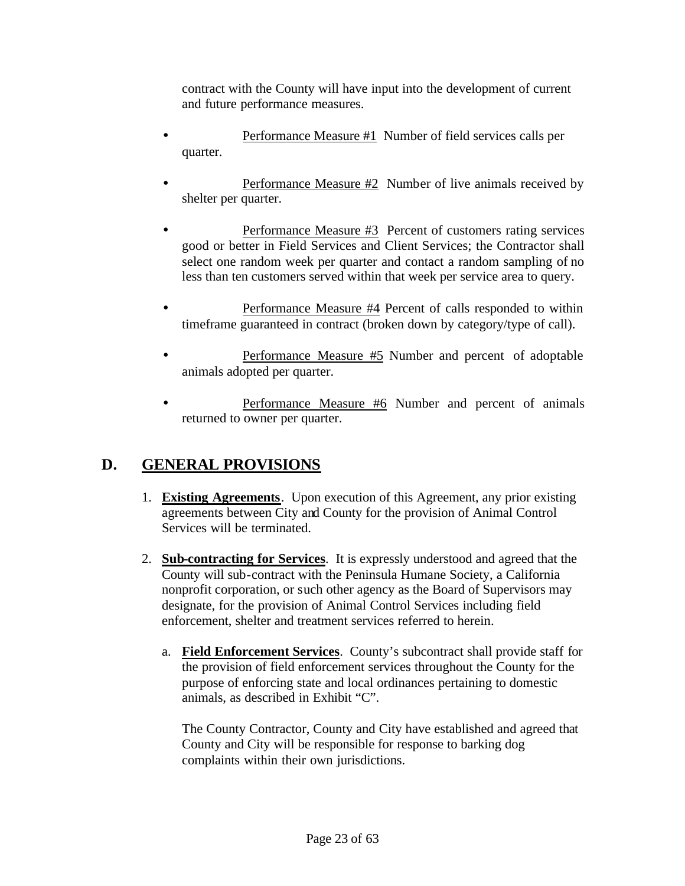contract with the County will have input into the development of current and future performance measures.

- Performance Measure #1 Number of field services calls per quarter.
- Performance Measure #2 Number of live animals received by shelter per quarter.
- Performance Measure #3 Percent of customers rating services good or better in Field Services and Client Services; the Contractor shall select one random week per quarter and contact a random sampling of no less than ten customers served within that week per service area to query.
- Performance Measure #4 Percent of calls responded to within timeframe guaranteed in contract (broken down by category/type of call).
- Performance Measure #5 Number and percent of adoptable animals adopted per quarter.
- Performance Measure #6 Number and percent of animals returned to owner per quarter.

## D. GENERAL PROVISIONS

1. **Existing Agreements**. Upon execution of this Agreement, any prior existing agreements between City and County for the provision of Animal Control Services will be terminated.

2. **Sub-contracting for Services**. It is expressly understood and agreed that the County will sub-contract with the Peninsula Humane Society, a California nonprofit corporation, or such other agency as the Board of Supervisors may designate, for the provision of Animal Control Services including field enforcement, shelter and treatment services referred to herein.

   a. **Field Enforcement Services**. County's subcontract shall provide staff for the provision of field enforcement services throughout the County for the purpose of enforcing state and local ordinances pertaining to domestic animals, as described in Exhibit "C".

      The County Contractor, County and City have established and agreed that County and City will be responsible for response to barking dog complaints within their own jurisdictions.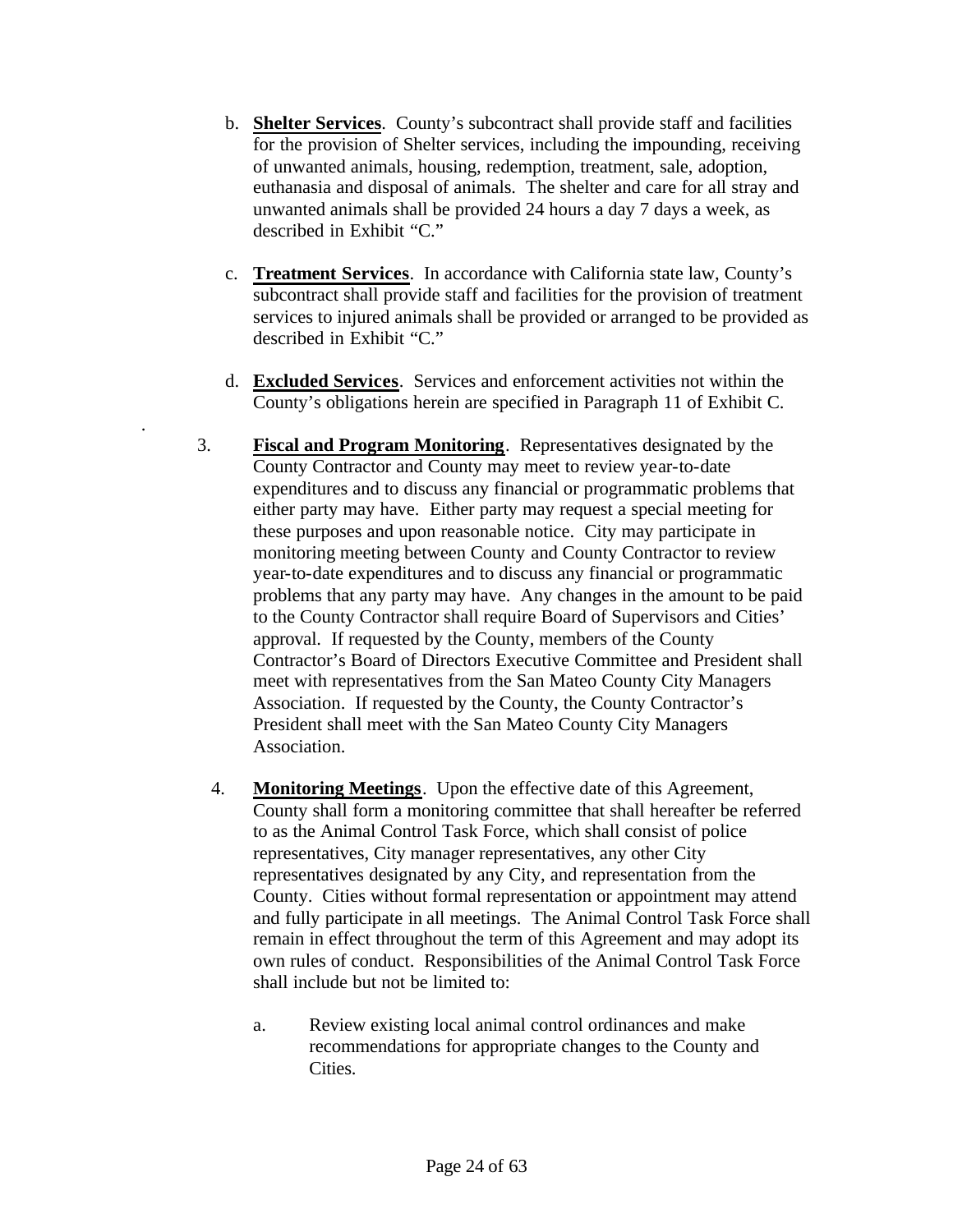b. **Shelter Services**. County's subcontract shall provide staff and facilities for the provision of Shelter services, including the impounding, receiving of unwanted animals, housing, redemption, treatment, sale, adoption, euthanasia and disposal of animals. The shelter and care for all stray and unwanted animals shall be provided 24 hours a day 7 days a week, as described in Exhibit "C."

c. **Treatment Services**. In accordance with California state law, County's subcontract shall provide staff and facilities for the provision of treatment services to injured animals shall be provided or arranged to be provided as described in Exhibit "C."

d. **Excluded Services**. Services and enforcement activities not within the County's obligations herein are specified in Paragraph 11 of Exhibit C.

3. **Fiscal and Program Monitoring**. Representatives designated by the County Contractor and County may meet to review year-to-date expenditures and to discuss any financial or programmatic problems that either party may have. Either party may request a special meeting for these purposes and upon reasonable notice. City may participate in monitoring meeting between County and County Contractor to review year-to-date expenditures and to discuss any financial or programmatic problems that any party may have. Any changes in the amount to be paid to the County Contractor shall require Board of Supervisors and Cities' approval. If requested by the County, members of the County Contractor's Board of Directors Executive Committee and President shall meet with representatives from the San Mateo County City Managers Association. If requested by the County, the County Contractor's President shall meet with the San Mateo County City Managers Association.

4. **Monitoring Meetings**. Upon the effective date of this Agreement, County shall form a monitoring committee that shall hereafter be referred to as the Animal Control Task Force, which shall consist of police representatives, City manager representatives, any other City representatives designated by any City, and representation from the County. Cities without formal representation or appointment may attend and fully participate in all meetings. The Animal Control Task Force shall remain in effect throughout the term of this Agreement and may adopt its own rules of conduct. Responsibilities of the Animal Control Task Force shall include but not be limited to:

   a. Review existing local animal control ordinances and make recommendations for appropriate changes to the County and Cities.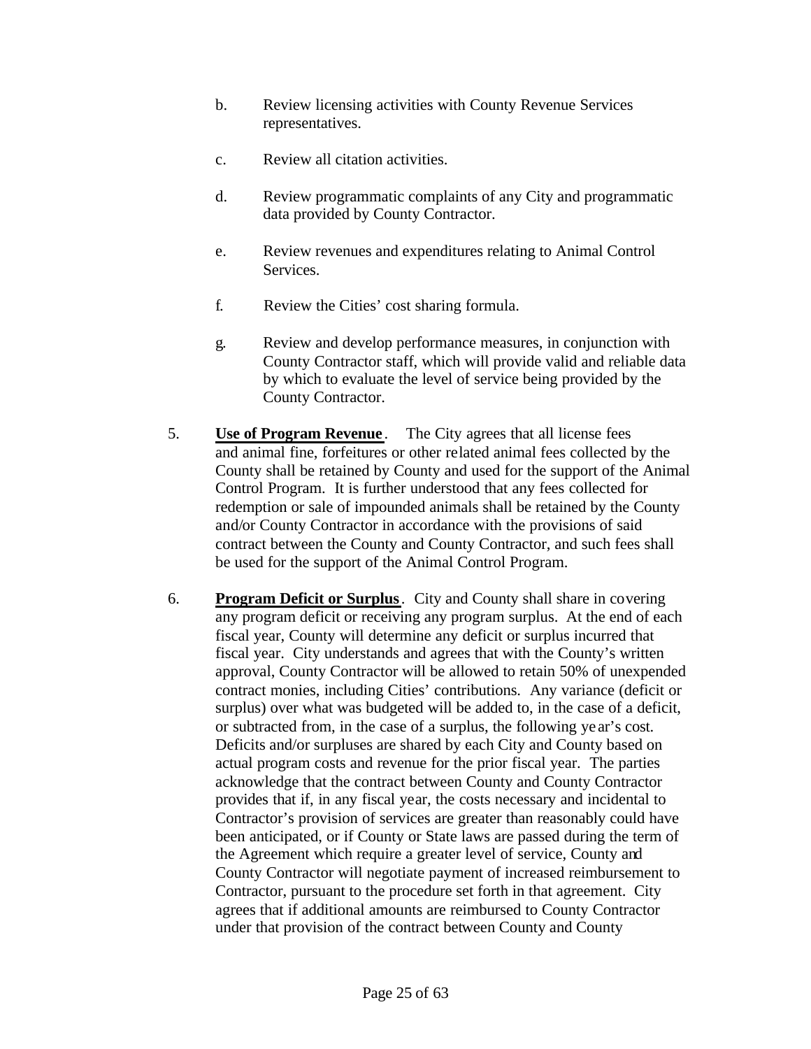b. Review licensing activities with County Revenue Services representatives.

c. Review all citation activities.

d. Review programmatic complaints of any City and programmatic data provided by County Contractor.

e. Review revenues and expenditures relating to Animal Control Services.

f. Review the Cities' cost sharing formula.

g. Review and develop performance measures, in conjunction with County Contractor staff, which will provide valid and reliable data by which to evaluate the level of service being provided by the County Contractor.

5. **Use of Program Revenue**. The City agrees that all license fees and animal fine, forfeitures or other related animal fees collected by the County shall be retained by County and used for the support of the Animal Control Program. It is further understood that any fees collected for redemption or sale of impounded animals shall be retained by the County and/or County Contractor in accordance with the provisions of said contract between the County and County Contractor, and such fees shall be used for the support of the Animal Control Program.

6. **Program Deficit or Surplus**. City and County shall share in covering any program deficit or receiving any program surplus. At the end of each fiscal year, County will determine any deficit or surplus incurred that fiscal year. City understands and agrees that with the County's written approval, County Contractor will be allowed to retain 50% of unexpended contract monies, including Cities' contributions. Any variance (deficit or surplus) over what was budgeted will be added to, in the case of a deficit, or subtracted from, in the case of a surplus, the following year's cost. Deficits and/or surpluses are shared by each City and County based on actual program costs and revenue for the prior fiscal year. The parties acknowledge that the contract between County and County Contractor provides that if, in any fiscal year, the costs necessary and incidental to Contractor's provision of services are greater than reasonably could have been anticipated, or if County or State laws are passed during the term of the Agreement which require a greater level of service, County and County Contractor will negotiate payment of increased reimbursement to Contractor, pursuant to the procedure set forth in that agreement. City agrees that if additional amounts are reimbursed to County Contractor under that provision of the contract between County and County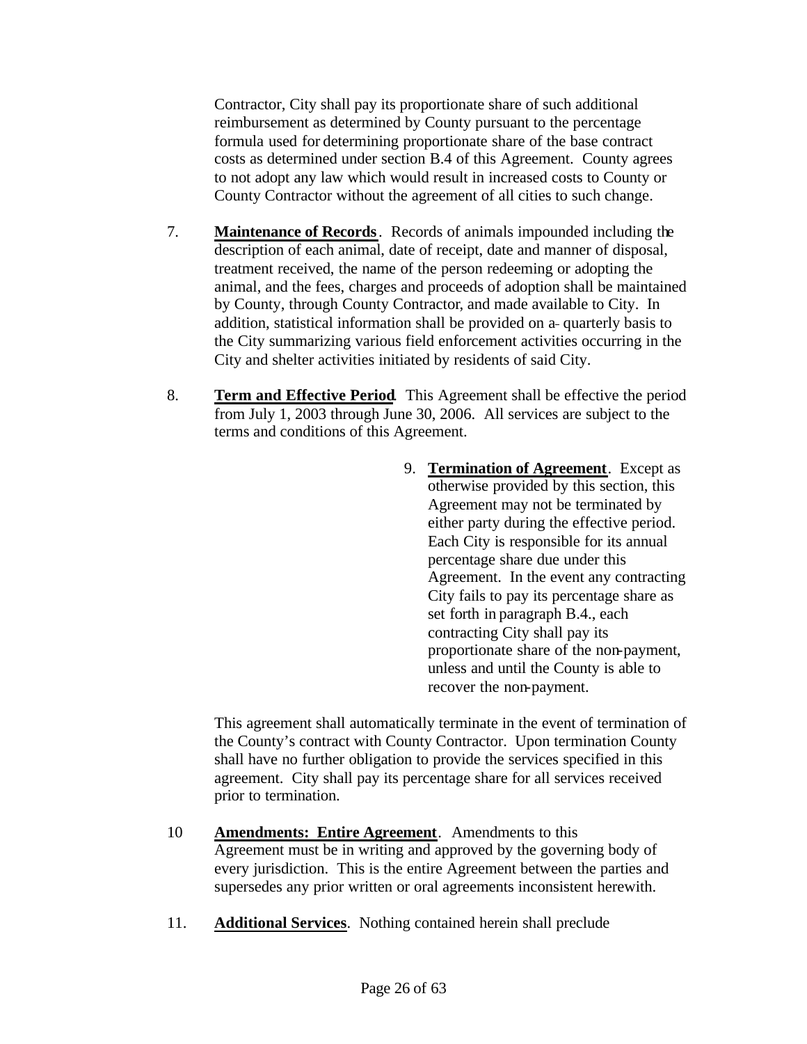Contractor, City shall pay its proportionate share of such additional reimbursement as determined by County pursuant to the percentage formula used for determining proportionate share of the base contract costs as determined under section B.4 of this Agreement. County agrees to not adopt any law which would result in increased costs to County or County Contractor without the agreement of all cities to such change.

7. **Maintenance of Records**. Records of animals impounded including the description of each animal, date of receipt, date and manner of disposal, treatment received, the name of the person redeeming or adopting the animal, and the fees, charges and proceeds of adoption shall be maintained by County, through County Contractor, and made available to City. In addition, statistical information shall be provided on a quarterly basis to the City summarizing various field enforcement activities occurring in the City and shelter activities initiated by residents of said City.

8. **Term and Effective Period**. This Agreement shall be effective the period from July 1, 2003 through June 30, 2006. All services are subject to the terms and conditions of this Agreement.

9. **Termination of Agreement**. Except as otherwise provided by this section, this Agreement may not be terminated by either party during the effective period. Each City is responsible for its annual percentage share due under this Agreement. In the event any contracting City fails to pay its percentage share as set forth in paragraph B.4., each contracting City shall pay its proportionate share of the non-payment, unless and until the County is able to recover the non-payment.

   This agreement shall automatically terminate in the event of termination of the County's contract with County Contractor. Upon termination County shall have no further obligation to provide the services specified in this agreement. City shall pay its percentage share for all services received prior to termination.

10. **Amendments: Entire Agreement**. Amendments to this Agreement must be in writing and approved by the governing body of every jurisdiction. This is the entire Agreement between the parties and supersedes any prior written or oral agreements inconsistent herewith.

11. **Additional Services**. Nothing contained herein shall preclude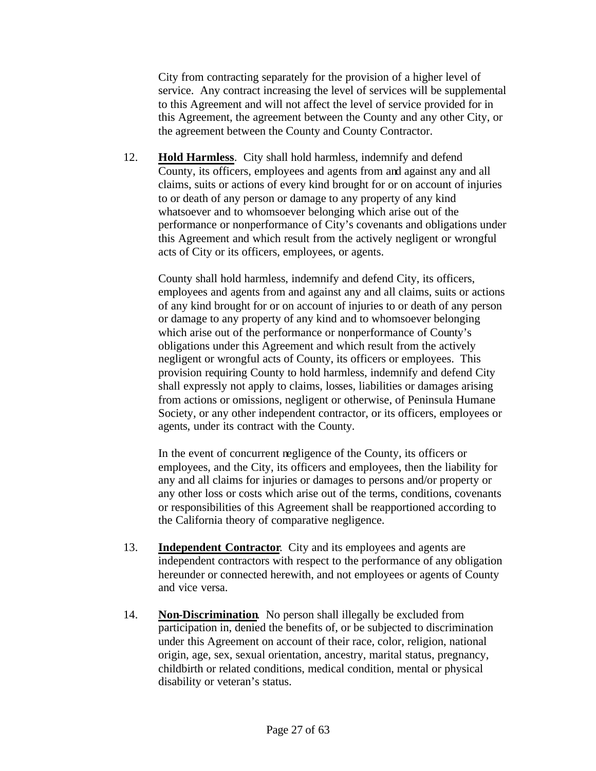City from contracting separately for the provision of a higher level of service. Any contract increasing the level of services will be supplemental to this Agreement and will not affect the level of service provided for in this Agreement, the agreement between the County and any other City, or the agreement between the County and County Contractor.

12. **Hold Harmless**. City shall hold harmless, indemnify and defend County, its officers, employees and agents from and against any and all claims, suits or actions of every kind brought for or on account of injuries to or death of any person or damage to any property of any kind whatsoever and to whomsoever belonging which arise out of the performance or nonperformance of City's covenants and obligations under this Agreement and which result from the actively negligent or wrongful acts of City or its officers, employees, or agents.

    County shall hold harmless, indemnify and defend City, its officers, employees and agents from and against any and all claims, suits or actions of any kind brought for or on account of injuries to or death of any person or damage to any property of any kind and to whomsoever belonging which arise out of the performance or nonperformance of County's obligations under this Agreement and which result from the actively negligent or wrongful acts of County, its officers or employees. This provision requiring County to hold harmless, indemnify and defend City shall expressly not apply to claims, losses, liabilities or damages arising from actions or omissions, negligent or otherwise, of Peninsula Humane Society, or any other independent contractor, or its officers, employees or agents, under its contract with the County.

    In the event of concurrent negligence of the County, its officers or employees, and the City, its officers and employees, then the liability for any and all claims for injuries or damages to persons and/or property or any other loss or costs which arise out of the terms, conditions, covenants or responsibilities of this Agreement shall be reapportioned according to the California theory of comparative negligence.

13. **Independent Contractor**. City and its employees and agents are independent contractors with respect to the performance of any obligation hereunder or connected herewith, and not employees or agents of County and vice versa.

14. **Non-Discrimination**. No person shall illegally be excluded from participation in, denied the benefits of, or be subjected to discrimination under this Agreement on account of their race, color, religion, national origin, age, sex, sexual orientation, ancestry, marital status, pregnancy, childbirth or related conditions, medical condition, mental or physical disability or veteran's status.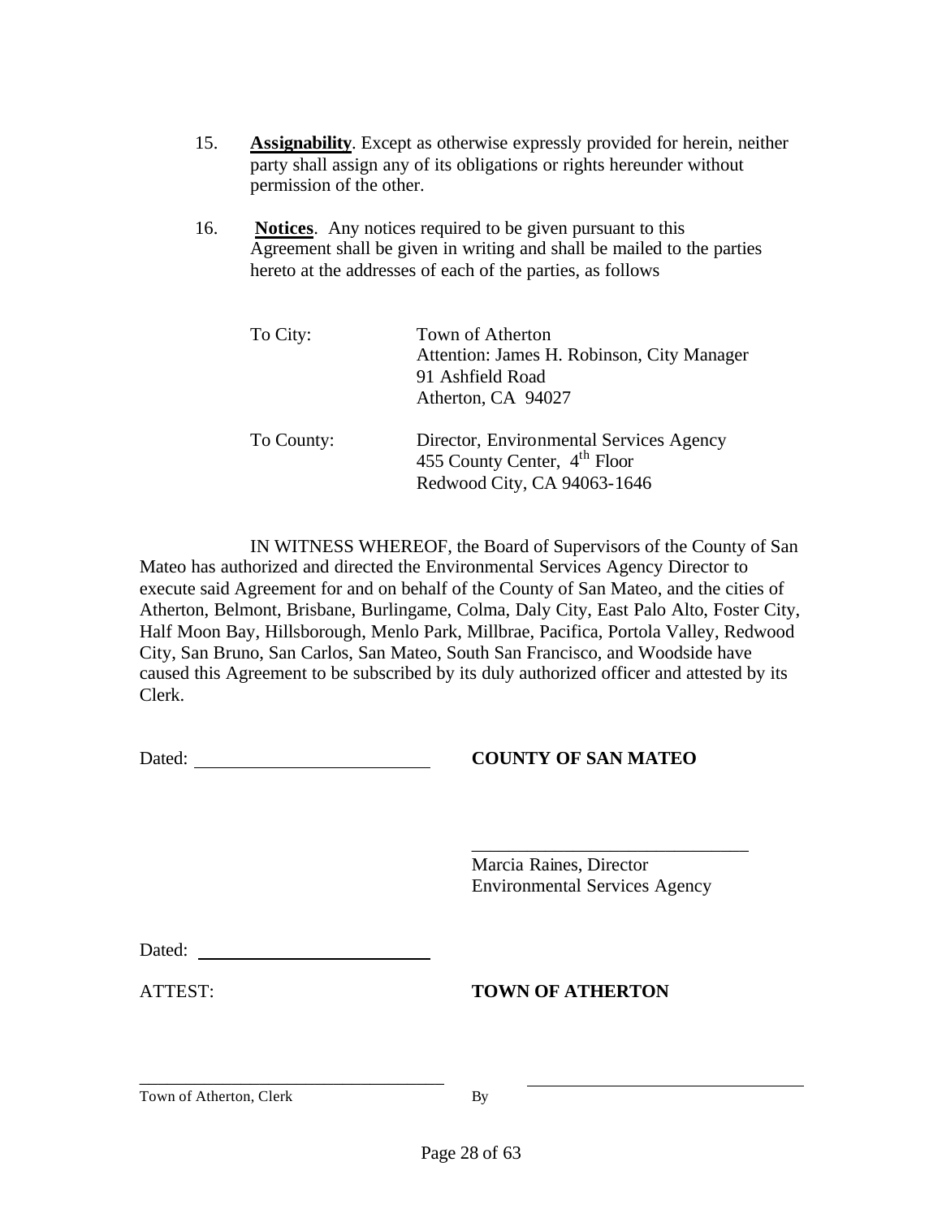15. **Assignability**. Except as otherwise expressly provided for herein, neither party shall assign any of its obligations or rights hereunder without permission of the other.

16. **Notices**. Any notices required to be given pursuant to this Agreement shall be given in writing and shall be mailed to the parties hereto at the addresses of each of the parties, as follows

| | |
|---|---|
| To City: | Town of Atherton<br>Attention: James H. Robinson, City Manager<br>91 Ashfield Road<br>Atherton, CA 94027 |
| To County: | Director, Environmental Services Agency<br>455 County Center, 4th Floor<br>Redwood City, CA 94063-1646 |

IN WITNESS WHEREOF, the Board of Supervisors of the County of San Mateo has authorized and directed the Environmental Services Agency Director to execute said Agreement for and on behalf of the County of San Mateo, and the cities of Atherton, Belmont, Brisbane, Burlingame, Colma, Daly City, East Palo Alto, Foster City, Half Moon Bay, Hillsborough, Menlo Park, Millbrae, Pacifica, Portola Valley, Redwood City, San Bruno, San Carlos, San Mateo, South San Francisco, and Woodside have caused this Agreement to be subscribed by its duly authorized officer and attested by its Clerk.

Dated: ______________________ **COUNTY OF SAN MATEO**

______________________________
Marcia Raines, Director
Environmental Services Agency

Dated: ______________________

ATTEST: **TOWN OF ATHERTON**

______________________________ By ______________________________
Town of Atherton, Clerk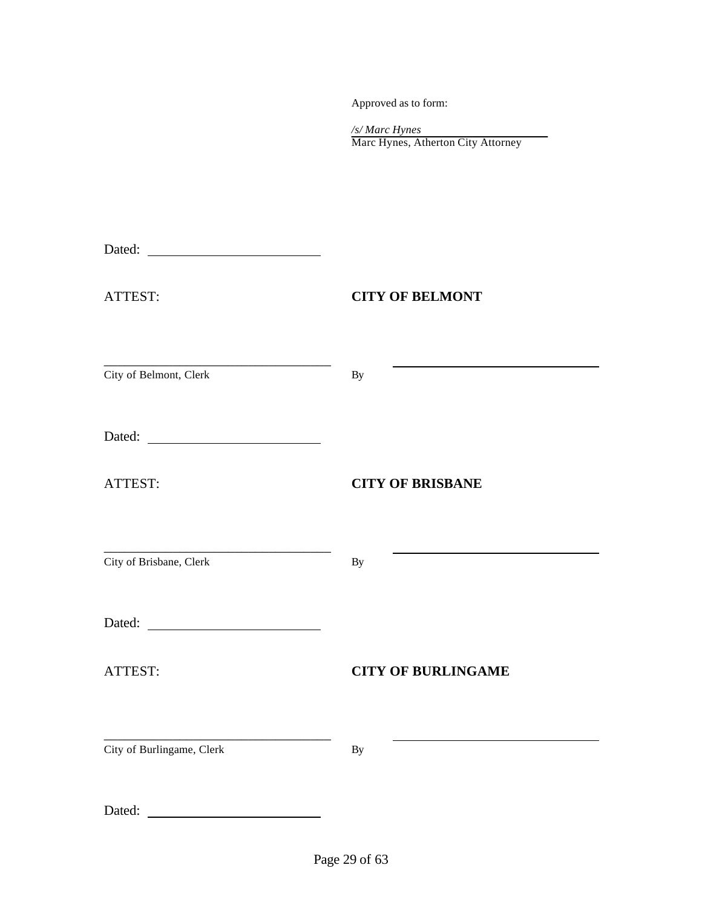Approved as to form:

*/s/ Marc Hynes*
Marc Hynes, Atherton City Attorney

Dated: ______________________

ATTEST: **CITY OF BELMONT**

______________________________
City of Belmont, Clerk

By ______________________________

Dated: ______________________

ATTEST: **CITY OF BRISBANE**

______________________________
City of Brisbane, Clerk

By ______________________________

Dated: ______________________

ATTEST: **CITY OF BURLINGAME**

______________________________
City of Burlingame, Clerk

By ______________________________

Dated: ______________________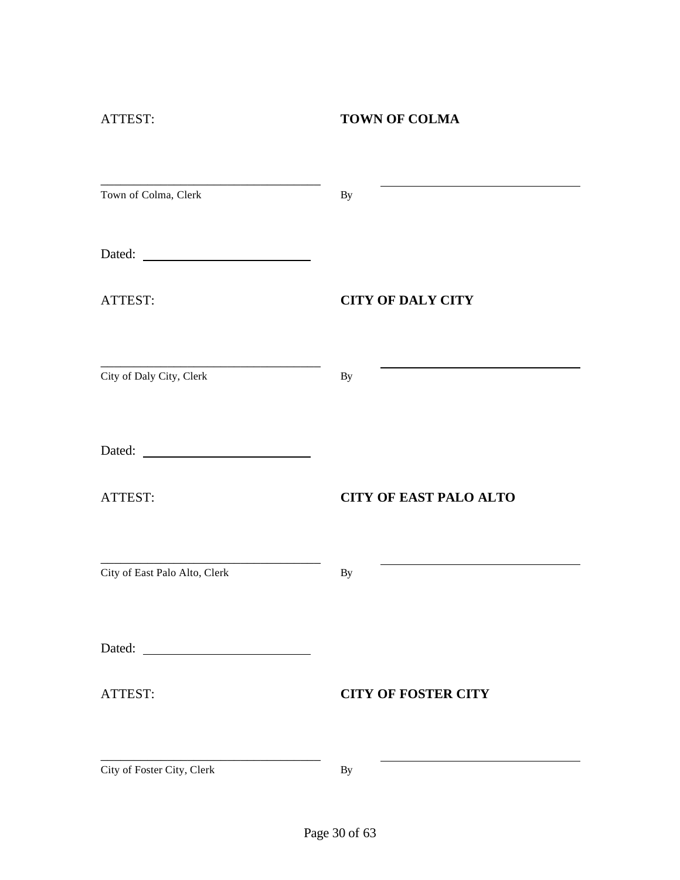ATTEST: **TOWN OF COLMA**

\_\_\_\_\_\_\_\_\_\_\_\_\_\_\_\_\_\_\_\_\_\_\_\_\_\_\_\_\_\_\_\_\_\_\_ By \_\_\_\_\_\_\_\_\_\_\_\_\_\_\_\_\_\_\_\_\_\_\_\_\_\_\_\_\_\_\_\_

Town of Colma, Clerk

Dated: \_\_\_\_\_\_\_\_\_\_\_\_\_\_\_\_\_\_\_\_\_\_\_\_\_

ATTEST: **CITY OF DALY CITY**

\_\_\_\_\_\_\_\_\_\_\_\_\_\_\_\_\_\_\_\_\_\_\_\_\_\_\_\_\_\_\_\_\_\_\_ By \_\_\_\_\_\_\_\_\_\_\_\_\_\_\_\_\_\_\_\_\_\_\_\_\_\_\_\_\_\_\_\_

City of Daly City, Clerk

Dated: \_\_\_\_\_\_\_\_\_\_\_\_\_\_\_\_\_\_\_\_\_\_\_\_\_

ATTEST: **CITY OF EAST PALO ALTO**

\_\_\_\_\_\_\_\_\_\_\_\_\_\_\_\_\_\_\_\_\_\_\_\_\_\_\_\_\_\_\_\_\_\_\_ By \_\_\_\_\_\_\_\_\_\_\_\_\_\_\_\_\_\_\_\_\_\_\_\_\_\_\_\_\_\_\_\_

City of East Palo Alto, Clerk

Dated: \_\_\_\_\_\_\_\_\_\_\_\_\_\_\_\_\_\_\_\_\_\_\_\_\_

ATTEST: **CITY OF FOSTER CITY**

\_\_\_\_\_\_\_\_\_\_\_\_\_\_\_\_\_\_\_\_\_\_\_\_\_\_\_\_\_\_\_\_\_\_\_ By \_\_\_\_\_\_\_\_\_\_\_\_\_\_\_\_\_\_\_\_\_\_\_\_\_\_\_\_\_\_\_\_

City of Foster City, Clerk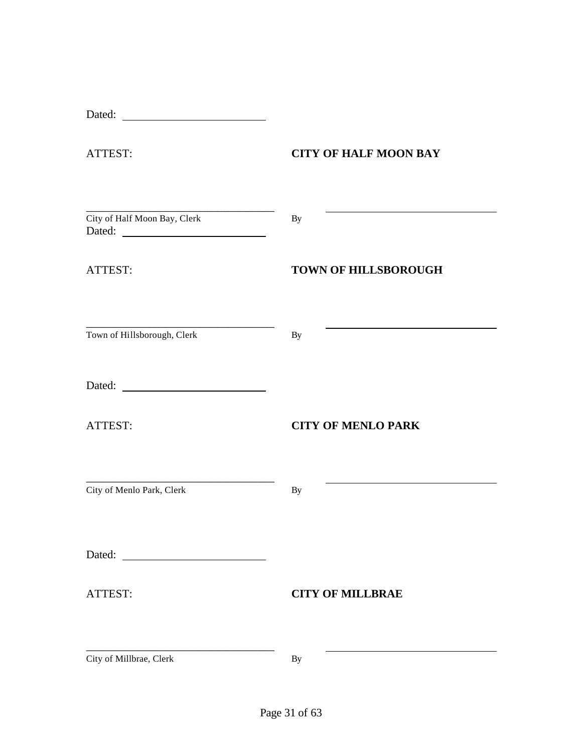Dated: ______________________

ATTEST: **CITY OF HALF MOON BAY**

______________________________ By ______________________________

City of Half Moon Bay, Clerk

Dated: ______________________

ATTEST: **TOWN OF HILLSBOROUGH**

______________________________ By ______________________________

Town of Hillsborough, Clerk

Dated: ______________________

ATTEST: **CITY OF MENLO PARK**

______________________________ By ______________________________

City of Menlo Park, Clerk

Dated: ______________________

ATTEST: **CITY OF MILLBRAE**

______________________________ By ______________________________

City of Millbrae, Clerk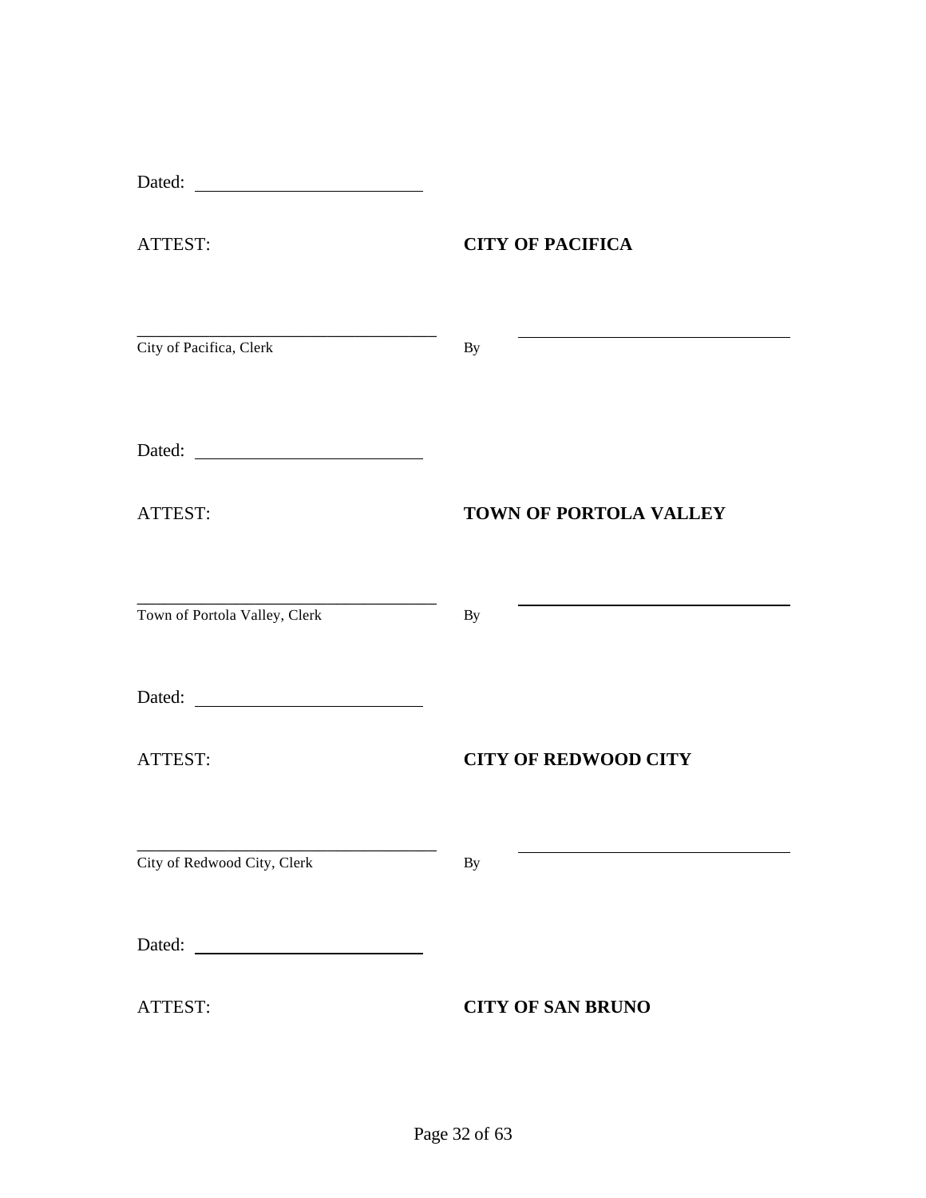Dated: \_\_\_\_\_\_\_\_\_\_\_\_\_\_\_\_\_\_\_\_\_\_\_\_\_

ATTEST: **CITY OF PACIFICA**

\_\_\_\_\_\_\_\_\_\_\_\_\_\_\_\_\_\_\_\_\_\_\_\_\_\_\_\_\_\_\_\_\_\_\_\_
City of Pacifica, Clerk

By \_\_\_\_\_\_\_\_\_\_\_\_\_\_\_\_\_\_\_\_\_\_\_\_\_\_\_\_\_\_\_\_\_\_\_\_

Dated: \_\_\_\_\_\_\_\_\_\_\_\_\_\_\_\_\_\_\_\_\_\_\_\_\_

ATTEST: **TOWN OF PORTOLA VALLEY**

\_\_\_\_\_\_\_\_\_\_\_\_\_\_\_\_\_\_\_\_\_\_\_\_\_\_\_\_\_\_\_\_\_\_\_\_
Town of Portola Valley, Clerk

By \_\_\_\_\_\_\_\_\_\_\_\_\_\_\_\_\_\_\_\_\_\_\_\_\_\_\_\_\_\_\_\_\_\_\_\_

Dated: \_\_\_\_\_\_\_\_\_\_\_\_\_\_\_\_\_\_\_\_\_\_\_\_\_

ATTEST: **CITY OF REDWOOD CITY**

\_\_\_\_\_\_\_\_\_\_\_\_\_\_\_\_\_\_\_\_\_\_\_\_\_\_\_\_\_\_\_\_\_\_\_\_
City of Redwood City, Clerk

By \_\_\_\_\_\_\_\_\_\_\_\_\_\_\_\_\_\_\_\_\_\_\_\_\_\_\_\_\_\_\_\_\_\_\_\_

Dated: \_\_\_\_\_\_\_\_\_\_\_\_\_\_\_\_\_\_\_\_\_\_\_\_\_

ATTEST: **CITY OF SAN BRUNO**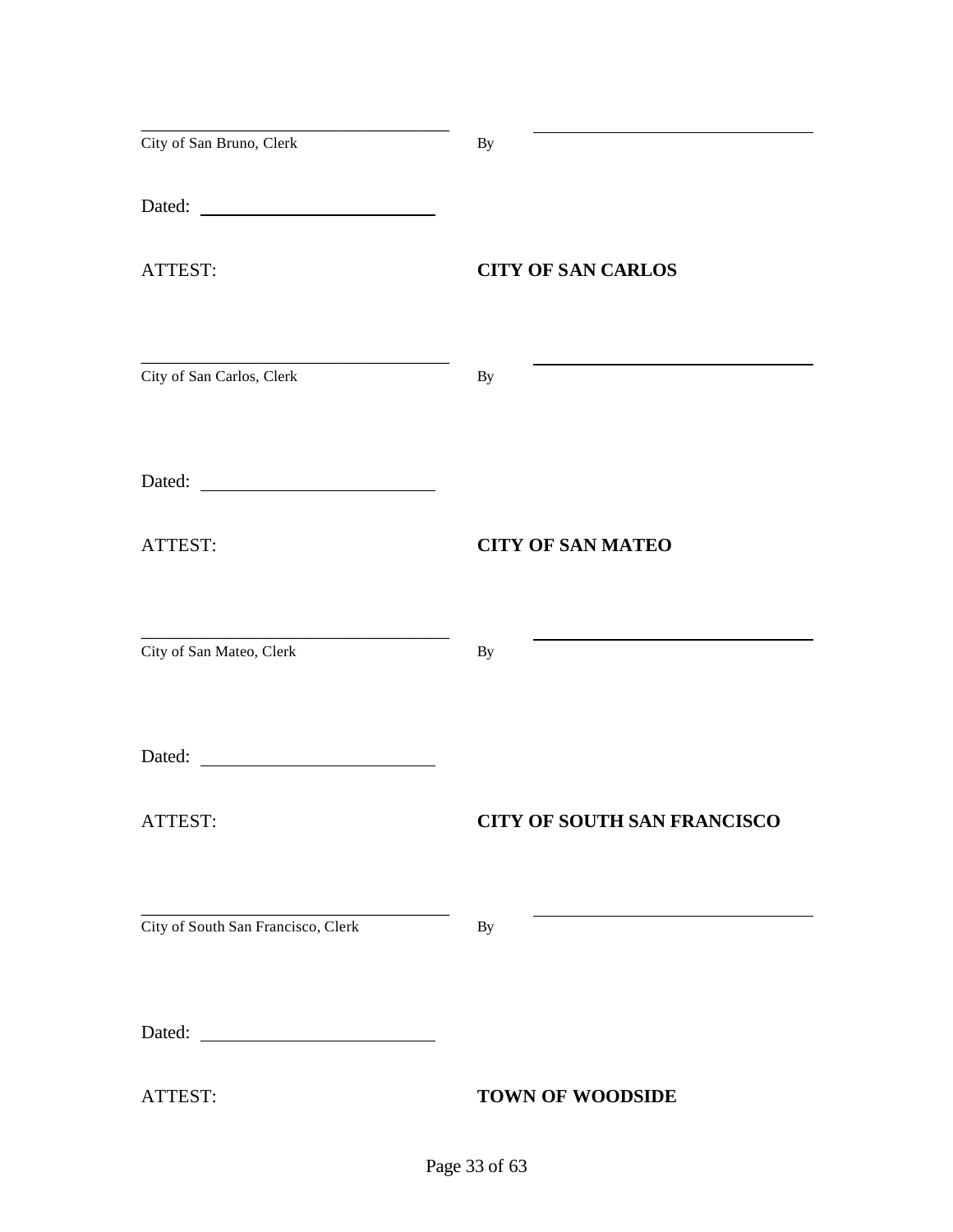\_\_\_\_\_\_\_\_\_\_\_\_\_\_\_\_\_\_\_\_\_\_\_\_\_\_\_\_\_\_\_\_\_\_\_\_\_
City of San Bruno, Clerk

By \_\_\_\_\_\_\_\_\_\_\_\_\_\_\_\_\_\_\_\_\_\_\_\_\_\_\_\_\_\_\_\_\_\_\_\_\_

Dated: \_\_\_\_\_\_\_\_\_\_\_\_\_\_\_\_\_\_\_\_\_\_\_\_\_\_\_

ATTEST: **CITY OF SAN CARLOS**

\_\_\_\_\_\_\_\_\_\_\_\_\_\_\_\_\_\_\_\_\_\_\_\_\_\_\_\_\_\_\_\_\_\_\_\_\_
City of San Carlos, Clerk

By \_\_\_\_\_\_\_\_\_\_\_\_\_\_\_\_\_\_\_\_\_\_\_\_\_\_\_\_\_\_\_\_\_\_\_\_\_

Dated: \_\_\_\_\_\_\_\_\_\_\_\_\_\_\_\_\_\_\_\_\_\_\_\_\_\_\_

ATTEST: **CITY OF SAN MATEO**

\_\_\_\_\_\_\_\_\_\_\_\_\_\_\_\_\_\_\_\_\_\_\_\_\_\_\_\_\_\_\_\_\_\_\_\_\_
City of San Mateo, Clerk

By \_\_\_\_\_\_\_\_\_\_\_\_\_\_\_\_\_\_\_\_\_\_\_\_\_\_\_\_\_\_\_\_\_\_\_\_\_

Dated: \_\_\_\_\_\_\_\_\_\_\_\_\_\_\_\_\_\_\_\_\_\_\_\_\_\_\_

ATTEST: **CITY OF SOUTH SAN FRANCISCO**

\_\_\_\_\_\_\_\_\_\_\_\_\_\_\_\_\_\_\_\_\_\_\_\_\_\_\_\_\_\_\_\_\_\_\_\_\_
City of South San Francisco, Clerk

By \_\_\_\_\_\_\_\_\_\_\_\_\_\_\_\_\_\_\_\_\_\_\_\_\_\_\_\_\_\_\_\_\_\_\_\_\_

Dated: \_\_\_\_\_\_\_\_\_\_\_\_\_\_\_\_\_\_\_\_\_\_\_\_\_\_\_

ATTEST: **TOWN OF WOODSIDE**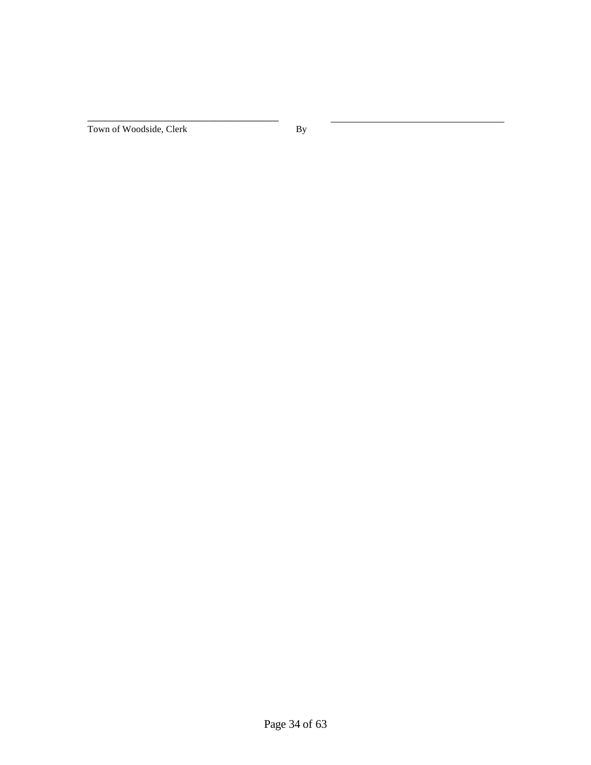\_\_\_\_\_\_\_\_\_\_\_\_\_\_\_\_\_\_\_\_\_\_\_\_\_\_\_\_\_\_\_\_\_\_\_\_ \_\_\_\_\_\_\_\_\_\_\_\_\_\_\_\_\_\_\_\_\_\_\_\_\_\_\_\_\_\_\_\_\_\_\_\_

Town of Woodside, Clerk By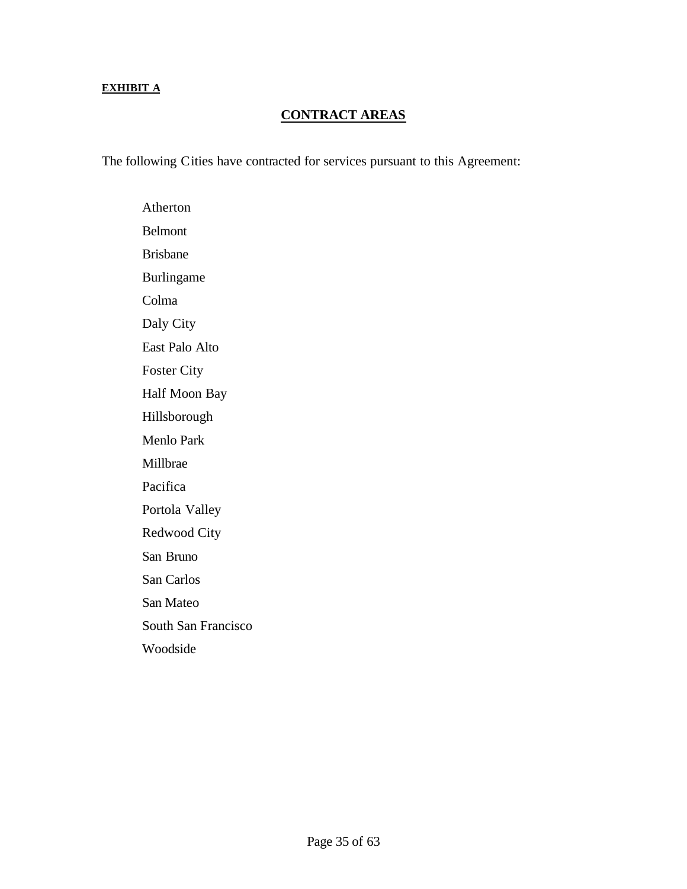**EXHIBIT A**

## CONTRACT AREAS

The following Cities have contracted for services pursuant to this Agreement:

- Atherton
- Belmont
- Brisbane
- Burlingame
- Colma
- Daly City
- East Palo Alto
- Foster City
- Half Moon Bay
- Hillsborough
- Menlo Park
- Millbrae
- Pacifica
- Portola Valley
- Redwood City
- San Bruno
- San Carlos
- San Mateo
- South San Francisco
- Woodside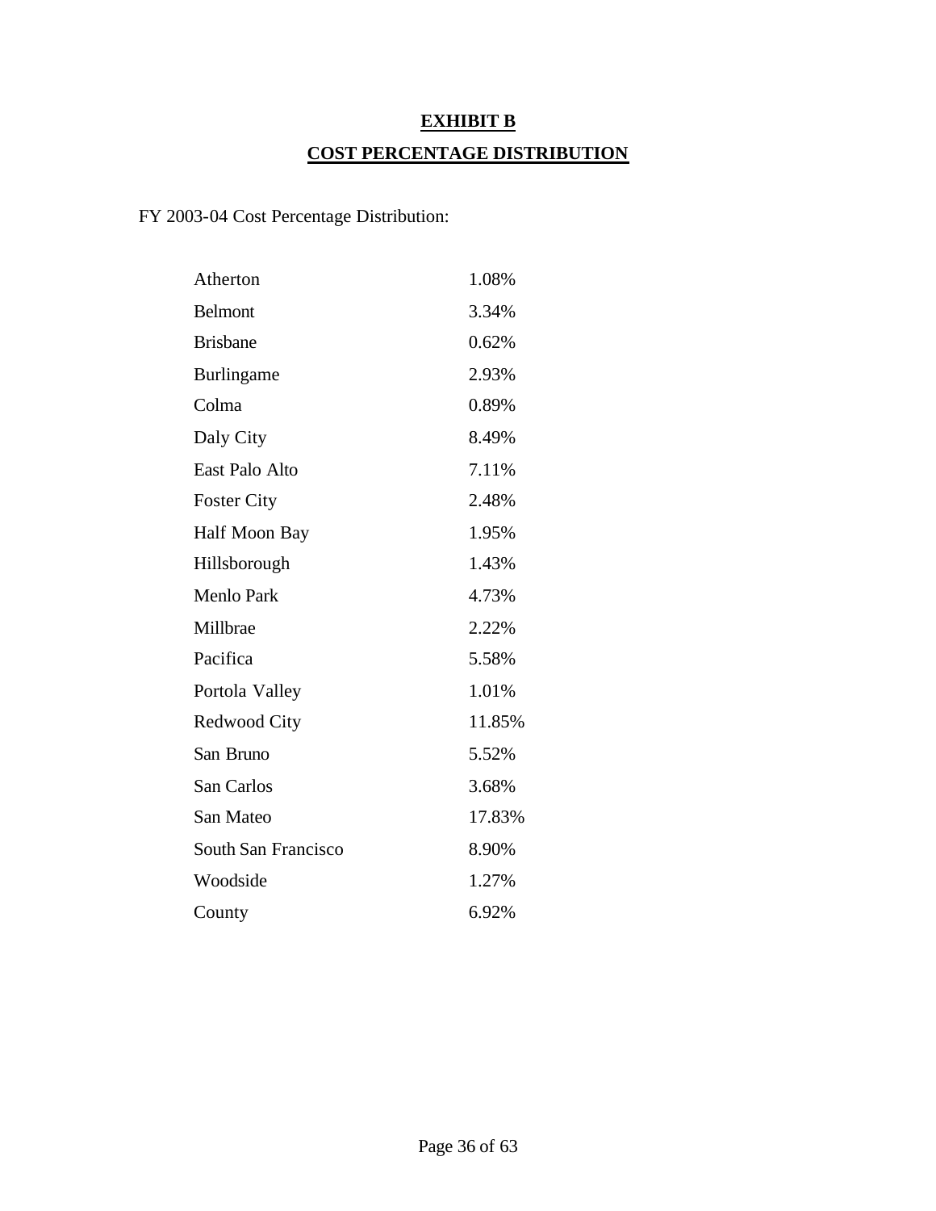# EXHIBIT B

## COST PERCENTAGE DISTRIBUTION

FY 2003-04 Cost Percentage Distribution:

| | |
|---|---|
| Atherton | 1.08% |
| Belmont | 3.34% |
| Brisbane | 0.62% |
| Burlingame | 2.93% |
| Colma | 0.89% |
| Daly City | 8.49% |
| East Palo Alto | 7.11% |
| Foster City | 2.48% |
| Half Moon Bay | 1.95% |
| Hillsborough | 1.43% |
| Menlo Park | 4.73% |
| Millbrae | 2.22% |
| Pacifica | 5.58% |
| Portola Valley | 1.01% |
| Redwood City | 11.85% |
| San Bruno | 5.52% |
| San Carlos | 3.68% |
| San Mateo | 17.83% |
| South San Francisco | 8.90% |
| Woodside | 1.27% |
| County | 6.92% |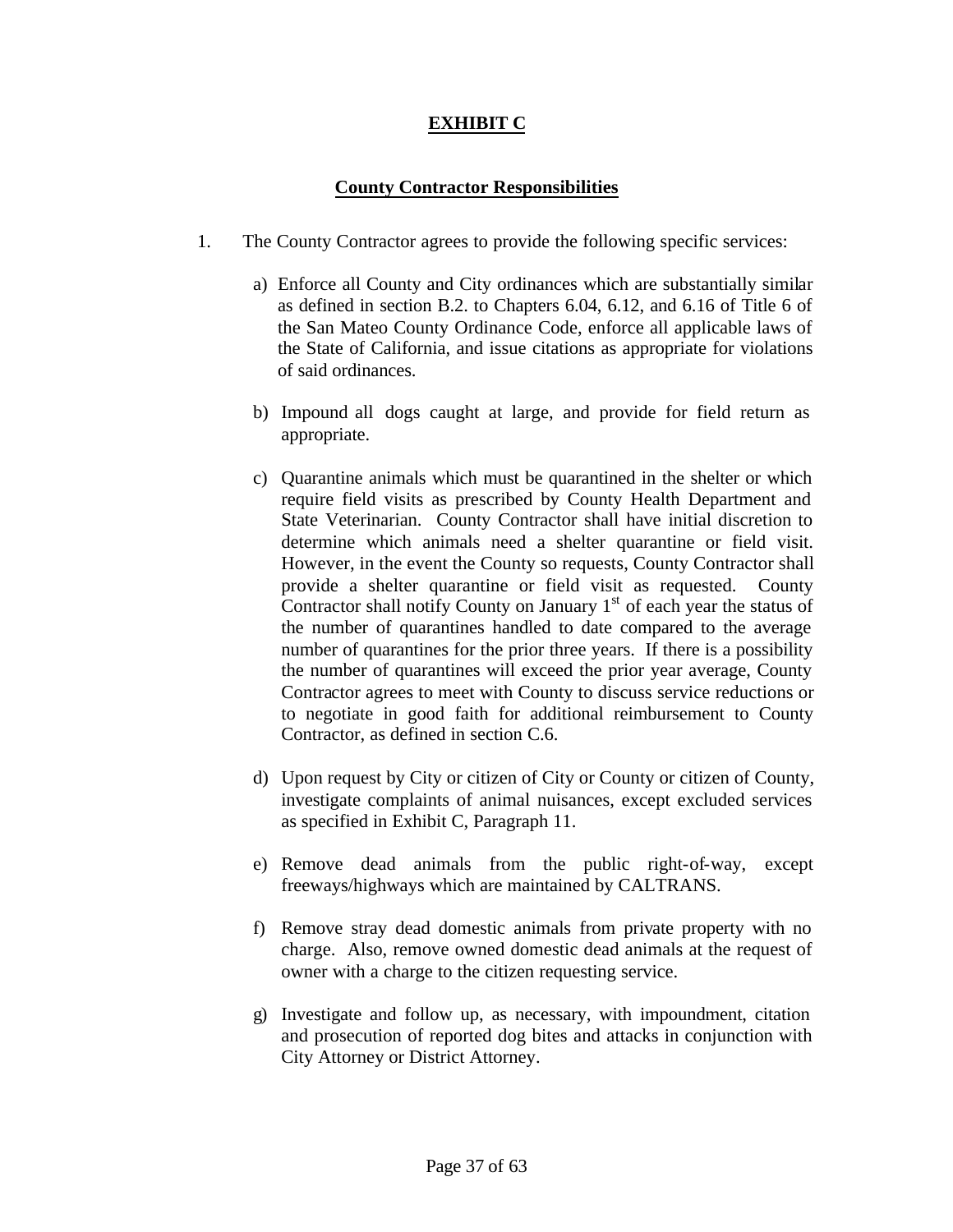# EXHIBIT C

## County Contractor Responsibilities

1. The County Contractor agrees to provide the following specific services:

   a) Enforce all County and City ordinances which are substantially similar as defined in section B.2. to Chapters 6.04, 6.12, and 6.16 of Title 6 of the San Mateo County Ordinance Code, enforce all applicable laws of the State of California, and issue citations as appropriate for violations of said ordinances.

   b) Impound all dogs caught at large, and provide for field return as appropriate.

   c) Quarantine animals which must be quarantined in the shelter or which require field visits as prescribed by County Health Department and State Veterinarian. County Contractor shall have initial discretion to determine which animals need a shelter quarantine or field visit. However, in the event the County so requests, County Contractor shall provide a shelter quarantine or field visit as requested. County Contractor shall notify County on January 1st of each year the status of the number of quarantines handled to date compared to the average number of quarantines for the prior three years. If there is a possibility the number of quarantines will exceed the prior year average, County Contractor agrees to meet with County to discuss service reductions or to negotiate in good faith for additional reimbursement to County Contractor, as defined in section C.6.

   d) Upon request by City or citizen of City or County or citizen of County, investigate complaints of animal nuisances, except excluded services as specified in Exhibit C, Paragraph 11.

   e) Remove dead animals from the public right-of-way, except freeways/highways which are maintained by CALTRANS.

   f) Remove stray dead domestic animals from private property with no charge. Also, remove owned domestic dead animals at the request of owner with a charge to the citizen requesting service.

   g) Investigate and follow up, as necessary, with impoundment, citation and prosecution of reported dog bites and attacks in conjunction with City Attorney or District Attorney.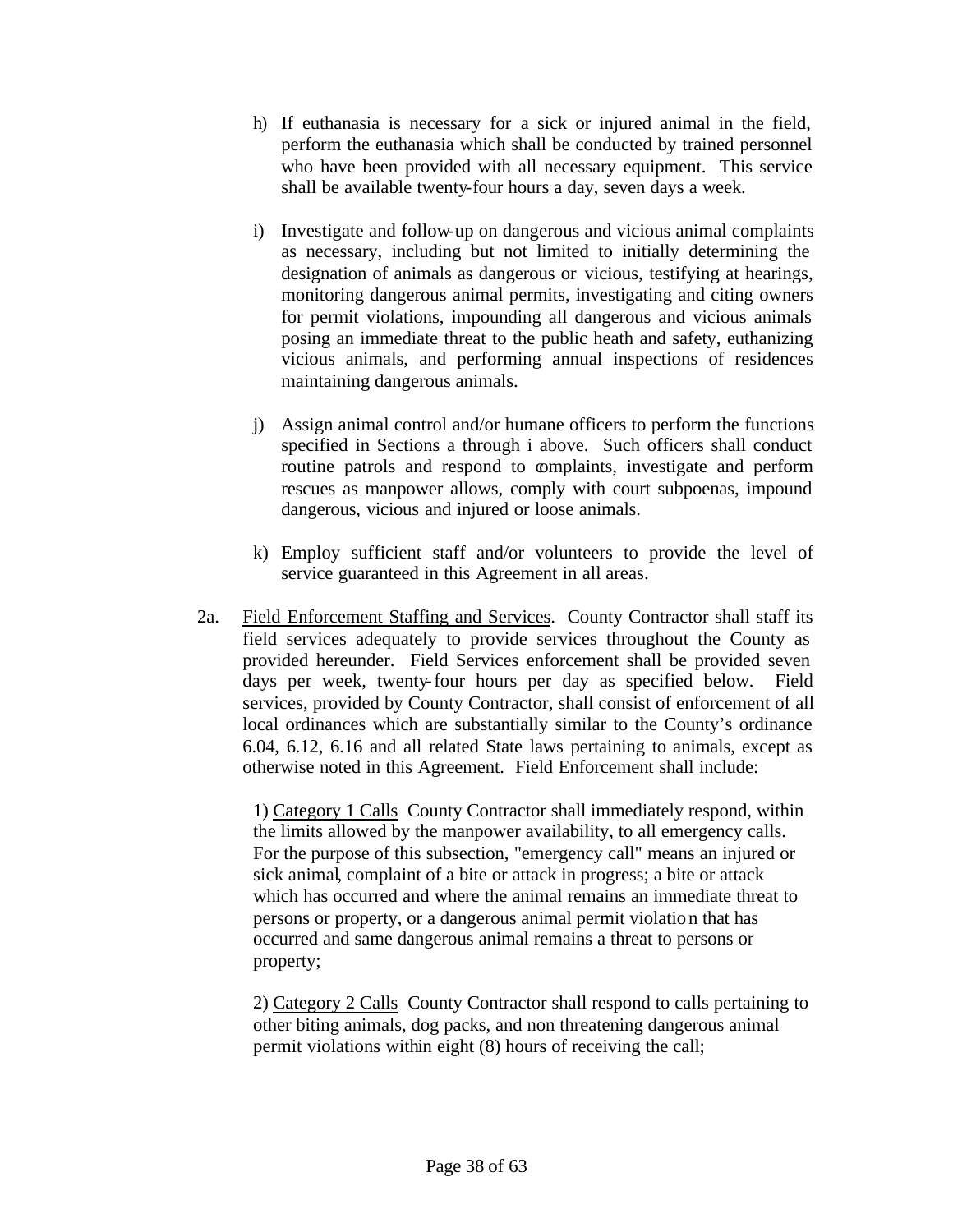h) If euthanasia is necessary for a sick or injured animal in the field, perform the euthanasia which shall be conducted by trained personnel who have been provided with all necessary equipment. This service shall be available twenty-four hours a day, seven days a week.

i) Investigate and follow-up on dangerous and vicious animal complaints as necessary, including but not limited to initially determining the designation of animals as dangerous or vicious, testifying at hearings, monitoring dangerous animal permits, investigating and citing owners for permit violations, impounding all dangerous and vicious animals posing an immediate threat to the public heath and safety, euthanizing vicious animals, and performing annual inspections of residences maintaining dangerous animals.

j) Assign animal control and/or humane officers to perform the functions specified in Sections a through i above. Such officers shall conduct routine patrols and respond to complaints, investigate and perform rescues as manpower allows, comply with court subpoenas, impound dangerous, vicious and injured or loose animals.

k) Employ sufficient staff and/or volunteers to provide the level of service guaranteed in this Agreement in all areas.

2a. Field Enforcement Staffing and Services. County Contractor shall staff its field services adequately to provide services throughout the County as provided hereunder. Field Services enforcement shall be provided seven days per week, twenty-four hours per day as specified below. Field services, provided by County Contractor, shall consist of enforcement of all local ordinances which are substantially similar to the County's ordinance 6.04, 6.12, 6.16 and all related State laws pertaining to animals, except as otherwise noted in this Agreement. Field Enforcement shall include:

1) Category 1 Calls County Contractor shall immediately respond, within the limits allowed by the manpower availability, to all emergency calls. For the purpose of this subsection, "emergency call" means an injured or sick animal, complaint of a bite or attack in progress; a bite or attack which has occurred and where the animal remains an immediate threat to persons or property, or a dangerous animal permit violation that has occurred and same dangerous animal remains a threat to persons or property;

2) Category 2 Calls County Contractor shall respond to calls pertaining to other biting animals, dog packs, and non threatening dangerous animal permit violations within eight (8) hours of receiving the call;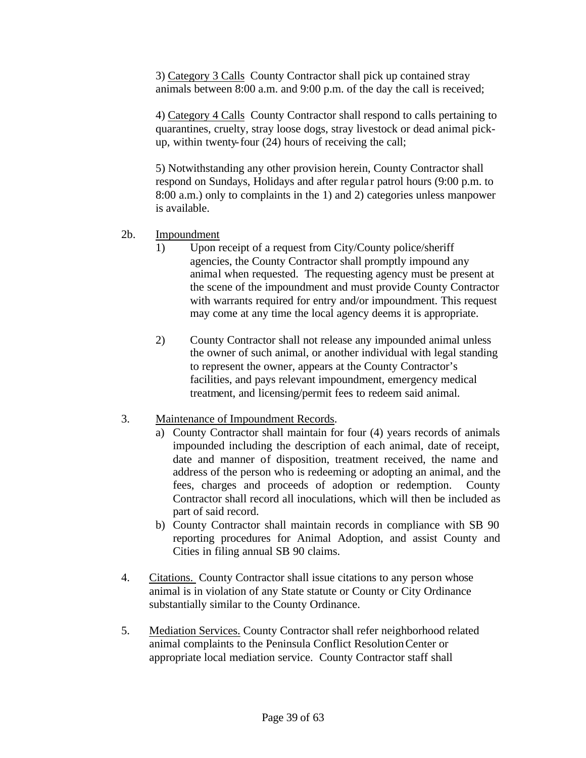3) Category 3 Calls County Contractor shall pick up contained stray animals between 8:00 a.m. and 9:00 p.m. of the day the call is received;

4) Category 4 Calls County Contractor shall respond to calls pertaining to quarantines, cruelty, stray loose dogs, stray livestock or dead animal pick-up, within twenty-four (24) hours of receiving the call;

5) Notwithstanding any other provision herein, County Contractor shall respond on Sundays, Holidays and after regular patrol hours (9:00 p.m. to 8:00 a.m.) only to complaints in the 1) and 2) categories unless manpower is available.

2b. Impoundment

1) Upon receipt of a request from City/County police/sheriff agencies, the County Contractor shall promptly impound any animal when requested. The requesting agency must be present at the scene of the impoundment and must provide County Contractor with warrants required for entry and/or impoundment. This request may come at any time the local agency deems it is appropriate.

2) County Contractor shall not release any impounded animal unless the owner of such animal, or another individual with legal standing to represent the owner, appears at the County Contractor's facilities, and pays relevant impoundment, emergency medical treatment, and licensing/permit fees to redeem said animal.

3. Maintenance of Impoundment Records.

a) County Contractor shall maintain for four (4) years records of animals impounded including the description of each animal, date of receipt, date and manner of disposition, treatment received, the name and address of the person who is redeeming or adopting an animal, and the fees, charges and proceeds of adoption or redemption. County Contractor shall record all inoculations, which will then be included as part of said record.

b) County Contractor shall maintain records in compliance with SB 90 reporting procedures for Animal Adoption, and assist County and Cities in filing annual SB 90 claims.

4. Citations. County Contractor shall issue citations to any person whose animal is in violation of any State statute or County or City Ordinance substantially similar to the County Ordinance.

5. Mediation Services. County Contractor shall refer neighborhood related animal complaints to the Peninsula Conflict Resolution Center or appropriate local mediation service. County Contractor staff shall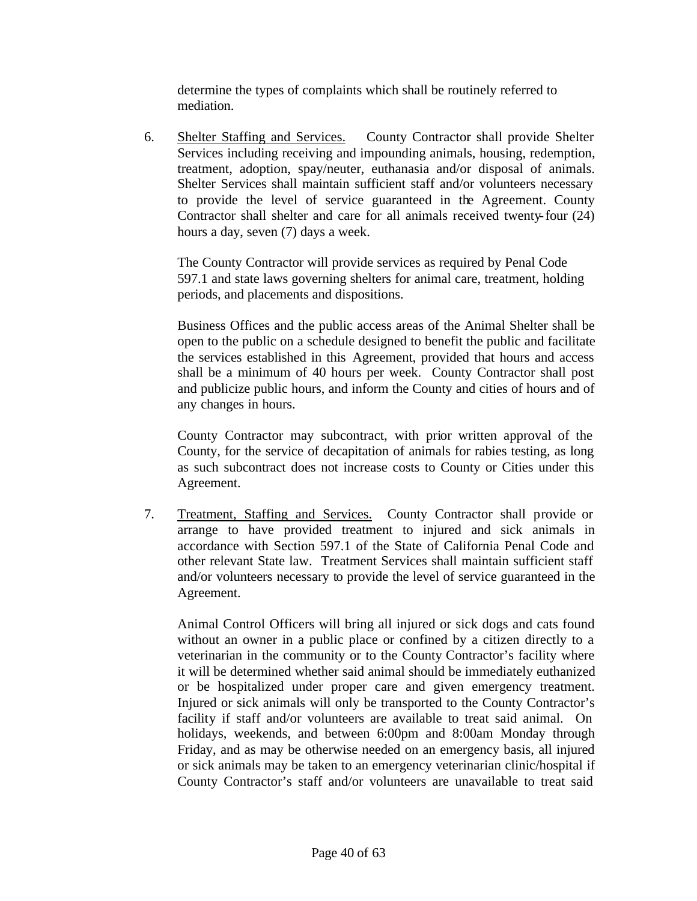determine the types of complaints which shall be routinely referred to mediation.

6. Shelter Staffing and Services. County Contractor shall provide Shelter Services including receiving and impounding animals, housing, redemption, treatment, adoption, spay/neuter, euthanasia and/or disposal of animals. Shelter Services shall maintain sufficient staff and/or volunteers necessary to provide the level of service guaranteed in the Agreement. County Contractor shall shelter and care for all animals received twenty-four (24) hours a day, seven (7) days a week.

   The County Contractor will provide services as required by Penal Code 597.1 and state laws governing shelters for animal care, treatment, holding periods, and placements and dispositions.

   Business Offices and the public access areas of the Animal Shelter shall be open to the public on a schedule designed to benefit the public and facilitate the services established in this Agreement, provided that hours and access shall be a minimum of 40 hours per week. County Contractor shall post and publicize public hours, and inform the County and cities of hours and of any changes in hours.

   County Contractor may subcontract, with prior written approval of the County, for the service of decapitation of animals for rabies testing, as long as such subcontract does not increase costs to County or Cities under this Agreement.

7. Treatment, Staffing and Services. County Contractor shall provide or arrange to have provided treatment to injured and sick animals in accordance with Section 597.1 of the State of California Penal Code and other relevant State law. Treatment Services shall maintain sufficient staff and/or volunteers necessary to provide the level of service guaranteed in the Agreement.

   Animal Control Officers will bring all injured or sick dogs and cats found without an owner in a public place or confined by a citizen directly to a veterinarian in the community or to the County Contractor's facility where it will be determined whether said animal should be immediately euthanized or be hospitalized under proper care and given emergency treatment. Injured or sick animals will only be transported to the County Contractor's facility if staff and/or volunteers are available to treat said animal. On holidays, weekends, and between 6:00pm and 8:00am Monday through Friday, and as may be otherwise needed on an emergency basis, all injured or sick animals may be taken to an emergency veterinarian clinic/hospital if County Contractor's staff and/or volunteers are unavailable to treat said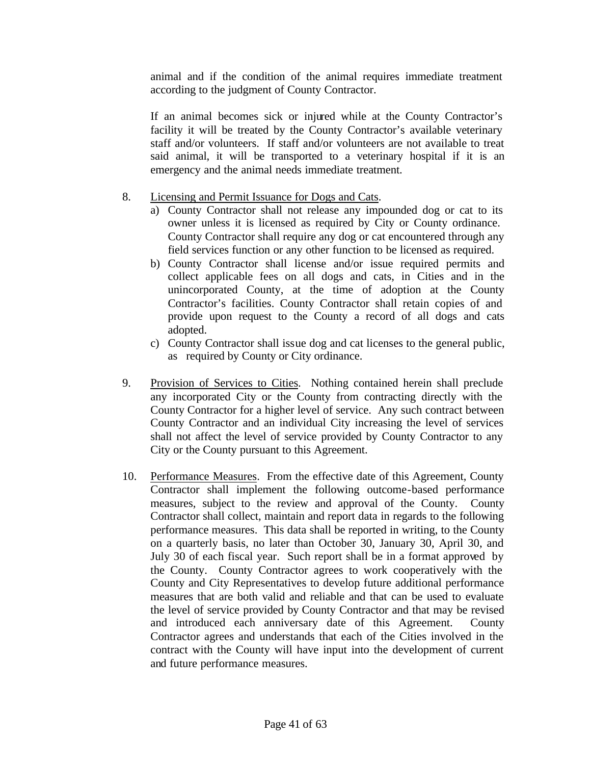animal and if the condition of the animal requires immediate treatment according to the judgment of County Contractor.

If an animal becomes sick or injured while at the County Contractor's facility it will be treated by the County Contractor's available veterinary staff and/or volunteers. If staff and/or volunteers are not available to treat said animal, it will be transported to a veterinary hospital if it is an emergency and the animal needs immediate treatment.

8. Licensing and Permit Issuance for Dogs and Cats.
   a) County Contractor shall not release any impounded dog or cat to its owner unless it is licensed as required by City or County ordinance. County Contractor shall require any dog or cat encountered through any field services function or any other function to be licensed as required.
   b) County Contractor shall license and/or issue required permits and collect applicable fees on all dogs and cats, in Cities and in the unincorporated County, at the time of adoption at the County Contractor's facilities. County Contractor shall retain copies of and provide upon request to the County a record of all dogs and cats adopted.
   c) County Contractor shall issue dog and cat licenses to the general public, as required by County or City ordinance.

9. Provision of Services to Cities. Nothing contained herein shall preclude any incorporated City or the County from contracting directly with the County Contractor for a higher level of service. Any such contract between County Contractor and an individual City increasing the level of services shall not affect the level of service provided by County Contractor to any City or the County pursuant to this Agreement.

10. Performance Measures. From the effective date of this Agreement, County Contractor shall implement the following outcome-based performance measures, subject to the review and approval of the County. County Contractor shall collect, maintain and report data in regards to the following performance measures. This data shall be reported in writing, to the County on a quarterly basis, no later than October 30, January 30, April 30, and July 30 of each fiscal year. Such report shall be in a format approved by the County. County Contractor agrees to work cooperatively with the County and City Representatives to develop future additional performance measures that are both valid and reliable and that can be used to evaluate the level of service provided by County Contractor and that may be revised and introduced each anniversary date of this Agreement. County Contractor agrees and understands that each of the Cities involved in the contract with the County will have input into the development of current and future performance measures.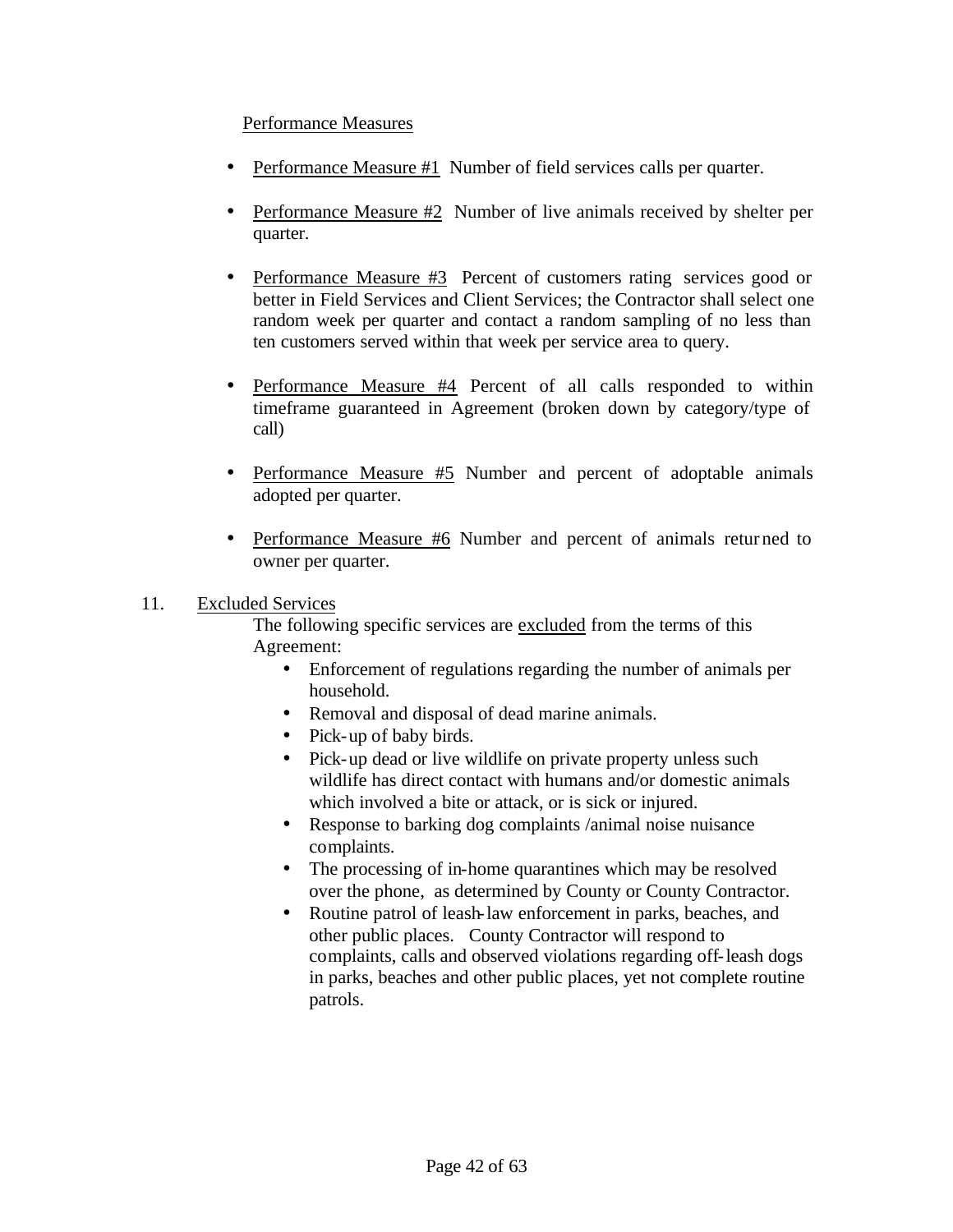Performance Measures

- Performance Measure #1 Number of field services calls per quarter.

- Performance Measure #2 Number of live animals received by shelter per quarter.

- Performance Measure #3 Percent of customers rating services good or better in Field Services and Client Services; the Contractor shall select one random week per quarter and contact a random sampling of no less than ten customers served within that week per service area to query.

- Performance Measure #4 Percent of all calls responded to within timeframe guaranteed in Agreement (broken down by category/type of call)

- Performance Measure #5 Number and percent of adoptable animals adopted per quarter.

- Performance Measure #6 Number and percent of animals returned to owner per quarter.

11. Excluded Services

The following specific services are excluded from the terms of this Agreement:

- Enforcement of regulations regarding the number of animals per household.
- Removal and disposal of dead marine animals.
- Pick-up of baby birds.
- Pick-up dead or live wildlife on private property unless such wildlife has direct contact with humans and/or domestic animals which involved a bite or attack, or is sick or injured.
- Response to barking dog complaints /animal noise nuisance complaints.
- The processing of in-home quarantines which may be resolved over the phone, as determined by County or County Contractor.
- Routine patrol of leash-law enforcement in parks, beaches, and other public places. County Contractor will respond to complaints, calls and observed violations regarding off-leash dogs in parks, beaches and other public places, yet not complete routine patrols.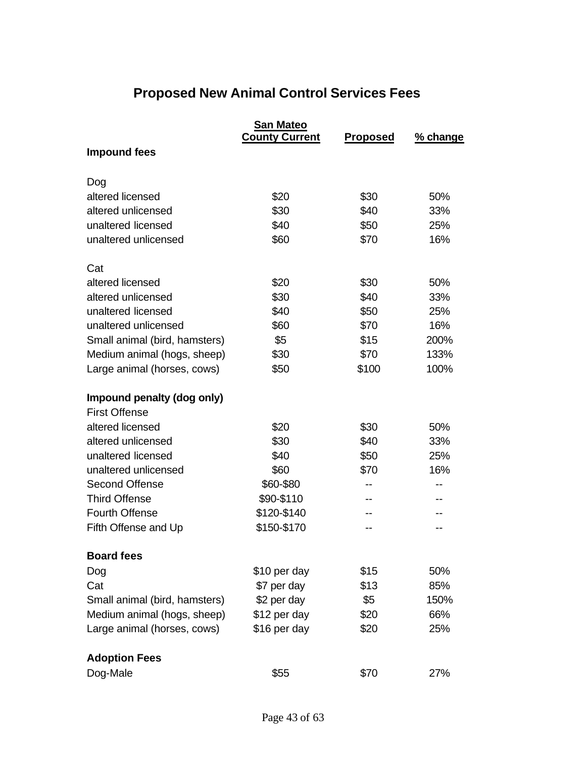# Proposed New Animal Control Services Fees

| | San Mateo County Current | Proposed | % change |
|---|---|---|---|
| **Impound fees** | | | |
| Dog | | | |
| altered licensed | $20 | $30 | 50% |
| altered unlicensed | $30 | $40 | 33% |
| unaltered licensed | $40 | $50 | 25% |
| unaltered unlicensed | $60 | $70 | 16% |
| Cat | | | |
| altered licensed | $20 | $30 | 50% |
| altered unlicensed | $30 | $40 | 33% |
| unaltered licensed | $40 | $50 | 25% |
| unaltered unlicensed | $60 | $70 | 16% |
| Small animal (bird, hamsters) | $5 | $15 | 200% |
| Medium animal (hogs, sheep) | $30 | $70 | 133% |
| Large animal (horses, cows) | $50 | $100 | 100% |
| **Impound penalty (dog only)** | | | |
| First Offense | | | |
| altered licensed | $20 | $30 | 50% |
| altered unlicensed | $30 | $40 | 33% |
| unaltered licensed | $40 | $50 | 25% |
| unaltered unlicensed | $60 | $70 | 16% |
| Second Offense | $60-$80 | -- | -- |
| Third Offense | $90-$110 | -- | -- |
| Fourth Offense | $120-$140 | -- | -- |
| Fifth Offense and Up | $150-$170 | -- | -- |
| **Board fees** | | | |
| Dog | $10 per day | $15 | 50% |
| Cat | $7 per day | $13 | 85% |
| Small animal (bird, hamsters) | $2 per day | $5 | 150% |
| Medium animal (hogs, sheep) | $12 per day | $20 | 66% |
| Large animal (horses, cows) | $16 per day | $20 | 25% |
| **Adoption Fees** | | | |
| Dog-Male | $55 | $70 | 27% |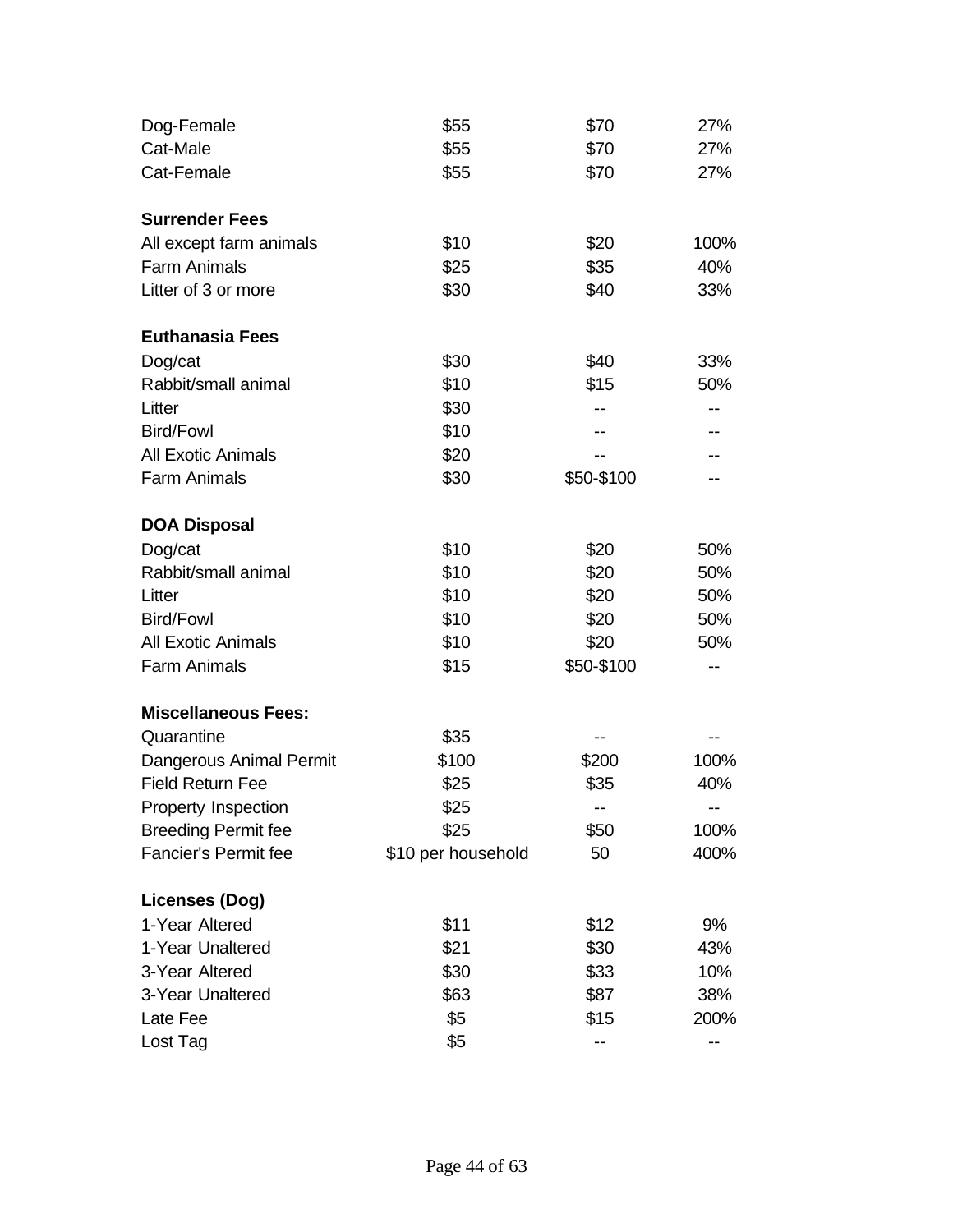| | | | |
|---|---|---|---|
| Dog-Female | $55 | $70 | 27% |
| Cat-Male | $55 | $70 | 27% |
| Cat-Female | $55 | $70 | 27% |
| | | | |
| **Surrender Fees** | | | |
| All except farm animals | $10 | $20 | 100% |
| Farm Animals | $25 | $35 | 40% |
| Litter of 3 or more | $30 | $40 | 33% |
| | | | |
| **Euthanasia Fees** | | | |
| Dog/cat | $30 | $40 | 33% |
| Rabbit/small animal | $10 | $15 | 50% |
| Litter | $30 | -- | -- |
| Bird/Fowl | $10 | -- | -- |
| All Exotic Animals | $20 | -- | -- |
| Farm Animals | $30 | $50-$100 | -- |
| | | | |
| **DOA Disposal** | | | |
| Dog/cat | $10 | $20 | 50% |
| Rabbit/small animal | $10 | $20 | 50% |
| Litter | $10 | $20 | 50% |
| Bird/Fowl | $10 | $20 | 50% |
| All Exotic Animals | $10 | $20 | 50% |
| Farm Animals | $15 | $50-$100 | -- |
| | | | |
| **Miscellaneous Fees:** | | | |
| Quarantine | $35 | -- | -- |
| Dangerous Animal Permit | $100 | $200 | 100% |
| Field Return Fee | $25 | $35 | 40% |
| Property Inspection | $25 | -- | -- |
| Breeding Permit fee | $25 | $50 | 100% |
| Fancier's Permit fee | $10 per household | 50 | 400% |
| | | | |
| **Licenses (Dog)** | | | |
| 1-Year Altered | $11 | $12 | 9% |
| 1-Year Unaltered | $21 | $30 | 43% |
| 3-Year Altered | $30 | $33 | 10% |
| 3-Year Unaltered | $63 | $87 | 38% |
| Late Fee | $5 | $15 | 200% |
| Lost Tag | $5 | -- | -- |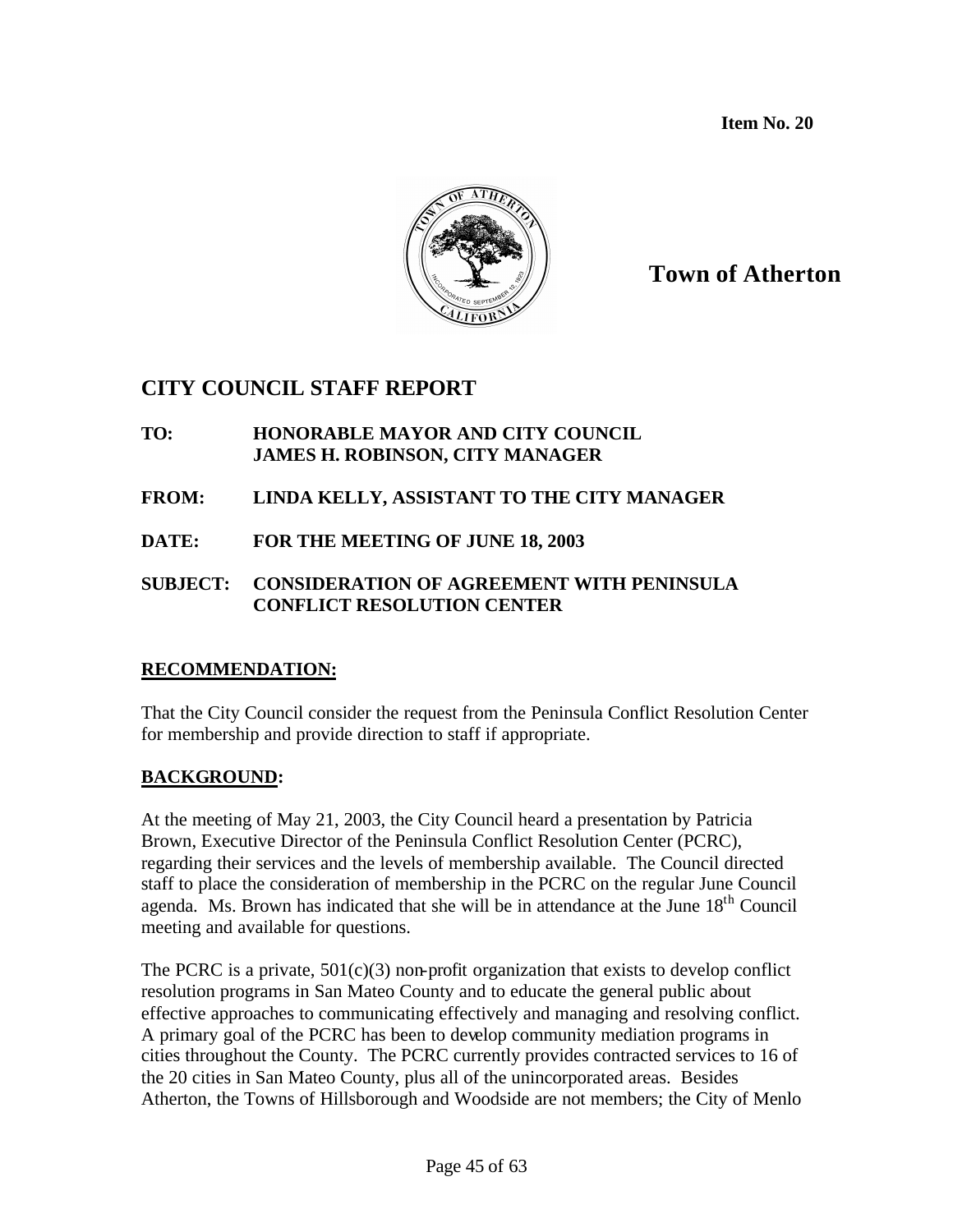**Item No. 20**

**Town of Atherton**

## CITY COUNCIL STAFF REPORT

**TO:** **HONORABLE MAYOR AND CITY COUNCIL**
**JAMES H. ROBINSON, CITY MANAGER**

**FROM:** **LINDA KELLY, ASSISTANT TO THE CITY MANAGER**

**DATE:** **FOR THE MEETING OF JUNE 18, 2003**

**SUBJECT:** **CONSIDERATION OF AGREEMENT WITH PENINSULA CONFLICT RESOLUTION CENTER**

**RECOMMENDATION:**

That the City Council consider the request from the Peninsula Conflict Resolution Center for membership and provide direction to staff if appropriate.

**BACKGROUND:**

At the meeting of May 21, 2003, the City Council heard a presentation by Patricia Brown, Executive Director of the Peninsula Conflict Resolution Center (PCRC), regarding their services and the levels of membership available. The Council directed staff to place the consideration of membership in the PCRC on the regular June Council agenda. Ms. Brown has indicated that she will be in attendance at the June 18th Council meeting and available for questions.

The PCRC is a private, 501(c)(3) non-profit organization that exists to develop conflict resolution programs in San Mateo County and to educate the general public about effective approaches to communicating effectively and managing and resolving conflict. A primary goal of the PCRC has been to develop community mediation programs in cities throughout the County. The PCRC currently provides contracted services to 16 of the 20 cities in San Mateo County, plus all of the unincorporated areas. Besides Atherton, the Towns of Hillsborough and Woodside are not members; the City of Menlo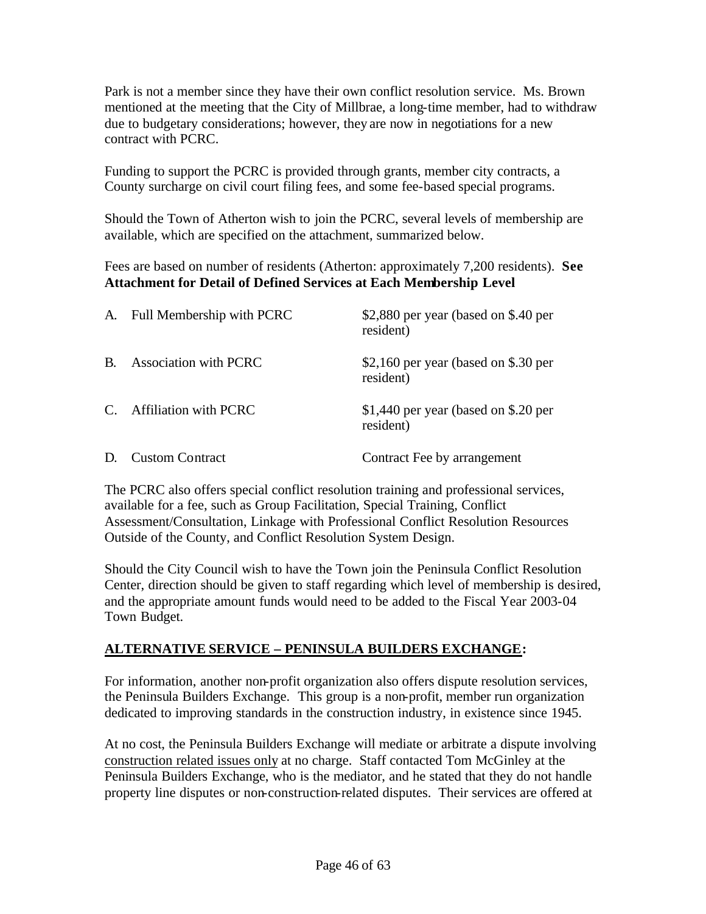Park is not a member since they have their own conflict resolution service. Ms. Brown mentioned at the meeting that the City of Millbrae, a long-time member, had to withdraw due to budgetary considerations; however, they are now in negotiations for a new contract with PCRC.

Funding to support the PCRC is provided through grants, member city contracts, a County surcharge on civil court filing fees, and some fee-based special programs.

Should the Town of Atherton wish to join the PCRC, several levels of membership are available, which are specified on the attachment, summarized below.

Fees are based on number of residents (Atherton: approximately 7,200 residents). **See Attachment for Detail of Defined Services at Each Membership Level**

| | | |
|---|---|---|
| A. | Full Membership with PCRC | $2,880 per year (based on $.40 per resident) |
| B. | Association with PCRC | $2,160 per year (based on $.30 per resident) |
| C. | Affiliation with PCRC | $1,440 per year (based on $.20 per resident) |
| D. | Custom Contract | Contract Fee by arrangement |

The PCRC also offers special conflict resolution training and professional services, available for a fee, such as Group Facilitation, Special Training, Conflict Assessment/Consultation, Linkage with Professional Conflict Resolution Resources Outside of the County, and Conflict Resolution System Design.

Should the City Council wish to have the Town join the Peninsula Conflict Resolution Center, direction should be given to staff regarding which level of membership is desired, and the appropriate amount funds would need to be added to the Fiscal Year 2003-04 Town Budget.

## **ALTERNATIVE SERVICE – PENINSULA BUILDERS EXCHANGE:**

For information, another non-profit organization also offers dispute resolution services, the Peninsula Builders Exchange. This group is a non-profit, member run organization dedicated to improving standards in the construction industry, in existence since 1945.

At no cost, the Peninsula Builders Exchange will mediate or arbitrate a dispute involving construction related issues only at no charge. Staff contacted Tom McGinley at the Peninsula Builders Exchange, who is the mediator, and he stated that they do not handle property line disputes or non-construction-related disputes. Their services are offered at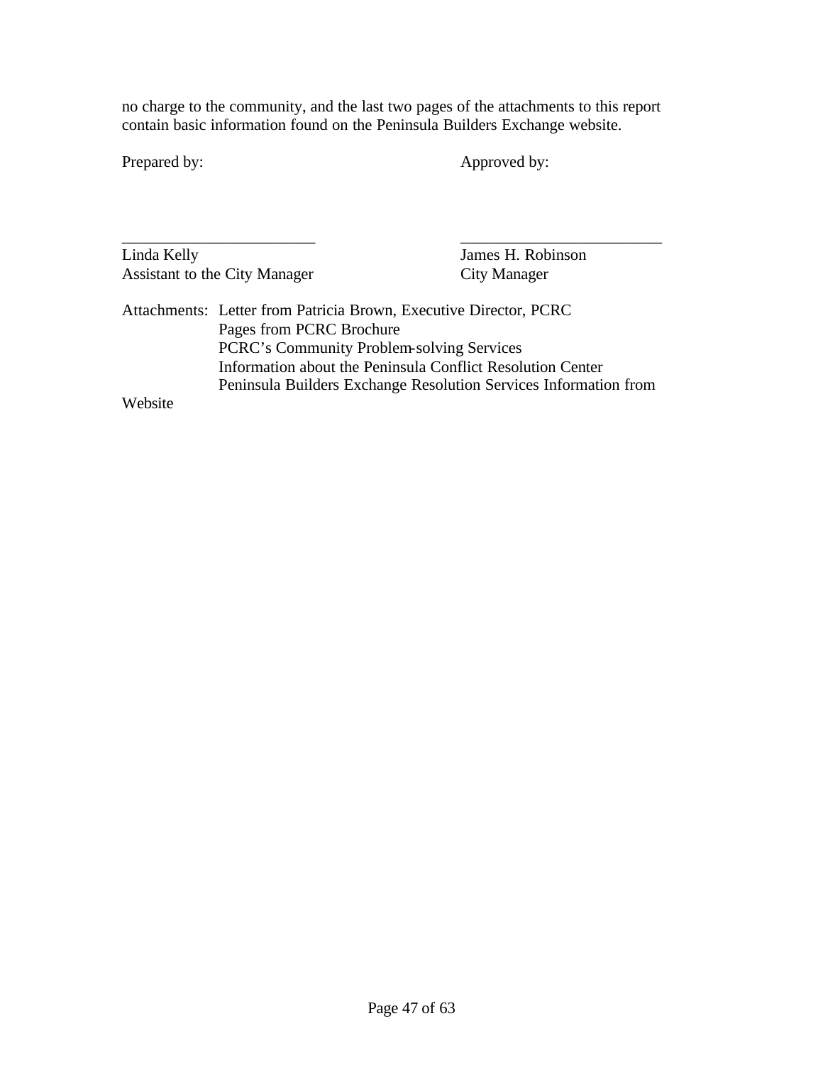no charge to the community, and the last two pages of the attachments to this report contain basic information found on the Peninsula Builders Exchange website.

Prepared by: Approved by:

________________________ ________________________

Linda Kelly
Assistant to the City Manager

James H. Robinson
City Manager

Attachments: Letter from Patricia Brown, Executive Director, PCRC
Pages from PCRC Brochure
PCRC's Community Problem-solving Services
Information about the Peninsula Conflict Resolution Center
Peninsula Builders Exchange Resolution Services Information from Website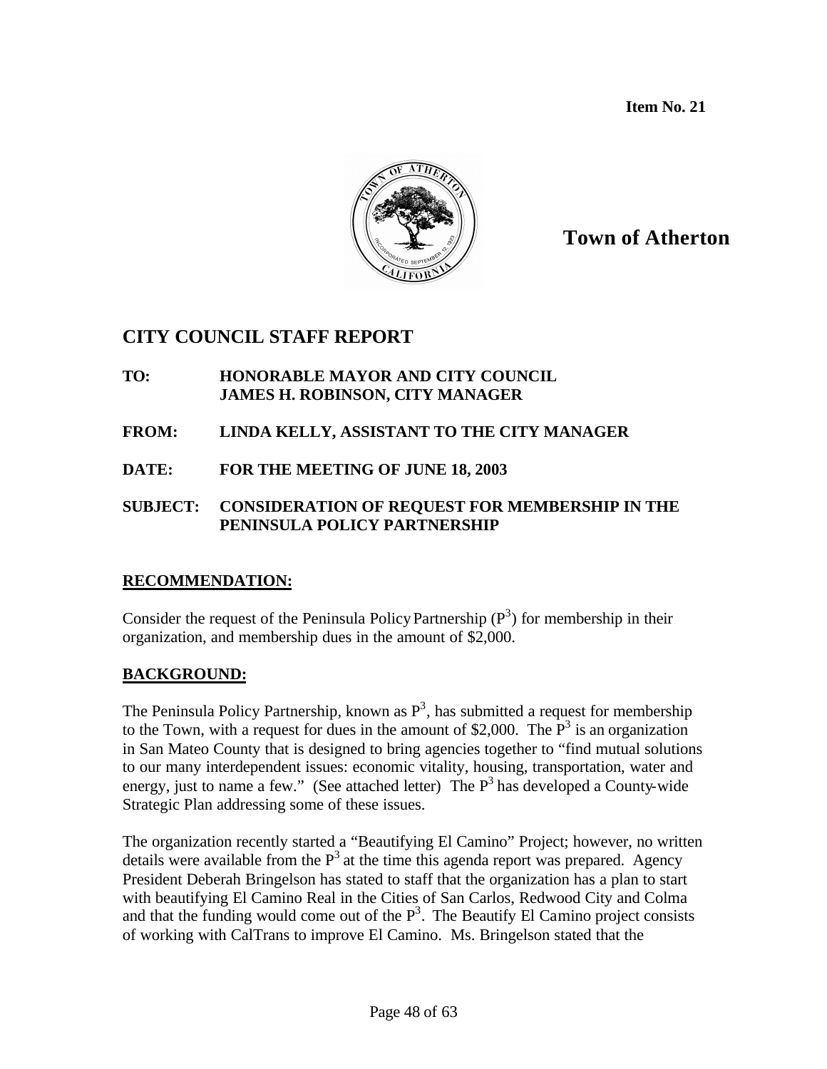**Item No. 21**

**Town of Atherton**

## CITY COUNCIL STAFF REPORT

**TO:** **HONORABLE MAYOR AND CITY COUNCIL**
**JAMES H. ROBINSON, CITY MANAGER**

**FROM:** **LINDA KELLY, ASSISTANT TO THE CITY MANAGER**

**DATE:** **FOR THE MEETING OF JUNE 18, 2003**

**SUBJECT:** **CONSIDERATION OF REQUEST FOR MEMBERSHIP IN THE PENINSULA POLICY PARTNERSHIP**

### RECOMMENDATION:

Consider the request of the Peninsula Policy Partnership ($P^3$) for membership in their organization, and membership dues in the amount of $2,000.

### BACKGROUND:

The Peninsula Policy Partnership, known as $P^3$, has submitted a request for membership to the Town, with a request for dues in the amount of $2,000. The $P^3$ is an organization in San Mateo County that is designed to bring agencies together to "find mutual solutions to our many interdependent issues: economic vitality, housing, transportation, water and energy, just to name a few." (See attached letter) The $P^3$ has developed a County-wide Strategic Plan addressing some of these issues.

The organization recently started a "Beautifying El Camino" Project; however, no written details were available from the $P^3$ at the time this agenda report was prepared. Agency President Deberah Bringelson has stated to staff that the organization has a plan to start with beautifying El Camino Real in the Cities of San Carlos, Redwood City and Colma and that the funding would come out of the $P^3$. The Beautify El Camino project consists of working with CalTrans to improve El Camino. Ms. Bringelson stated that the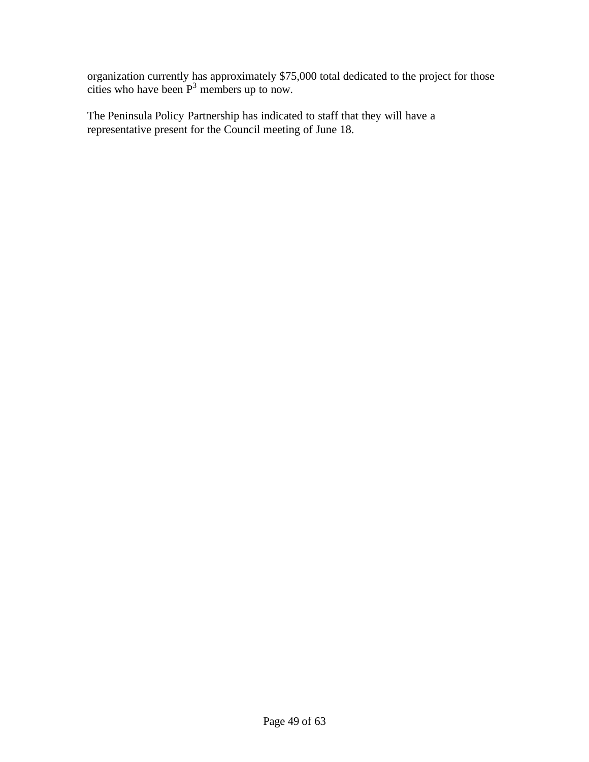organization currently has approximately $75,000 total dedicated to the project for those cities who have been $P^3$ members up to now.

The Peninsula Policy Partnership has indicated to staff that they will have a representative present for the Council meeting of June 18.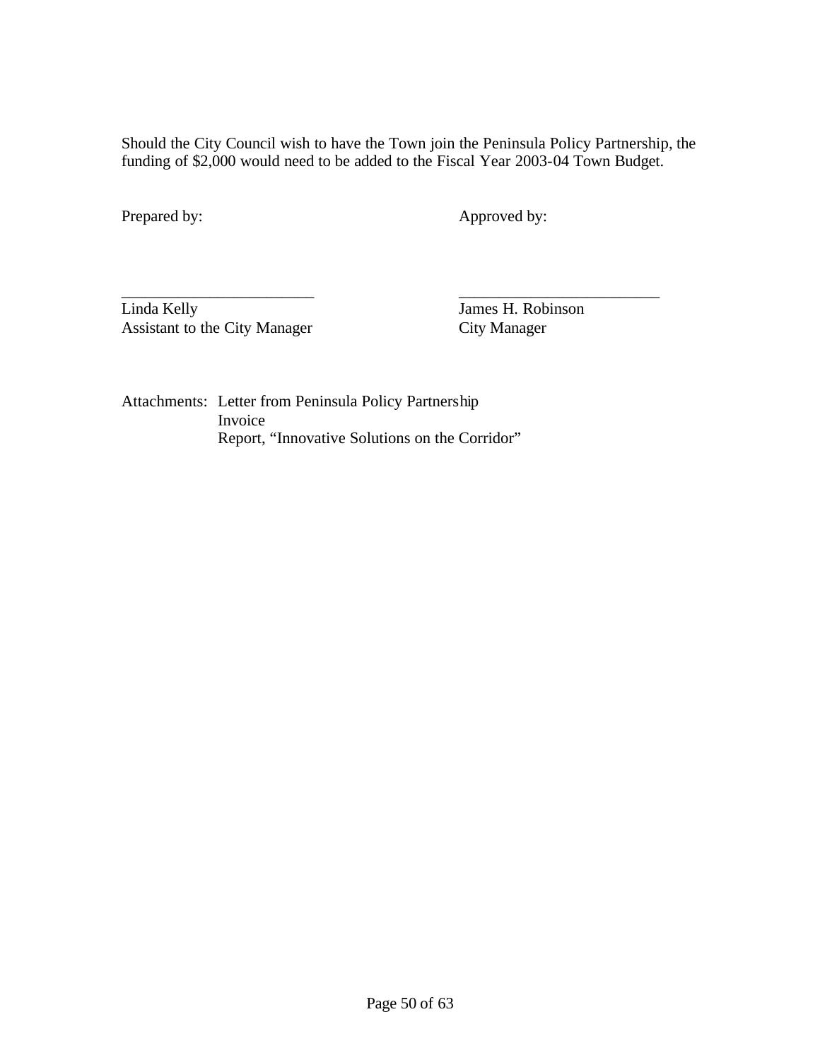Should the City Council wish to have the Town join the Peninsula Policy Partnership, the funding of $2,000 would need to be added to the Fiscal Year 2003-04 Town Budget.

| Prepared by: | Approved by: |
|---|---|
| ________________________ | ________________________ |
| Linda Kelly | James H. Robinson |
| Assistant to the City Manager | City Manager |

Attachments: Letter from Peninsula Policy Partnership
Invoice
Report, "Innovative Solutions on the Corridor"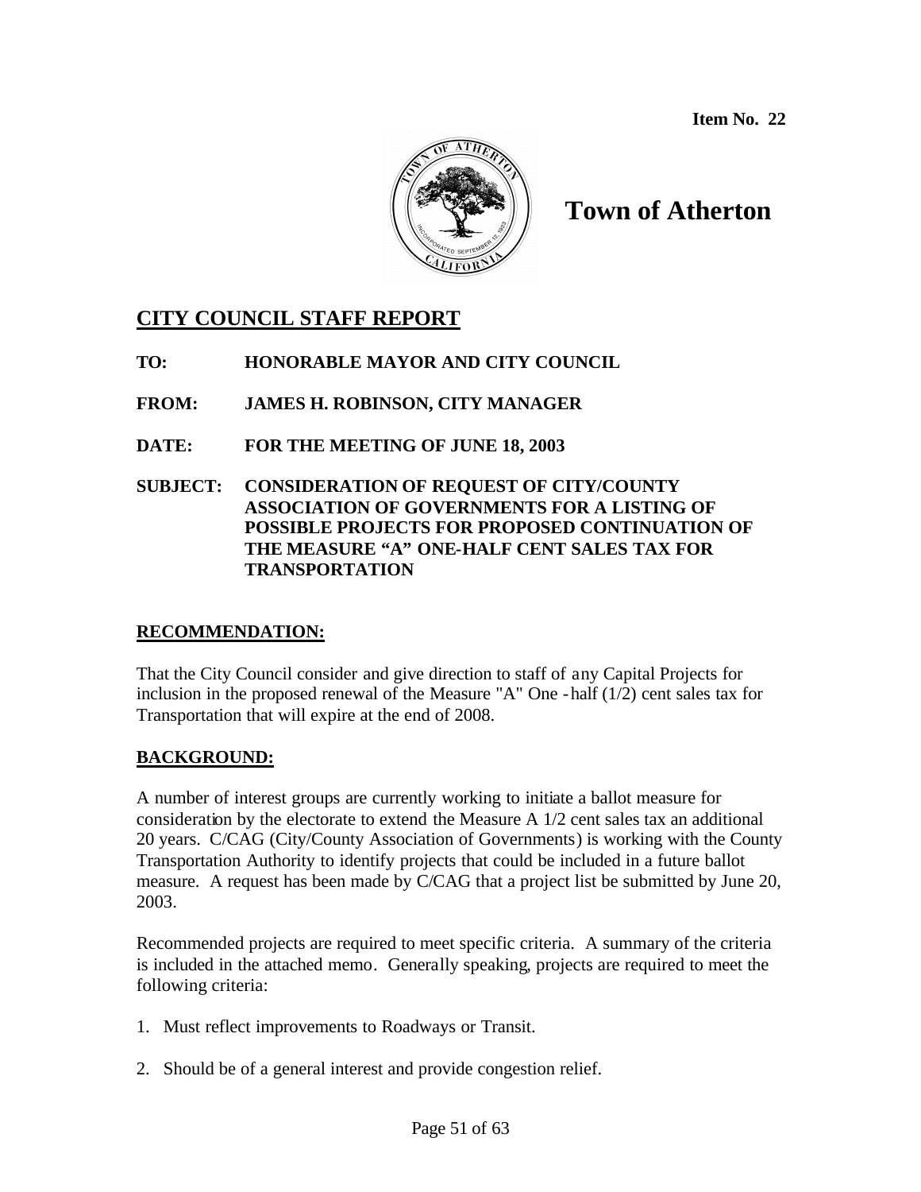**Item No. 22**

# Town of Atherton

## CITY COUNCIL STAFF REPORT

**TO:** HONORABLE MAYOR AND CITY COUNCIL

**FROM:** JAMES H. ROBINSON, CITY MANAGER

**DATE:** FOR THE MEETING OF JUNE 18, 2003

**SUBJECT:** CONSIDERATION OF REQUEST OF CITY/COUNTY ASSOCIATION OF GOVERNMENTS FOR A LISTING OF POSSIBLE PROJECTS FOR PROPOSED CONTINUATION OF THE MEASURE "A" ONE-HALF CENT SALES TAX FOR TRANSPORTATION

### RECOMMENDATION:

That the City Council consider and give direction to staff of any Capital Projects for inclusion in the proposed renewal of the Measure "A" One-half (1/2) cent sales tax for Transportation that will expire at the end of 2008.

### BACKGROUND:

A number of interest groups are currently working to initiate a ballot measure for consideration by the electorate to extend the Measure A 1/2 cent sales tax an additional 20 years. C/CAG (City/County Association of Governments) is working with the County Transportation Authority to identify projects that could be included in a future ballot measure. A request has been made by C/CAG that a project list be submitted by June 20, 2003.

Recommended projects are required to meet specific criteria. A summary of the criteria is included in the attached memo. Generally speaking, projects are required to meet the following criteria:

1. Must reflect improvements to Roadways or Transit.
2. Should be of a general interest and provide congestion relief.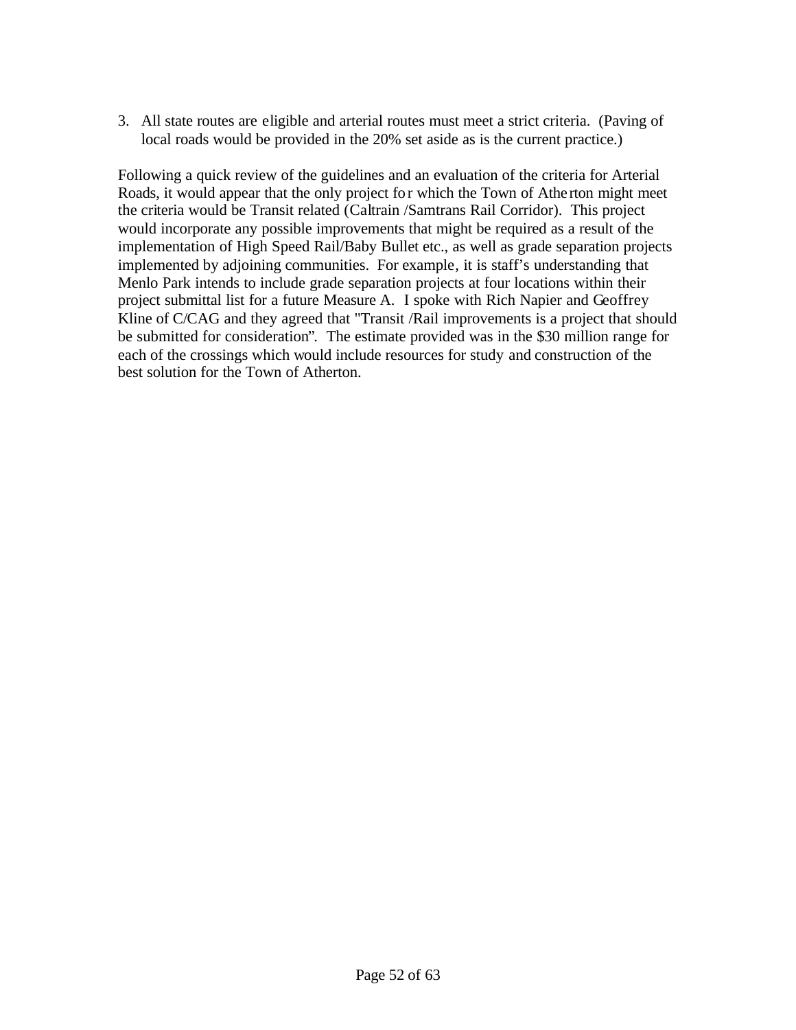3. All state routes are eligible and arterial routes must meet a strict criteria. (Paving of local roads would be provided in the 20% set aside as is the current practice.)

Following a quick review of the guidelines and an evaluation of the criteria for Arterial Roads, it would appear that the only project for which the Town of Atherton might meet the criteria would be Transit related (Caltrain /Samtrans Rail Corridor). This project would incorporate any possible improvements that might be required as a result of the implementation of High Speed Rail/Baby Bullet etc., as well as grade separation projects implemented by adjoining communities. For example, it is staff's understanding that Menlo Park intends to include grade separation projects at four locations within their project submittal list for a future Measure A. I spoke with Rich Napier and Geoffrey Kline of C/CAG and they agreed that "Transit /Rail improvements is a project that should be submitted for consideration". The estimate provided was in the $30 million range for each of the crossings which would include resources for study and construction of the best solution for the Town of Atherton.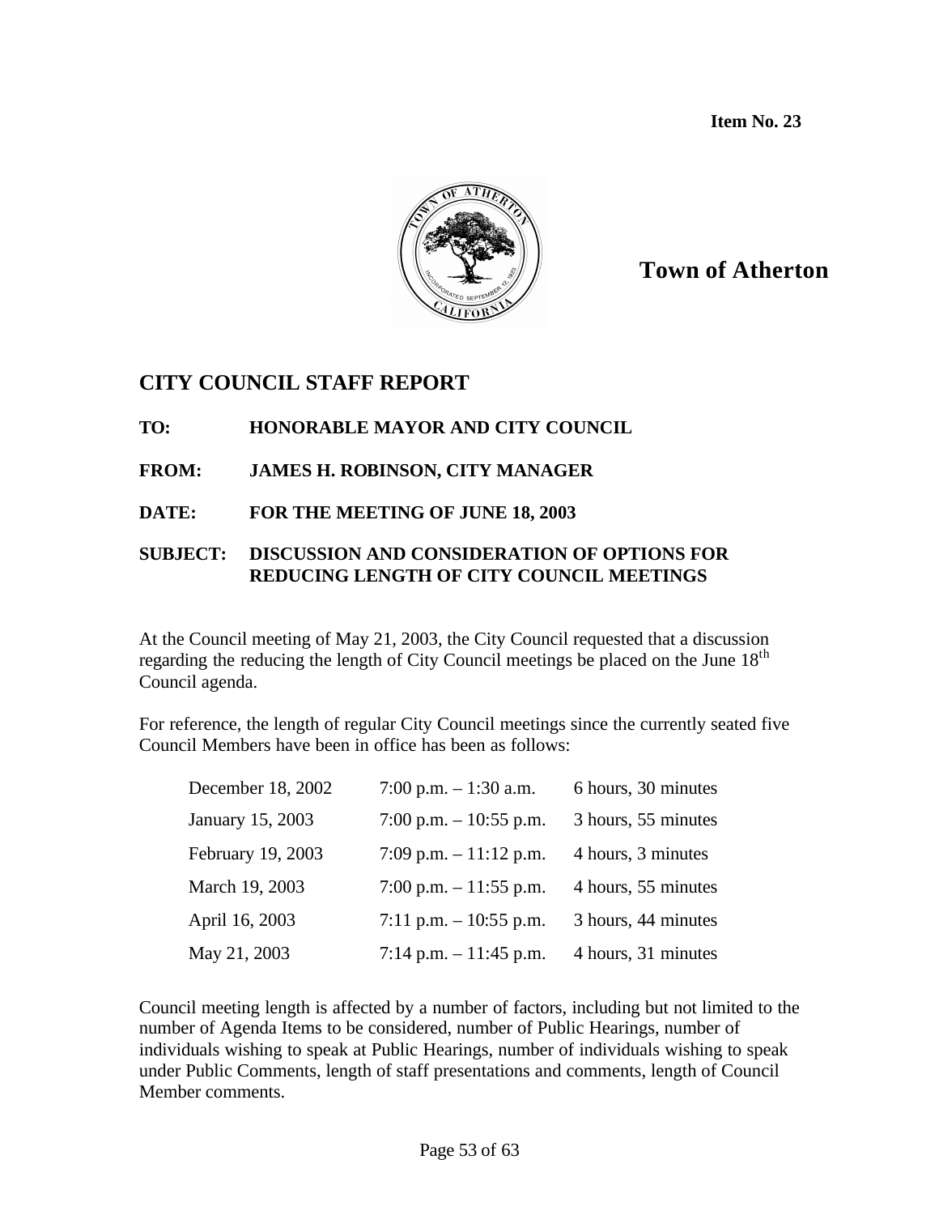**Item No. 23**

**Town of Atherton**

## CITY COUNCIL STAFF REPORT

**TO:** HONORABLE MAYOR AND CITY COUNCIL

**FROM:** JAMES H. ROBINSON, CITY MANAGER

**DATE:** FOR THE MEETING OF JUNE 18, 2003

**SUBJECT:** DISCUSSION AND CONSIDERATION OF OPTIONS FOR REDUCING LENGTH OF CITY COUNCIL MEETINGS

At the Council meeting of May 21, 2003, the City Council requested that a discussion regarding the reducing the length of City Council meetings be placed on the June 18th Council agenda.

For reference, the length of regular City Council meetings since the currently seated five Council Members have been in office has been as follows:

| | | |
|---|---|---|
| December 18, 2002 | 7:00 p.m. – 1:30 a.m. | 6 hours, 30 minutes |
| January 15, 2003 | 7:00 p.m. – 10:55 p.m. | 3 hours, 55 minutes |
| February 19, 2003 | 7:09 p.m. – 11:12 p.m. | 4 hours, 3 minutes |
| March 19, 2003 | 7:00 p.m. – 11:55 p.m. | 4 hours, 55 minutes |
| April 16, 2003 | 7:11 p.m. – 10:55 p.m. | 3 hours, 44 minutes |
| May 21, 2003 | 7:14 p.m. – 11:45 p.m. | 4 hours, 31 minutes |

Council meeting length is affected by a number of factors, including but not limited to the number of Agenda Items to be considered, number of Public Hearings, number of individuals wishing to speak at Public Hearings, number of individuals wishing to speak under Public Comments, length of staff presentations and comments, length of Council Member comments.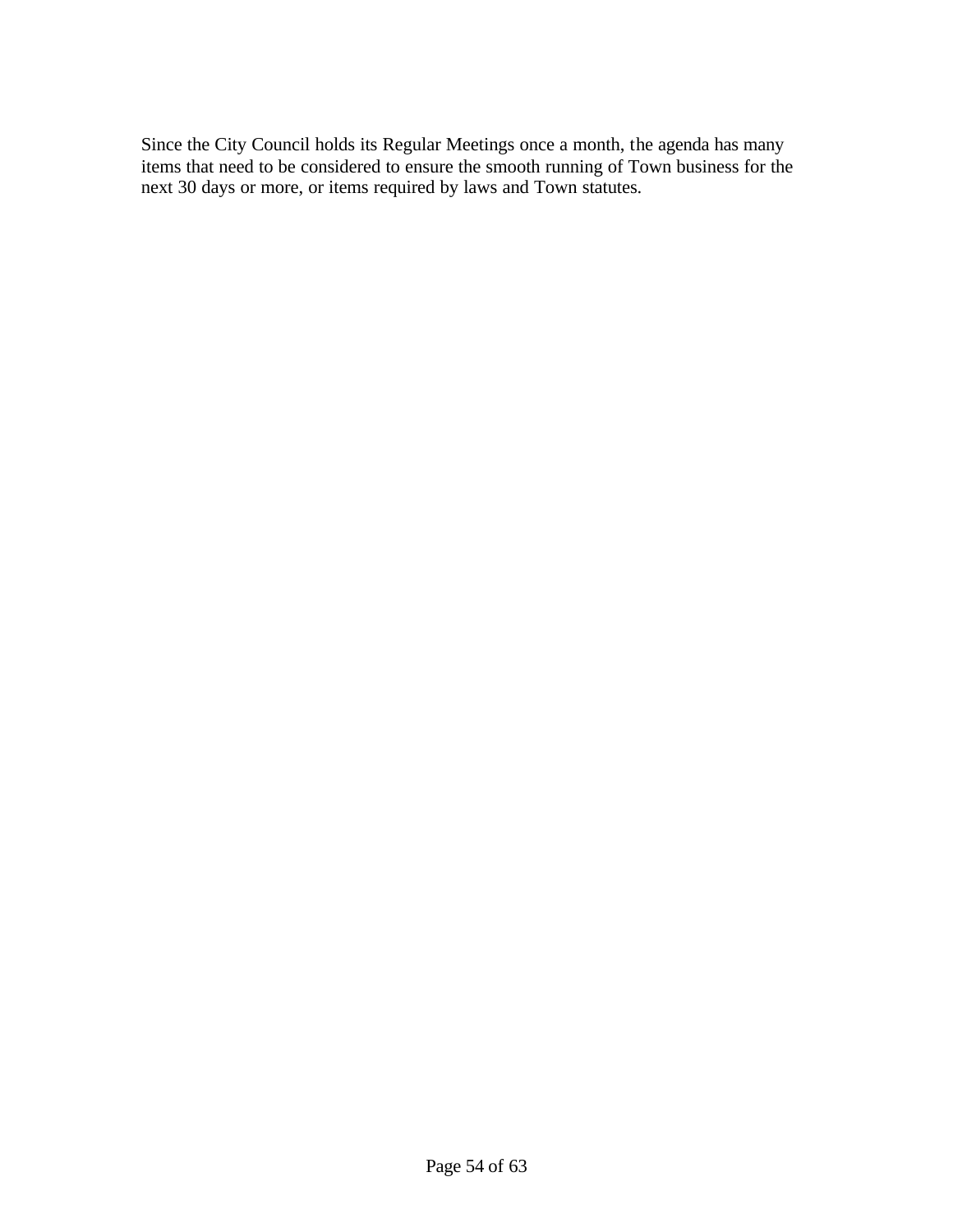Since the City Council holds its Regular Meetings once a month, the agenda has many items that need to be considered to ensure the smooth running of Town business for the next 30 days or more, or items required by laws and Town statutes.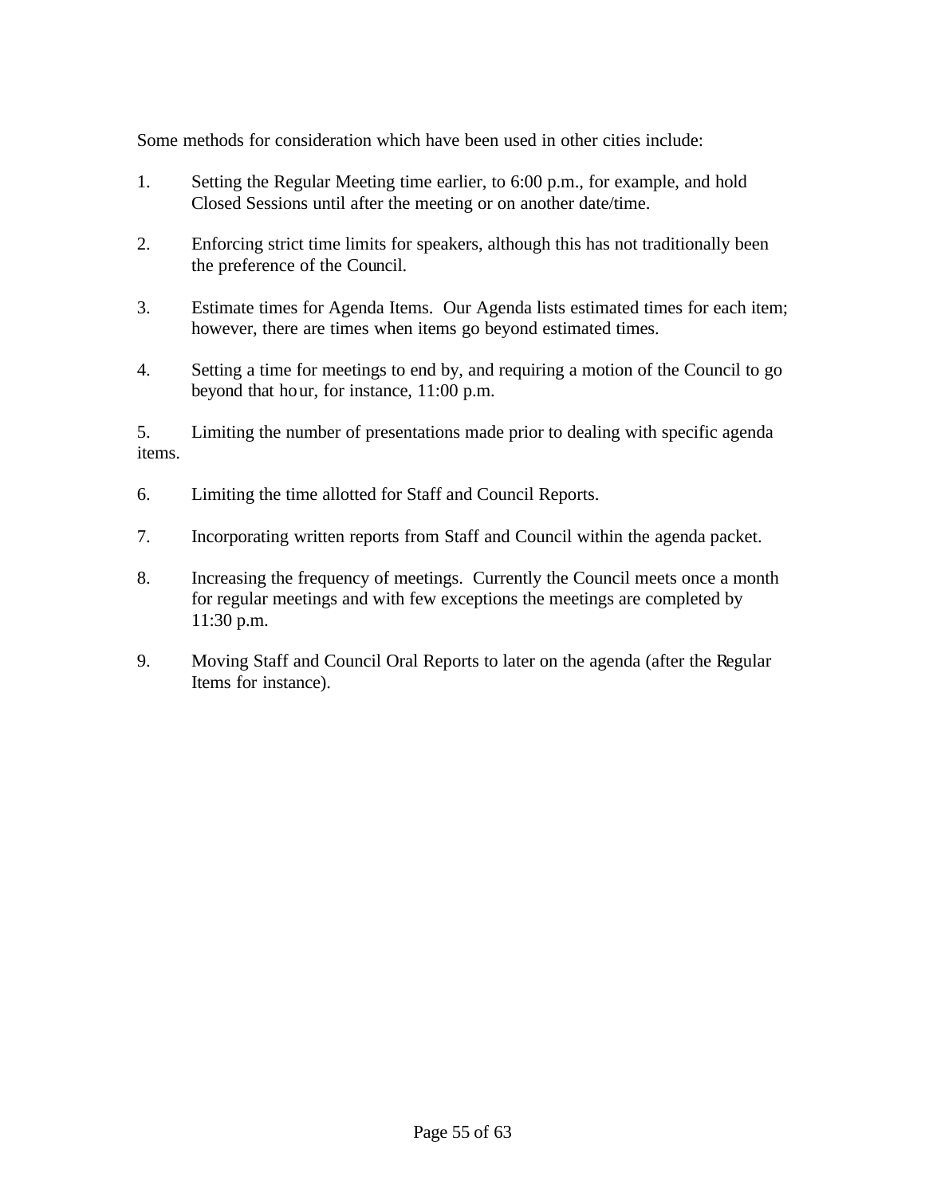Some methods for consideration which have been used in other cities include:

1. Setting the Regular Meeting time earlier, to 6:00 p.m., for example, and hold Closed Sessions until after the meeting or on another date/time.

2. Enforcing strict time limits for speakers, although this has not traditionally been the preference of the Council.

3. Estimate times for Agenda Items. Our Agenda lists estimated times for each item; however, there are times when items go beyond estimated times.

4. Setting a time for meetings to end by, and requiring a motion of the Council to go beyond that hour, for instance, 11:00 p.m.

5. Limiting the number of presentations made prior to dealing with specific agenda items.

6. Limiting the time allotted for Staff and Council Reports.

7. Incorporating written reports from Staff and Council within the agenda packet.

8. Increasing the frequency of meetings. Currently the Council meets once a month for regular meetings and with few exceptions the meetings are completed by 11:30 p.m.

9. Moving Staff and Council Oral Reports to later on the agenda (after the Regular Items for instance).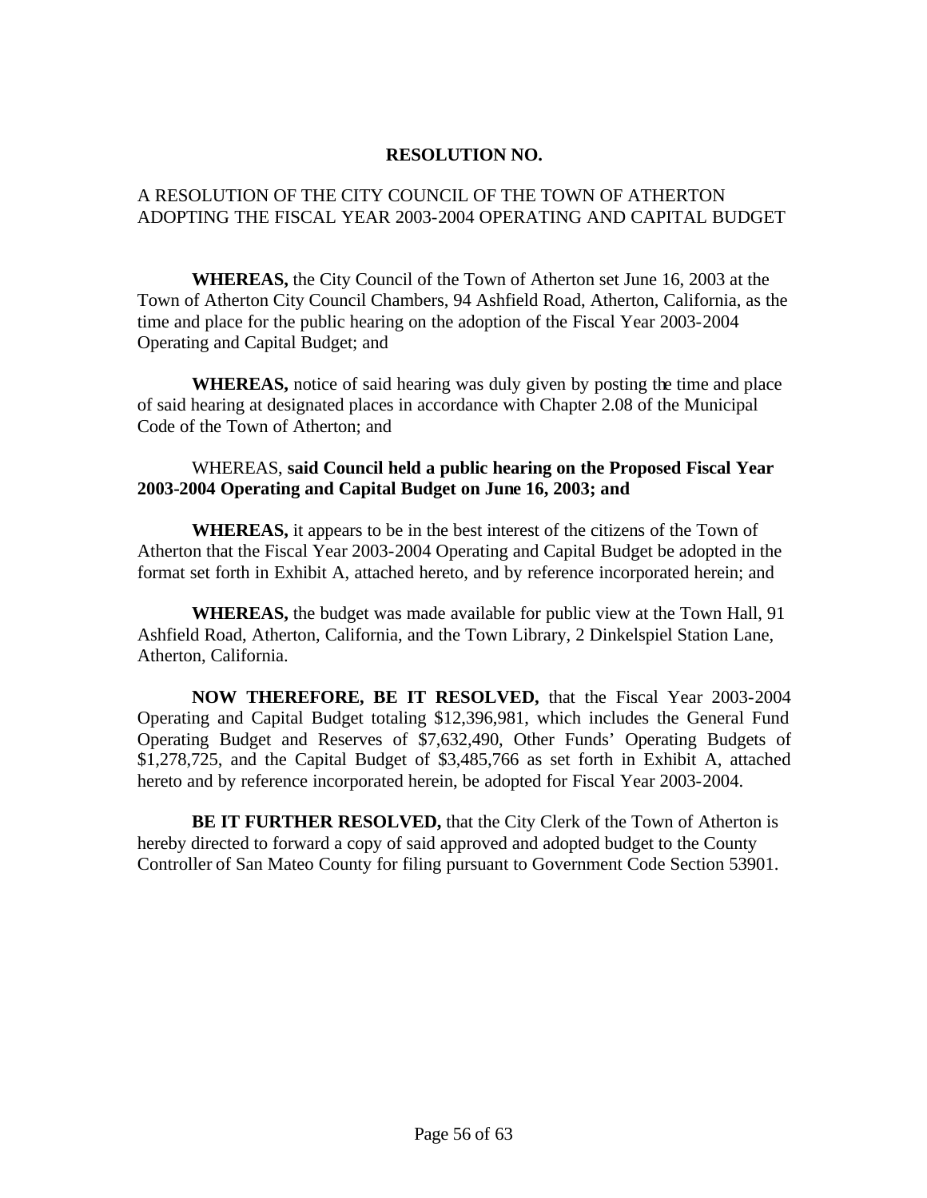**RESOLUTION NO.**

A RESOLUTION OF THE CITY COUNCIL OF THE TOWN OF ATHERTON ADOPTING THE FISCAL YEAR 2003-2004 OPERATING AND CAPITAL BUDGET

**WHEREAS,** the City Council of the Town of Atherton set June 16, 2003 at the Town of Atherton City Council Chambers, 94 Ashfield Road, Atherton, California, as the time and place for the public hearing on the adoption of the Fiscal Year 2003-2004 Operating and Capital Budget; and

**WHEREAS,** notice of said hearing was duly given by posting the time and place of said hearing at designated places in accordance with Chapter 2.08 of the Municipal Code of the Town of Atherton; and

WHEREAS, **said Council held a public hearing on the Proposed Fiscal Year 2003-2004 Operating and Capital Budget on June 16, 2003; and**

**WHEREAS,** it appears to be in the best interest of the citizens of the Town of Atherton that the Fiscal Year 2003-2004 Operating and Capital Budget be adopted in the format set forth in Exhibit A, attached hereto, and by reference incorporated herein; and

**WHEREAS,** the budget was made available for public view at the Town Hall, 91 Ashfield Road, Atherton, California, and the Town Library, 2 Dinkelspiel Station Lane, Atherton, California.

**NOW THEREFORE, BE IT RESOLVED,** that the Fiscal Year 2003-2004 Operating and Capital Budget totaling $12,396,981, which includes the General Fund Operating Budget and Reserves of $7,632,490, Other Funds' Operating Budgets of $1,278,725, and the Capital Budget of $3,485,766 as set forth in Exhibit A, attached hereto and by reference incorporated herein, be adopted for Fiscal Year 2003-2004.

**BE IT FURTHER RESOLVED,** that the City Clerk of the Town of Atherton is hereby directed to forward a copy of said approved and adopted budget to the County Controller of San Mateo County for filing pursuant to Government Code Section 53901.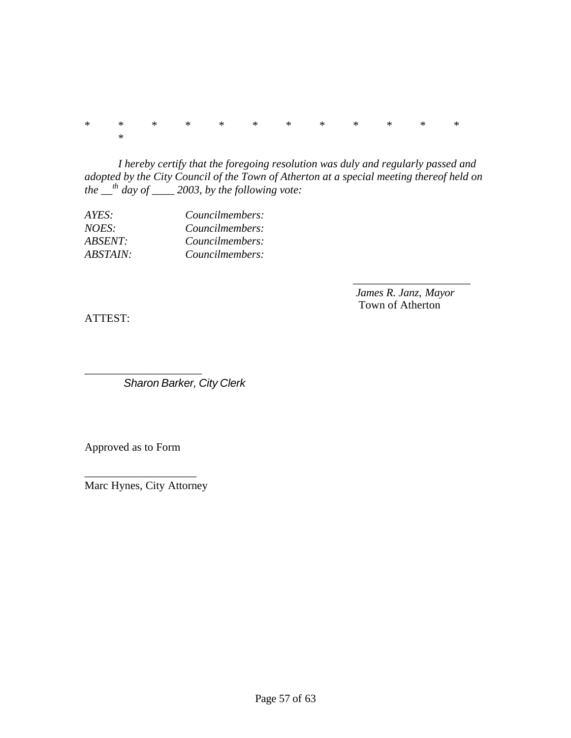\*        \*        \*        \*        \*        \*        \*        \*        \*        \*        \*        \*
\*

*I hereby certify that the foregoing resolution was duly and regularly passed and adopted by the City Council of the Town of Atherton at a special meeting thereof held on the \_\_th day of \_\_\_\_ 2003, by the following vote:*

*AYES:* *Councilmembers:*
*NOES:* *Councilmembers:*
*ABSENT:* *Councilmembers:*
*ABSTAIN:* *Councilmembers:*

\_\_\_\_\_\_\_\_\_\_\_\_\_\_\_\_\_\_\_\_\_
*James R. Janz, Mayor*
Town of Atherton

ATTEST:

\_\_\_\_\_\_\_\_\_\_\_\_\_\_\_\_\_\_\_\_\_
*Sharon Barker, City Clerk*

Approved as to Form

\_\_\_\_\_\_\_\_\_\_\_\_\_\_\_\_\_\_\_\_
Marc Hynes, City Attorney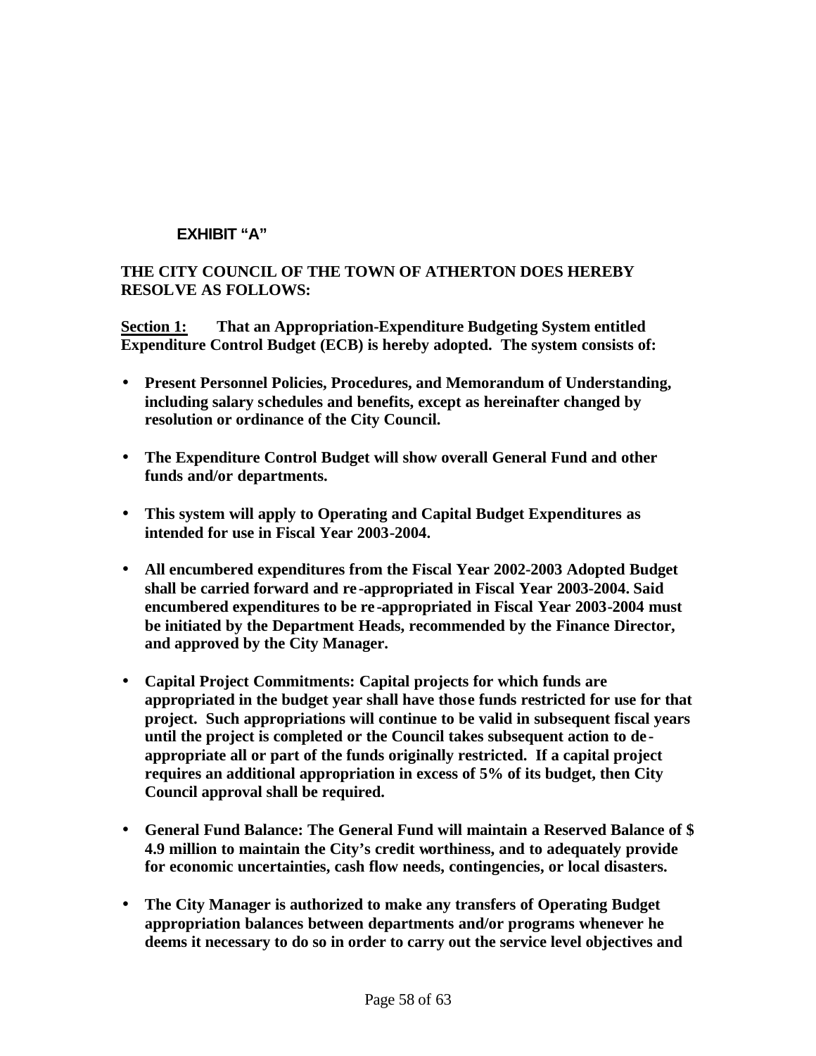## EXHIBIT "A"

**THE CITY COUNCIL OF THE TOWN OF ATHERTON DOES HEREBY RESOLVE AS FOLLOWS:**

**<u>Section 1:</u> That an Appropriation-Expenditure Budgeting System entitled Expenditure Control Budget (ECB) is hereby adopted. The system consists of:**

- **Present Personnel Policies, Procedures, and Memorandum of Understanding, including salary schedules and benefits, except as hereinafter changed by resolution or ordinance of the City Council.**

- **The Expenditure Control Budget will show overall General Fund and other funds and/or departments.**

- **This system will apply to Operating and Capital Budget Expenditures as intended for use in Fiscal Year 2003-2004.**

- **All encumbered expenditures from the Fiscal Year 2002-2003 Adopted Budget shall be carried forward and re-appropriated in Fiscal Year 2003-2004. Said encumbered expenditures to be re-appropriated in Fiscal Year 2003-2004 must be initiated by the Department Heads, recommended by the Finance Director, and approved by the City Manager.**

- **Capital Project Commitments: Capital projects for which funds are appropriated in the budget year shall have those funds restricted for use for that project. Such appropriations will continue to be valid in subsequent fiscal years until the project is completed or the Council takes subsequent action to de-appropriate all or part of the funds originally restricted. If a capital project requires an additional appropriation in excess of 5% of its budget, then City Council approval shall be required.**

- **General Fund Balance: The General Fund will maintain a Reserved Balance of $ 4.9 million to maintain the City's credit worthiness, and to adequately provide for economic uncertainties, cash flow needs, contingencies, or local disasters.**

- **The City Manager is authorized to make any transfers of Operating Budget appropriation balances between departments and/or programs whenever he deems it necessary to do so in order to carry out the service level objectives and**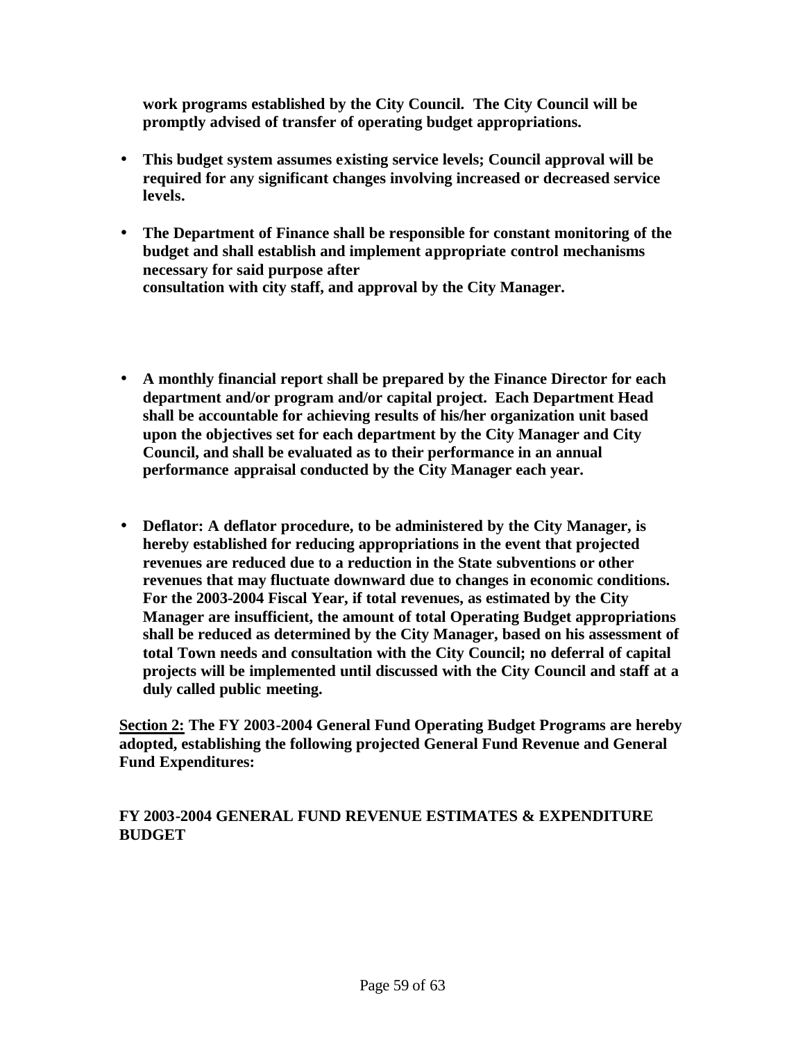**work programs established by the City Council. The City Council will be promptly advised of transfer of operating budget appropriations.**

- **This budget system assumes existing service levels; Council approval will be required for any significant changes involving increased or decreased service levels.**

- **The Department of Finance shall be responsible for constant monitoring of the budget and shall establish and implement appropriate control mechanisms necessary for said purpose after consultation with city staff, and approval by the City Manager.**

- **A monthly financial report shall be prepared by the Finance Director for each department and/or program and/or capital project. Each Department Head shall be accountable for achieving results of his/her organization unit based upon the objectives set for each department by the City Manager and City Council, and shall be evaluated as to their performance in an annual performance appraisal conducted by the City Manager each year.**

- **Deflator: A deflator procedure, to be administered by the City Manager, is hereby established for reducing appropriations in the event that projected revenues are reduced due to a reduction in the State subventions or other revenues that may fluctuate downward due to changes in economic conditions. For the 2003-2004 Fiscal Year, if total revenues, as estimated by the City Manager are insufficient, the amount of total Operating Budget appropriations shall be reduced as determined by the City Manager, based on his assessment of total Town needs and consultation with the City Council; no deferral of capital projects will be implemented until discussed with the City Council and staff at a duly called public meeting.**

**<u>Section 2:</u> The FY 2003-2004 General Fund Operating Budget Programs are hereby adopted, establishing the following projected General Fund Revenue and General Fund Expenditures:**

**FY 2003-2004 GENERAL FUND REVENUE ESTIMATES & EXPENDITURE BUDGET**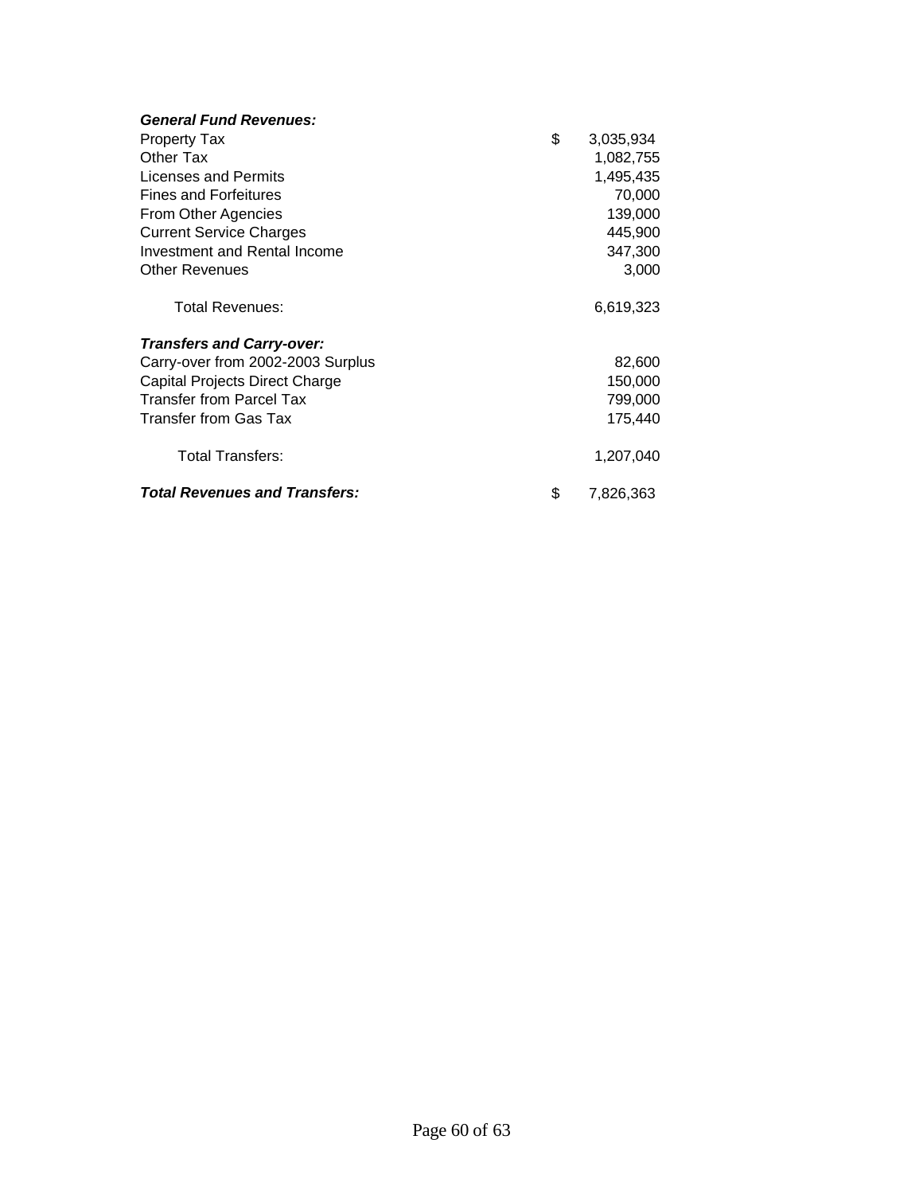| ***General Fund Revenues:*** | |
|---|---|
| Property Tax | $ 3,035,934 |
| Other Tax | 1,082,755 |
| Licenses and Permits | 1,495,435 |
| Fines and Forfeitures | 70,000 |
| From Other Agencies | 139,000 |
| Current Service Charges | 445,900 |
| Investment and Rental Income | 347,300 |
| Other Revenues | 3,000 |
| Total Revenues: | 6,619,323 |
| ***Transfers and Carry-over:*** | |
| Carry-over from 2002-2003 Surplus | 82,600 |
| Capital Projects Direct Charge | 150,000 |
| Transfer from Parcel Tax | 799,000 |
| Transfer from Gas Tax | 175,440 |
| Total Transfers: | 1,207,040 |
| ***Total Revenues and Transfers:*** | $ 7,826,363 |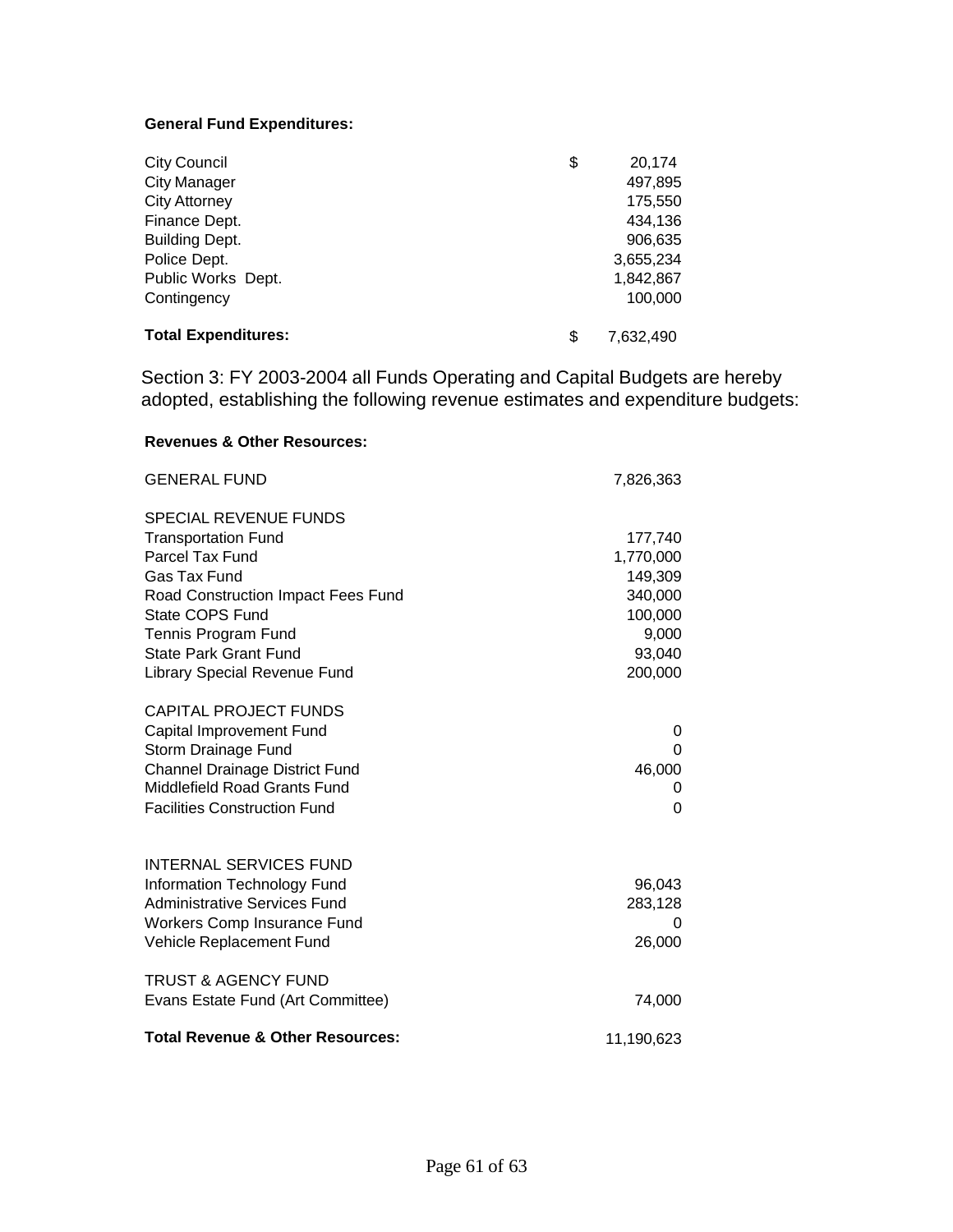**General Fund Expenditures:**

| | | |
|---|---|---|
| City Council | $ | 20,174 |
| City Manager | | 497,895 |
| City Attorney | | 175,550 |
| Finance Dept. | | 434,136 |
| Building Dept. | | 906,635 |
| Police Dept. | | 3,655,234 |
| Public Works Dept. | | 1,842,867 |
| Contingency | | 100,000 |
| **Total Expenditures:** | $ | 7,632,490 |

Section 3: FY 2003-2004 all Funds Operating and Capital Budgets are hereby adopted, establishing the following revenue estimates and expenditure budgets:

**Revenues & Other Resources:**

| | |
|---|---|
| GENERAL FUND | 7,826,363 |
| SPECIAL REVENUE FUNDS | |
| Transportation Fund | 177,740 |
| Parcel Tax Fund | 1,770,000 |
| Gas Tax Fund | 149,309 |
| Road Construction Impact Fees Fund | 340,000 |
| State COPS Fund | 100,000 |
| Tennis Program Fund | 9,000 |
| State Park Grant Fund | 93,040 |
| Library Special Revenue Fund | 200,000 |
| CAPITAL PROJECT FUNDS | |
| Capital Improvement Fund | 0 |
| Storm Drainage Fund | 0 |
| Channel Drainage District Fund | 46,000 |
| Middlefield Road Grants Fund | 0 |
| Facilities Construction Fund | 0 |
| INTERNAL SERVICES FUND | |
| Information Technology Fund | 96,043 |
| Administrative Services Fund | 283,128 |
| Workers Comp Insurance Fund | 0 |
| Vehicle Replacement Fund | 26,000 |
| TRUST & AGENCY FUND | |
| Evans Estate Fund (Art Committee) | 74,000 |
| **Total Revenue & Other Resources:** | 11,190,623 |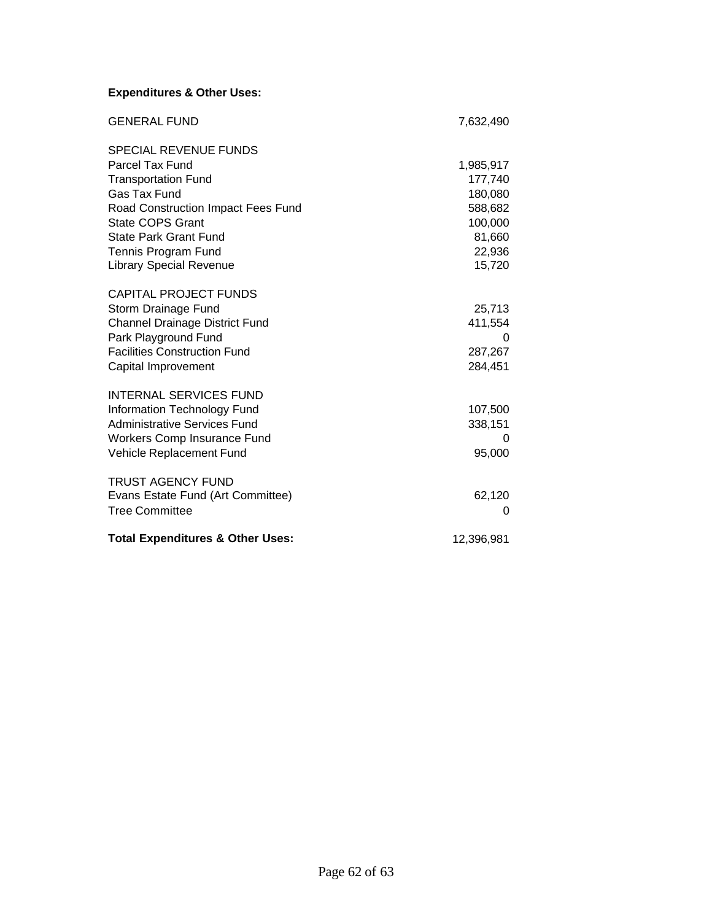**Expenditures & Other Uses:**

| | |
|---|---|
| GENERAL FUND | 7,632,490 |
| | |
| SPECIAL REVENUE FUNDS | |
| Parcel Tax Fund | 1,985,917 |
| Transportation Fund | 177,740 |
| Gas Tax Fund | 180,080 |
| Road Construction Impact Fees Fund | 588,682 |
| State COPS Grant | 100,000 |
| State Park Grant Fund | 81,660 |
| Tennis Program Fund | 22,936 |
| Library Special Revenue | 15,720 |
| | |
| CAPITAL PROJECT FUNDS | |
| Storm Drainage Fund | 25,713 |
| Channel Drainage District Fund | 411,554 |
| Park Playground Fund | 0 |
| Facilities Construction Fund | 287,267 |
| Capital Improvement | 284,451 |
| | |
| INTERNAL SERVICES FUND | |
| Information Technology Fund | 107,500 |
| Administrative Services Fund | 338,151 |
| Workers Comp Insurance Fund | 0 |
| Vehicle Replacement Fund | 95,000 |
| | |
| TRUST AGENCY FUND | |
| Evans Estate Fund (Art Committee) | 62,120 |
| Tree Committee | 0 |
| | |
| **Total Expenditures & Other Uses:** | 12,396,981 |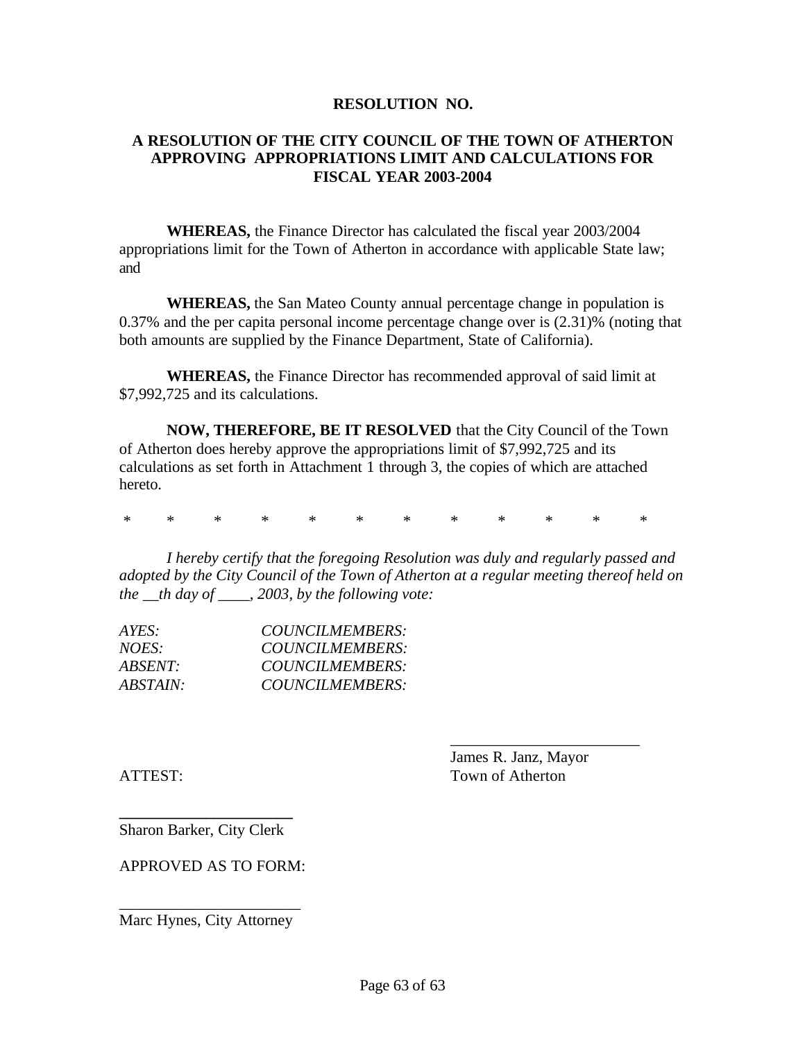**RESOLUTION NO.**

**A RESOLUTION OF THE CITY COUNCIL OF THE TOWN OF ATHERTON APPROVING APPROPRIATIONS LIMIT AND CALCULATIONS FOR FISCAL YEAR 2003-2004**

**WHEREAS,** the Finance Director has calculated the fiscal year 2003/2004 appropriations limit for the Town of Atherton in accordance with applicable State law; and

**WHEREAS,** the San Mateo County annual percentage change in population is 0.37% and the per capita personal income percentage change over is (2.31)% (noting that both amounts are supplied by the Finance Department, State of California).

**WHEREAS,** the Finance Director has recommended approval of said limit at $7,992,725 and its calculations.

**NOW, THEREFORE, BE IT RESOLVED** that the City Council of the Town of Atherton does hereby approve the appropriations limit of $7,992,725 and its calculations as set forth in Attachment 1 through 3, the copies of which are attached hereto.

\* \* \* \* \* \* \* \* \* \* \* \*

*I hereby certify that the foregoing Resolution was duly and regularly passed and adopted by the City Council of the Town of Atherton at a regular meeting thereof held on the __th day of ____, 2003, by the following vote:*

*AYES: COUNCILMEMBERS:*
*NOES: COUNCILMEMBERS:*
*ABSENT: COUNCILMEMBERS:*
*ABSTAIN: COUNCILMEMBERS:*

________________________
James R. Janz, Mayor
Town of Atherton

ATTEST:

________________________
Sharon Barker, City Clerk

APPROVED AS TO FORM:

________________________
Marc Hynes, City Attorney